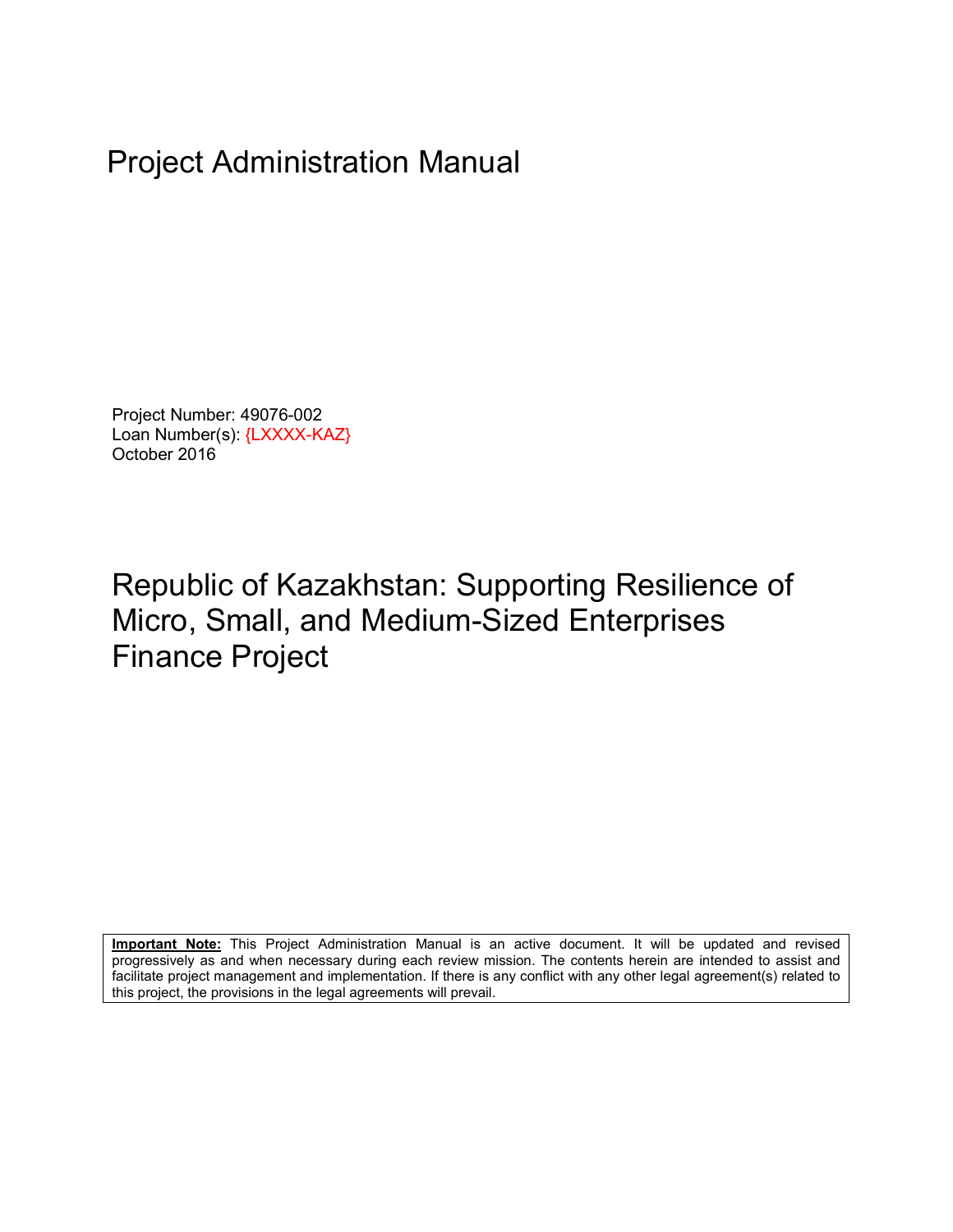# Project Administration Manual

Project Number: 49076-002
Loan Number(s): {LXXXX-KAZ}
October 2016

# Republic of Kazakhstan: Supporting Resilience of Micro, Small, and Medium-Sized Enterprises Finance Project

**Important Note:** This Project Administration Manual is an active document. It will be updated and revised progressively as and when necessary during each review mission. The contents herein are intended to assist and facilitate project management and implementation. If there is any conflict with any other legal agreement(s) related to this project, the provisions in the legal agreements will prevail.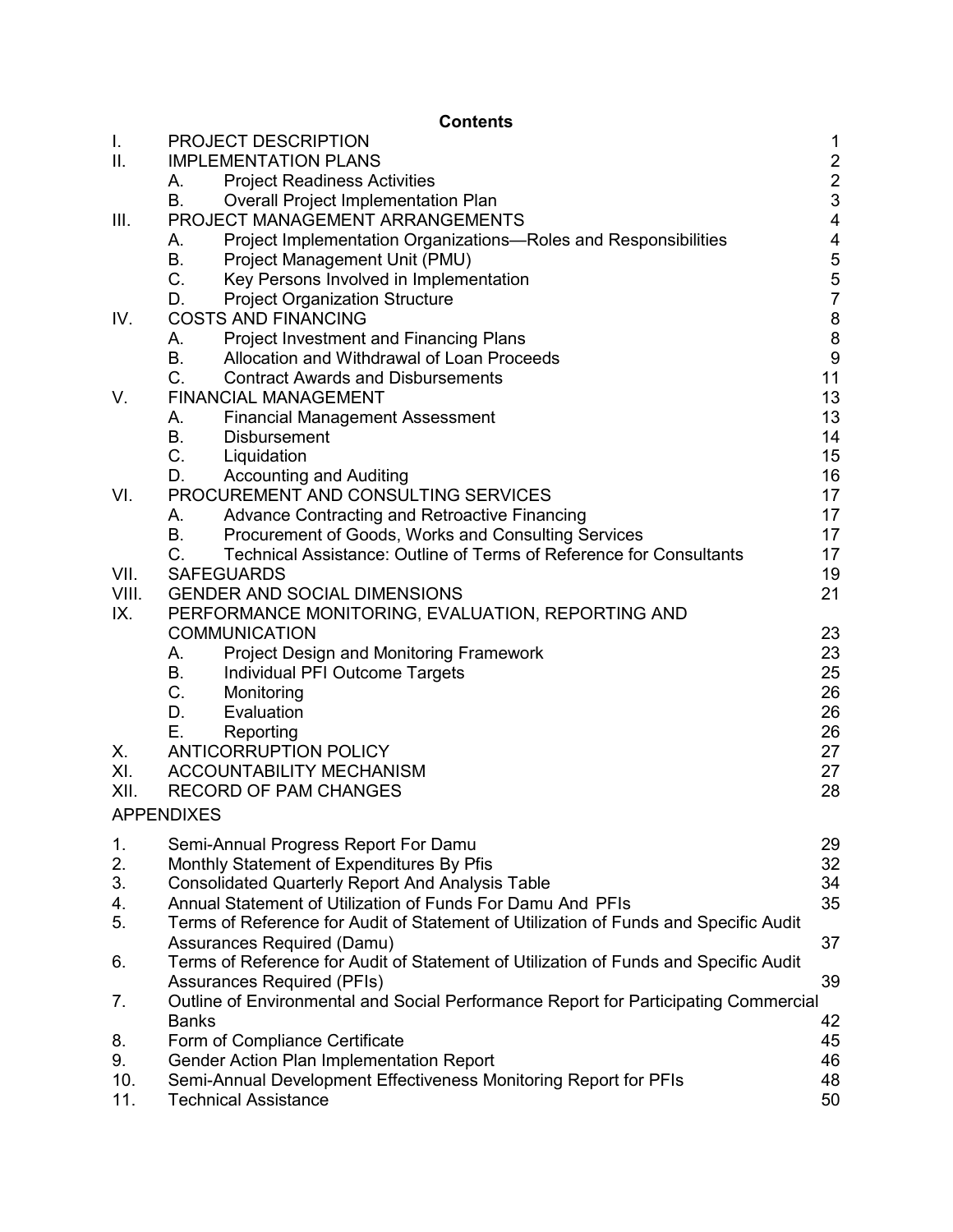**Contents**

| | | | |
|---|---|---|---|
| I. | PROJECT DESCRIPTION | | 1 |
| II. | IMPLEMENTATION PLANS | | 2 |
| | A. | Project Readiness Activities | 2 |
| | B. | Overall Project Implementation Plan | 3 |
| III. | PROJECT MANAGEMENT ARRANGEMENTS | | 4 |
| | A. | Project Implementation Organizations—Roles and Responsibilities | 4 |
| | B. | Project Management Unit (PMU) | 5 |
| | C. | Key Persons Involved in Implementation | 5 |
| | D. | Project Organization Structure | 7 |
| IV. | COSTS AND FINANCING | | 8 |
| | A. | Project Investment and Financing Plans | 8 |
| | B. | Allocation and Withdrawal of Loan Proceeds | 9 |
| | C. | Contract Awards and Disbursements | 11 |
| V. | FINANCIAL MANAGEMENT | | 13 |
| | A. | Financial Management Assessment | 13 |
| | B. | Disbursement | 14 |
| | C. | Liquidation | 15 |
| | D. | Accounting and Auditing | 16 |
| VI. | PROCUREMENT AND CONSULTING SERVICES | | 17 |
| | A. | Advance Contracting and Retroactive Financing | 17 |
| | B. | Procurement of Goods, Works and Consulting Services | 17 |
| | C. | Technical Assistance: Outline of Terms of Reference for Consultants | 17 |
| VII. | SAFEGUARDS | | 19 |
| VIII. | GENDER AND SOCIAL DIMENSIONS | | 21 |
| IX. | PERFORMANCE MONITORING, EVALUATION, REPORTING AND COMMUNICATION | | 23 |
| | A. | Project Design and Monitoring Framework | 23 |
| | B. | Individual PFI Outcome Targets | 25 |
| | C. | Monitoring | 26 |
| | D. | Evaluation | 26 |
| | E. | Reporting | 26 |
| X. | ANTICORRUPTION POLICY | | 27 |
| XI. | ACCOUNTABILITY MECHANISM | | 27 |
| XII. | RECORD OF PAM CHANGES | | 28 |

APPENDIXES

| | | |
|---|---|---|
| 1. | Semi-Annual Progress Report For Damu | 29 |
| 2. | Monthly Statement of Expenditures By Pfis | 32 |
| 3. | Consolidated Quarterly Report And Analysis Table | 34 |
| 4. | Annual Statement of Utilization of Funds For Damu And PFIs | 35 |
| 5. | Terms of Reference for Audit of Statement of Utilization of Funds and Specific Audit Assurances Required (Damu) | 37 |
| 6. | Terms of Reference for Audit of Statement of Utilization of Funds and Specific Audit Assurances Required (PFIs) | 39 |
| 7. | Outline of Environmental and Social Performance Report for Participating Commercial Banks | 42 |
| 8. | Form of Compliance Certificate | 45 |
| 9. | Gender Action Plan Implementation Report | 46 |
| 10. | Semi-Annual Development Effectiveness Monitoring Report for PFIs | 48 |
| 11. | Technical Assistance | 50 |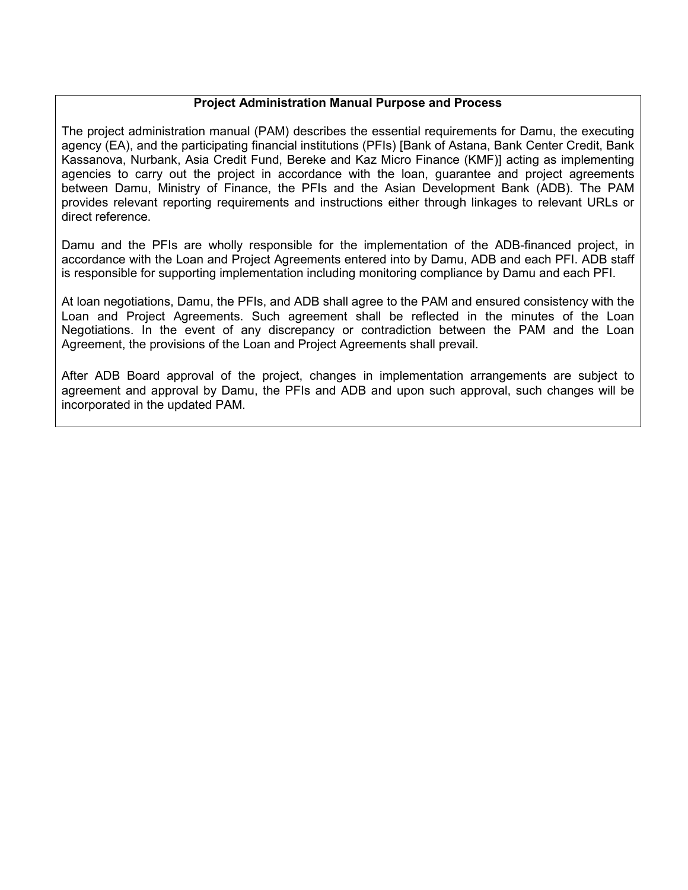**Project Administration Manual Purpose and Process**

The project administration manual (PAM) describes the essential requirements for Damu, the executing agency (EA), and the participating financial institutions (PFIs) [Bank of Astana, Bank Center Credit, Bank Kassanova, Nurbank, Asia Credit Fund, Bereke and Kaz Micro Finance (KMF)] acting as implementing agencies to carry out the project in accordance with the loan, guarantee and project agreements between Damu, Ministry of Finance, the PFIs and the Asian Development Bank (ADB). The PAM provides relevant reporting requirements and instructions either through linkages to relevant URLs or direct reference.

Damu and the PFIs are wholly responsible for the implementation of the ADB-financed project, in accordance with the Loan and Project Agreements entered into by Damu, ADB and each PFI. ADB staff is responsible for supporting implementation including monitoring compliance by Damu and each PFI.

At loan negotiations, Damu, the PFIs, and ADB shall agree to the PAM and ensured consistency with the Loan and Project Agreements. Such agreement shall be reflected in the minutes of the Loan Negotiations. In the event of any discrepancy or contradiction between the PAM and the Loan Agreement, the provisions of the Loan and Project Agreements shall prevail.

After ADB Board approval of the project, changes in implementation arrangements are subject to agreement and approval by Damu, the PFIs and ADB and upon such approval, such changes will be incorporated in the updated PAM.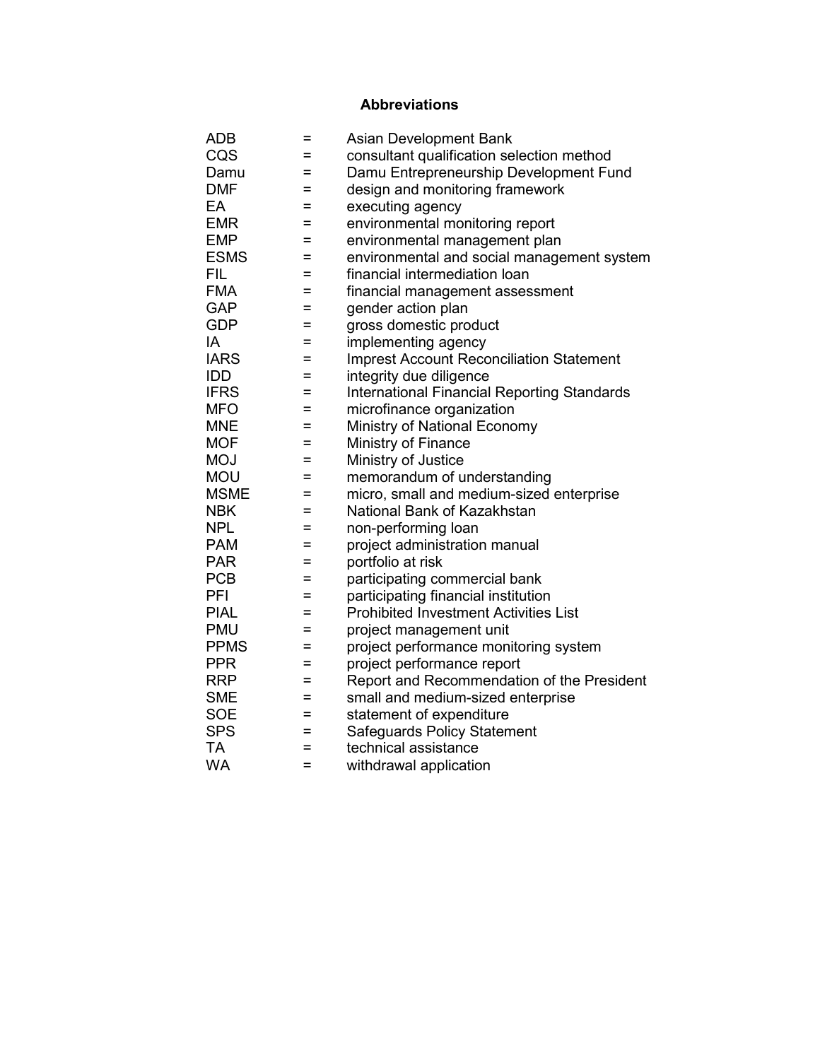## Abbreviations

| | | |
|---|---|---|
| ADB | = | Asian Development Bank |
| CQS | = | consultant qualification selection method |
| Damu | = | Damu Entrepreneurship Development Fund |
| DMF | = | design and monitoring framework |
| EA | = | executing agency |
| EMR | = | environmental monitoring report |
| EMP | = | environmental management plan |
| ESMS | = | environmental and social management system |
| FIL | = | financial intermediation loan |
| FMA | = | financial management assessment |
| GAP | = | gender action plan |
| GDP | = | gross domestic product |
| IA | = | implementing agency |
| IARS | = | Imprest Account Reconciliation Statement |
| IDD | = | integrity due diligence |
| IFRS | = | International Financial Reporting Standards |
| MFO | = | microfinance organization |
| MNE | = | Ministry of National Economy |
| MOF | = | Ministry of Finance |
| MOJ | = | Ministry of Justice |
| MOU | = | memorandum of understanding |
| MSME | = | micro, small and medium-sized enterprise |
| NBK | = | National Bank of Kazakhstan |
| NPL | = | non-performing loan |
| PAM | = | project administration manual |
| PAR | = | portfolio at risk |
| PCB | = | participating commercial bank |
| PFI | = | participating financial institution |
| PIAL | = | Prohibited Investment Activities List |
| PMU | = | project management unit |
| PPMS | = | project performance monitoring system |
| PPR | = | project performance report |
| RRP | = | Report and Recommendation of the President |
| SME | = | small and medium-sized enterprise |
| SOE | = | statement of expenditure |
| SPS | = | Safeguards Policy Statement |
| TA | = | technical assistance |
| WA | = | withdrawal application |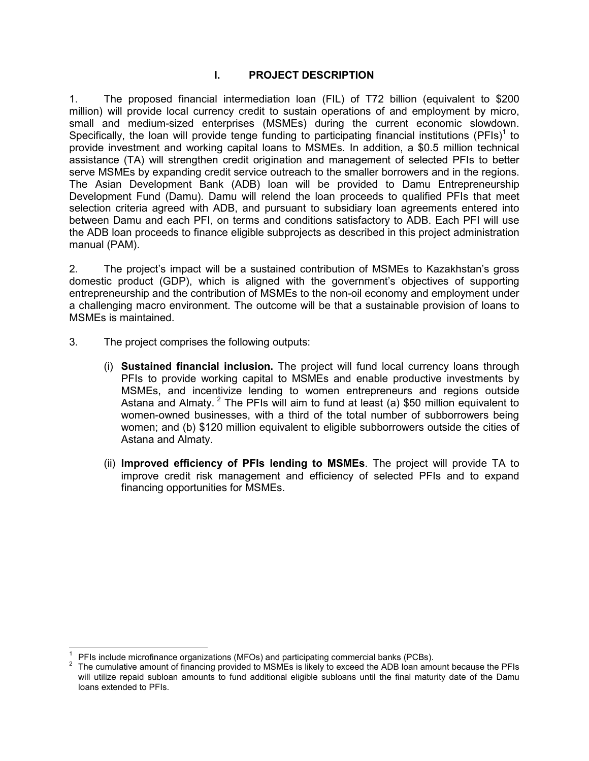# I. PROJECT DESCRIPTION

1. The proposed financial intermediation loan (FIL) of T72 billion (equivalent to $200 million) will provide local currency credit to sustain operations of and employment by micro, small and medium-sized enterprises (MSMEs) during the current economic slowdown. Specifically, the loan will provide tenge funding to participating financial institutions (PFIs)[1] to provide investment and working capital loans to MSMEs. In addition, a $0.5 million technical assistance (TA) will strengthen credit origination and management of selected PFIs to better serve MSMEs by expanding credit service outreach to the smaller borrowers and in the regions. The Asian Development Bank (ADB) loan will be provided to Damu Entrepreneurship Development Fund (Damu). Damu will relend the loan proceeds to qualified PFIs that meet selection criteria agreed with ADB, and pursuant to subsidiary loan agreements entered into between Damu and each PFI, on terms and conditions satisfactory to ADB. Each PFI will use the ADB loan proceeds to finance eligible subprojects as described in this project administration manual (PAM).

2. The project's impact will be a sustained contribution of MSMEs to Kazakhstan's gross domestic product (GDP), which is aligned with the government's objectives of supporting entrepreneurship and the contribution of MSMEs to the non-oil economy and employment under a challenging macro environment. The outcome will be that a sustainable provision of loans to MSMEs is maintained.

3. The project comprises the following outputs:

   (i) **Sustained financial inclusion.** The project will fund local currency loans through PFIs to provide working capital to MSMEs and enable productive investments by MSMEs, and incentivize lending to women entrepreneurs and regions outside Astana and Almaty.[2] The PFIs will aim to fund at least (a) $50 million equivalent to women-owned businesses, with a third of the total number of subborrowers being women; and (b) $120 million equivalent to eligible subborrowers outside the cities of Astana and Almaty.

   (ii) **Improved efficiency of PFIs lending to MSMEs**. The project will provide TA to improve credit risk management and efficiency of selected PFIs and to expand financing opportunities for MSMEs.

---

[1] PFIs include microfinance organizations (MFOs) and participating commercial banks (PCBs).

[2] The cumulative amount of financing provided to MSMEs is likely to exceed the ADB loan amount because the PFIs will utilize repaid subloan amounts to fund additional eligible subloans until the final maturity date of the Damu loans extended to PFIs.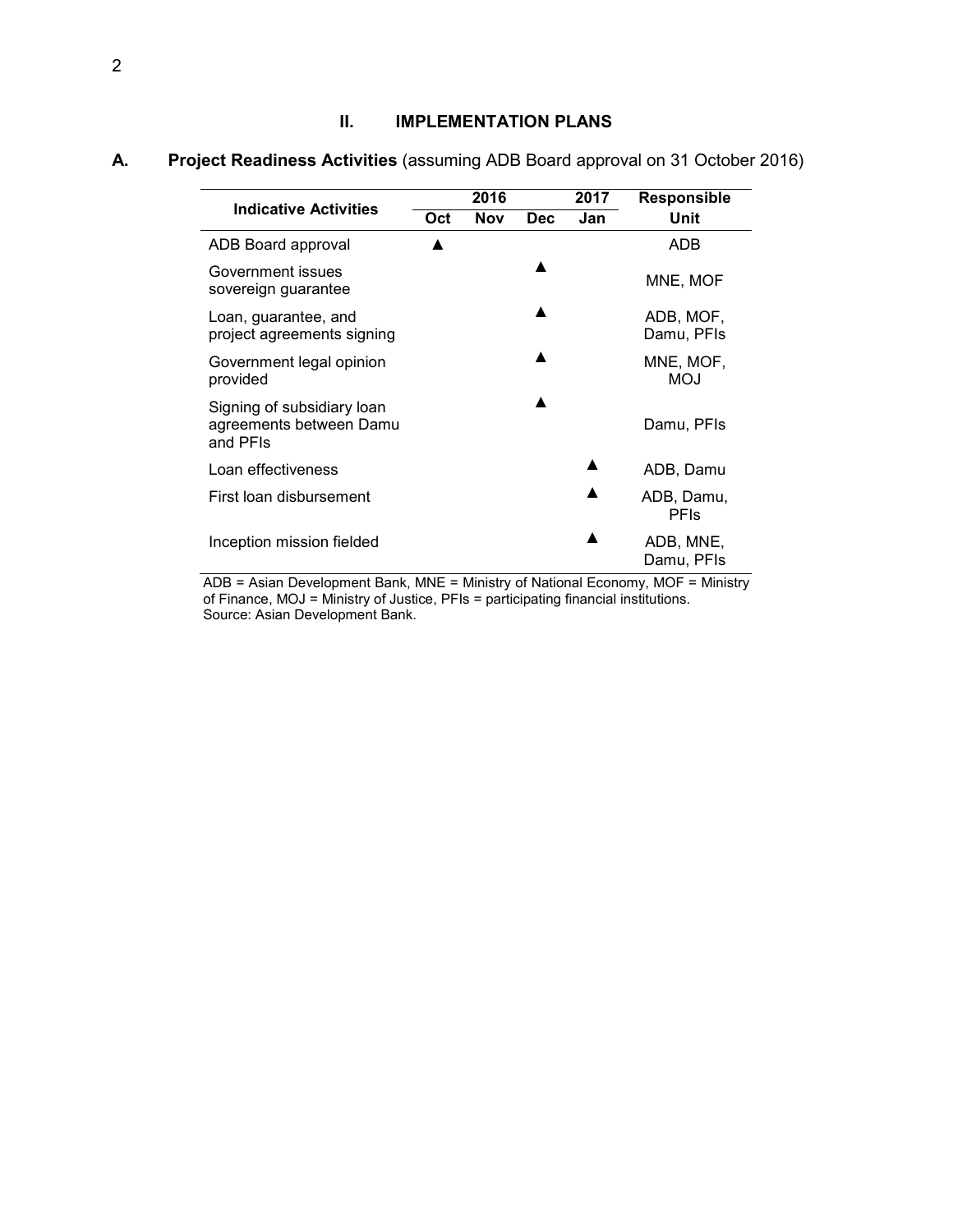## II. IMPLEMENTATION PLANS

### A. Project Readiness Activities (assuming ADB Board approval on 31 October 2016)

| Indicative Activities | 2016 | | | 2017 | Responsible Unit |
|---|---|---|---|---|---|
| | Oct | Nov | Dec | Jan | |
| ADB Board approval | ▲ | | | | ADB |
| Government issues sovereign guarantee | | | ▲ | | MNE, MOF |
| Loan, guarantee, and project agreements signing | | | ▲ | | ADB, MOF, Damu, PFIs |
| Government legal opinion provided | | | ▲ | | MNE, MOF, MOJ |
| Signing of subsidiary loan agreements between Damu and PFIs | | | ▲ | | Damu, PFIs |
| Loan effectiveness | | | | ▲ | ADB, Damu |
| First loan disbursement | | | | ▲ | ADB, Damu, PFIs |
| Inception mission fielded | | | | ▲ | ADB, MNE, Damu, PFIs |

ADB = Asian Development Bank, MNE = Ministry of National Economy, MOF = Ministry of Finance, MOJ = Ministry of Justice, PFIs = participating financial institutions.
Source: Asian Development Bank.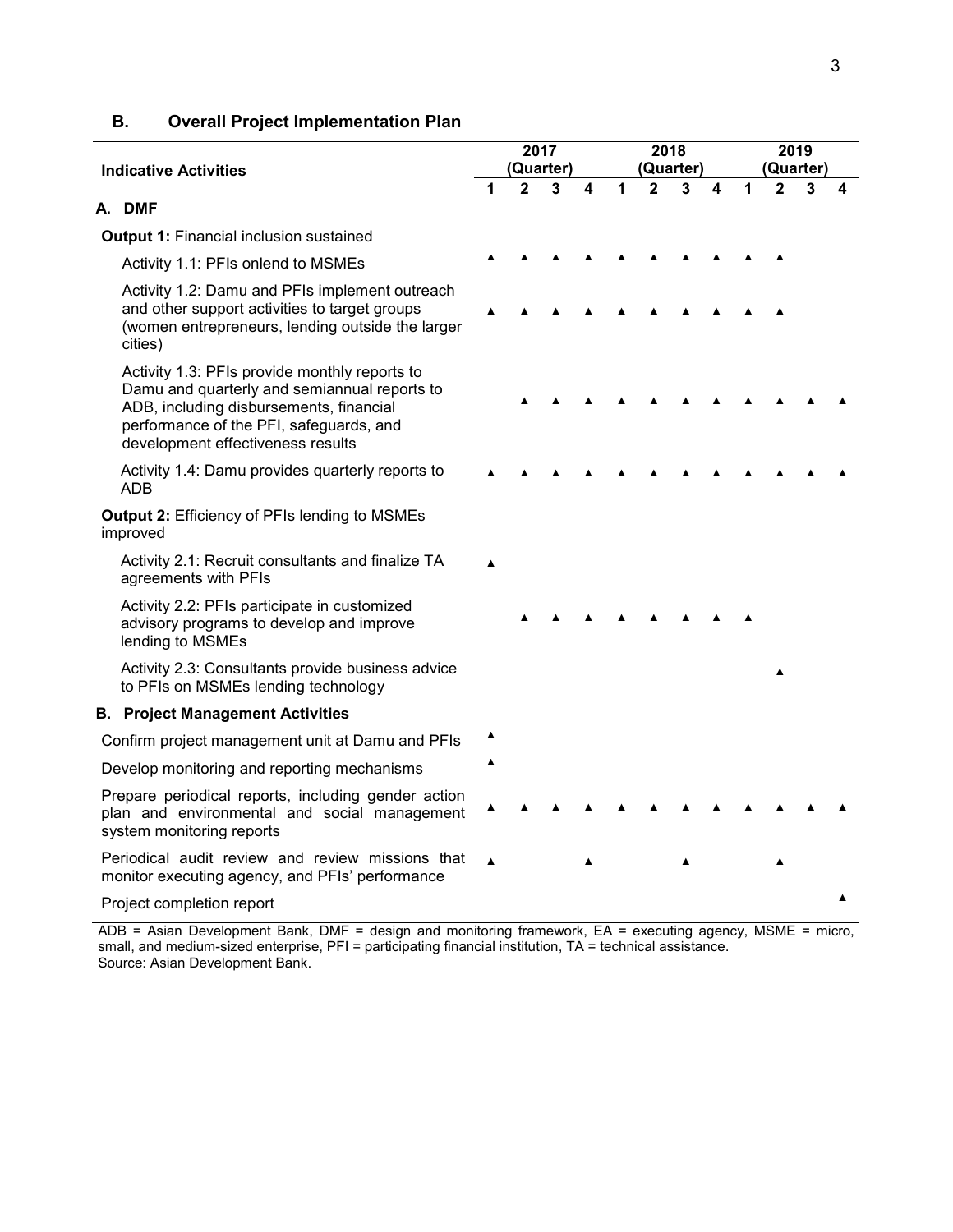## B. Overall Project Implementation Plan

| Indicative Activities | 2017 (Quarter) | | | | 2018 (Quarter) | | | | 2019 (Quarter) | | | |
|---|---|---|---|---|---|---|---|---|---|---|---|---|
| | 1 | 2 | 3 | 4 | 1 | 2 | 3 | 4 | 1 | 2 | 3 | 4 |
| **A. DMF** | | | | | | | | | | | | |
| **Output 1:** Financial inclusion sustained | | | | | | | | | | | | |
| Activity 1.1: PFIs onlend to MSMEs | ▲ | ▲ | ▲ | ▲ | ▲ | ▲ | ▲ | ▲ | ▲ | ▲ | | |
| Activity 1.2: Damu and PFIs implement outreach and other support activities to target groups (women entrepreneurs, lending outside the larger cities) | ▲ | ▲ | ▲ | ▲ | ▲ | ▲ | ▲ | ▲ | ▲ | ▲ | | |
| Activity 1.3: PFIs provide monthly reports to Damu and quarterly and semiannual reports to ADB, including disbursements, financial performance of the PFI, safeguards, and development effectiveness results | | ▲ | ▲ | ▲ | ▲ | ▲ | ▲ | ▲ | ▲ | ▲ | ▲ | ▲ |
| Activity 1.4: Damu provides quarterly reports to ADB | ▲ | ▲ | ▲ | ▲ | ▲ | ▲ | ▲ | ▲ | ▲ | ▲ | ▲ | ▲ |
| **Output 2:** Efficiency of PFIs lending to MSMEs improved | | | | | | | | | | | | |
| Activity 2.1: Recruit consultants and finalize TA agreements with PFIs | ▲ | | | | | | | | | | | |
| Activity 2.2: PFIs participate in customized advisory programs to develop and improve lending to MSMEs | | ▲ | ▲ | ▲ | ▲ | ▲ | ▲ | ▲ | ▲ | | | |
| Activity 2.3: Consultants provide business advice to PFIs on MSMEs lending technology | | | | | | | | | | ▲ | | |
| **B. Project Management Activities** | | | | | | | | | | | | |
| Confirm project management unit at Damu and PFIs | ▲ | | | | | | | | | | | |
| Develop monitoring and reporting mechanisms | ▲ | | | | | | | | | | | |
| Prepare periodical reports, including gender action plan and environmental and social management system monitoring reports | ▲ | ▲ | ▲ | ▲ | ▲ | ▲ | ▲ | ▲ | ▲ | ▲ | ▲ | ▲ |
| Periodical audit review and review missions that monitor executing agency, and PFIs' performance | ▲ | | | ▲ | | | ▲ | | | ▲ | | |
| Project completion report | | | | | | | | | | | | ▲ |

ADB = Asian Development Bank, DMF = design and monitoring framework, EA = executing agency, MSME = micro, small, and medium-sized enterprise, PFI = participating financial institution, TA = technical assistance.
Source: Asian Development Bank.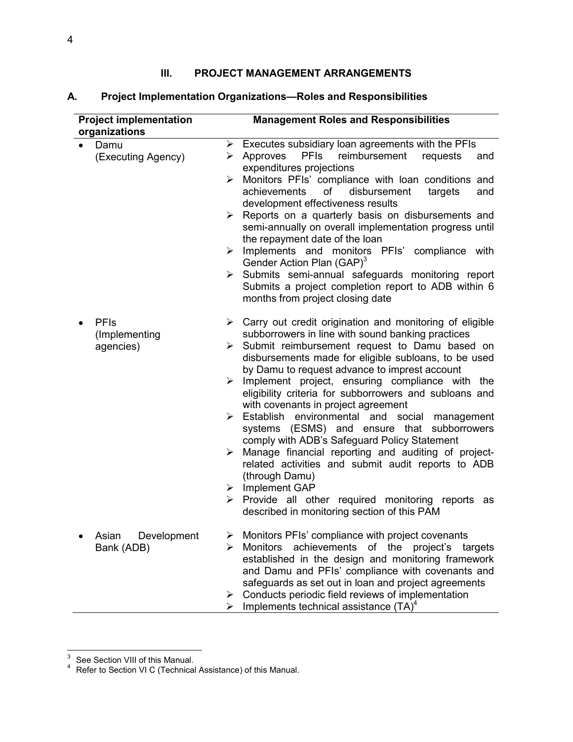# III. PROJECT MANAGEMENT ARRANGEMENTS

## A. Project Implementation Organizations—Roles and Responsibilities

| Project implementation organizations | Management Roles and Responsibilities |
|---|---|
| • Damu (Executing Agency) | ➢ Executes subsidiary loan agreements with the PFIs<br>➢ Approves PFIs reimbursement requests and expenditures projections<br>➢ Monitors PFIs' compliance with loan conditions and achievements of disbursement targets and development effectiveness results<br>➢ Reports on a quarterly basis on disbursements and semi-annually on overall implementation progress until the repayment date of the loan<br>➢ Implements and monitors PFIs' compliance with Gender Action Plan (GAP)[3]<br>➢ Submits semi-annual safeguards monitoring report Submits a project completion report to ADB within 6 months from project closing date |
| • PFIs (Implementing agencies) | ➢ Carry out credit origination and monitoring of eligible subborrowers in line with sound banking practices<br>➢ Submit reimbursement request to Damu based on disbursements made for eligible subloans, to be used by Damu to request advance to imprest account<br>➢ Implement project, ensuring compliance with the eligibility criteria for subborrowers and subloans and with covenants in project agreement<br>➢ Establish environmental and social management systems (ESMS) and ensure that subborrowers comply with ADB's Safeguard Policy Statement<br>➢ Manage financial reporting and auditing of project-related activities and submit audit reports to ADB (through Damu)<br>➢ Implement GAP<br>➢ Provide all other required monitoring reports as described in monitoring section of this PAM |
| • Asian Development Bank (ADB) | ➢ Monitors PFIs' compliance with project covenants<br>➢ Monitors achievements of the project's targets established in the design and monitoring framework and Damu and PFIs' compliance with covenants and safeguards as set out in loan and project agreements<br>➢ Conducts periodic field reviews of implementation<br>➢ Implements technical assistance (TA)[4] |

[3] See Section VIII of this Manual.

[4] Refer to Section VI C (Technical Assistance) of this Manual.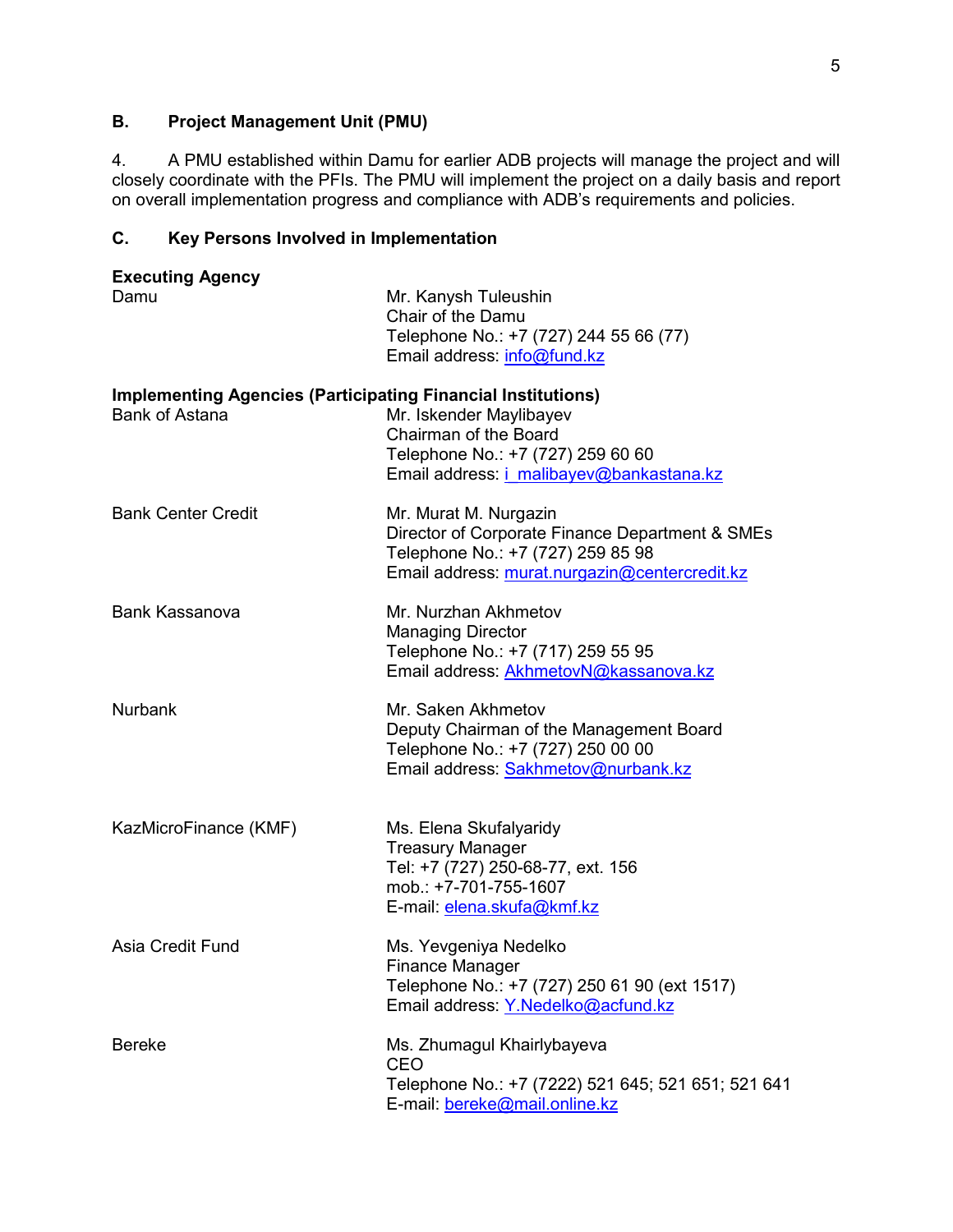## B. Project Management Unit (PMU)

4. A PMU established within Damu for earlier ADB projects will manage the project and will closely coordinate with the PFIs. The PMU will implement the project on a daily basis and report on overall implementation progress and compliance with ADB's requirements and policies.

## C. Key Persons Involved in Implementation

**Executing Agency**

| | |
|---|---|
| Damu | Mr. Kanysh Tuleushin<br>Chair of the Damu<br>Telephone No.: +7 (727) 244 55 66 (77)<br>Email address: info@fund.kz |

**Implementing Agencies (Participating Financial Institutions)**

| | |
|---|---|
| Bank of Astana | Mr. Iskender Maylibayev<br>Chairman of the Board<br>Telephone No.: +7 (727) 259 60 60<br>Email address: i_malibayev@bankastana.kz |
| Bank Center Credit | Mr. Murat M. Nurgazin<br>Director of Corporate Finance Department & SMEs<br>Telephone No.: +7 (727) 259 85 98<br>Email address: murat.nurgazin@centercredit.kz |
| Bank Kassanova | Mr. Nurzhan Akhmetov<br>Managing Director<br>Telephone No.: +7 (717) 259 55 95<br>Email address: AkhmetovN@kassanova.kz |
| Nurbank | Mr. Saken Akhmetov<br>Deputy Chairman of the Management Board<br>Telephone No.: +7 (727) 250 00 00<br>Email address: Sakhmetov@nurbank.kz |
| KazMicroFinance (KMF) | Ms. Elena Skufalyaridy<br>Treasury Manager<br>Tel: +7 (727) 250-68-77, ext. 156<br>mob.: +7-701-755-1607<br>E-mail: elena.skufa@kmf.kz |
| Asia Credit Fund | Ms. Yevgeniya Nedelko<br>Finance Manager<br>Telephone No.: +7 (727) 250 61 90 (ext 1517)<br>Email address: Y.Nedelko@acfund.kz |
| Bereke | Ms. Zhumagul Khairlybayeva<br>CEO<br>Telephone No.: +7 (7222) 521 645; 521 651; 521 641<br>E-mail: bereke@mail.online.kz |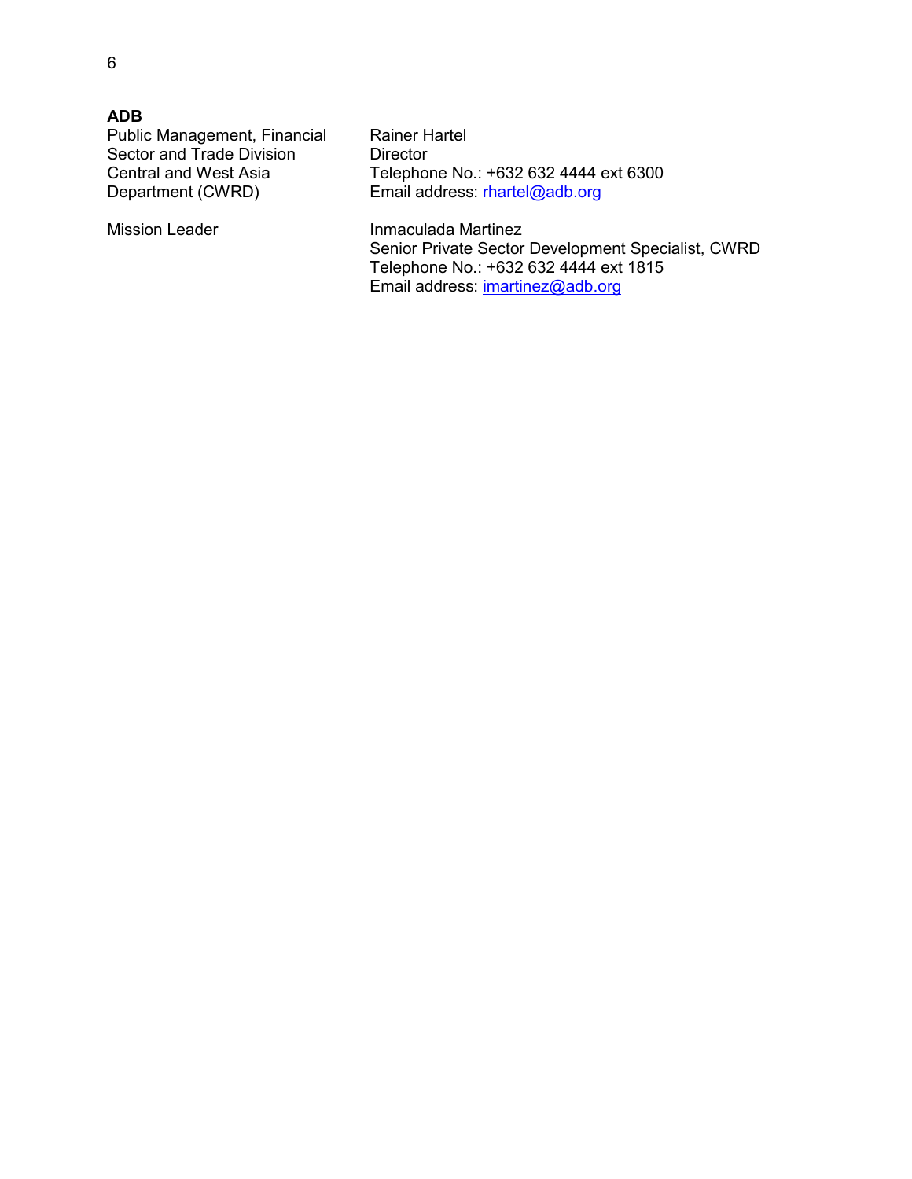**ADB**

| | |
|---|---|
| Public Management, Financial Sector and Trade Division Central and West Asia Department (CWRD) | Rainer Hartel<br>Director<br>Telephone No.: +632 632 4444 ext 6300<br>Email address: rhartel@adb.org |
| Mission Leader | Inmaculada Martinez<br>Senior Private Sector Development Specialist, CWRD<br>Telephone No.: +632 632 4444 ext 1815<br>Email address: imartinez@adb.org |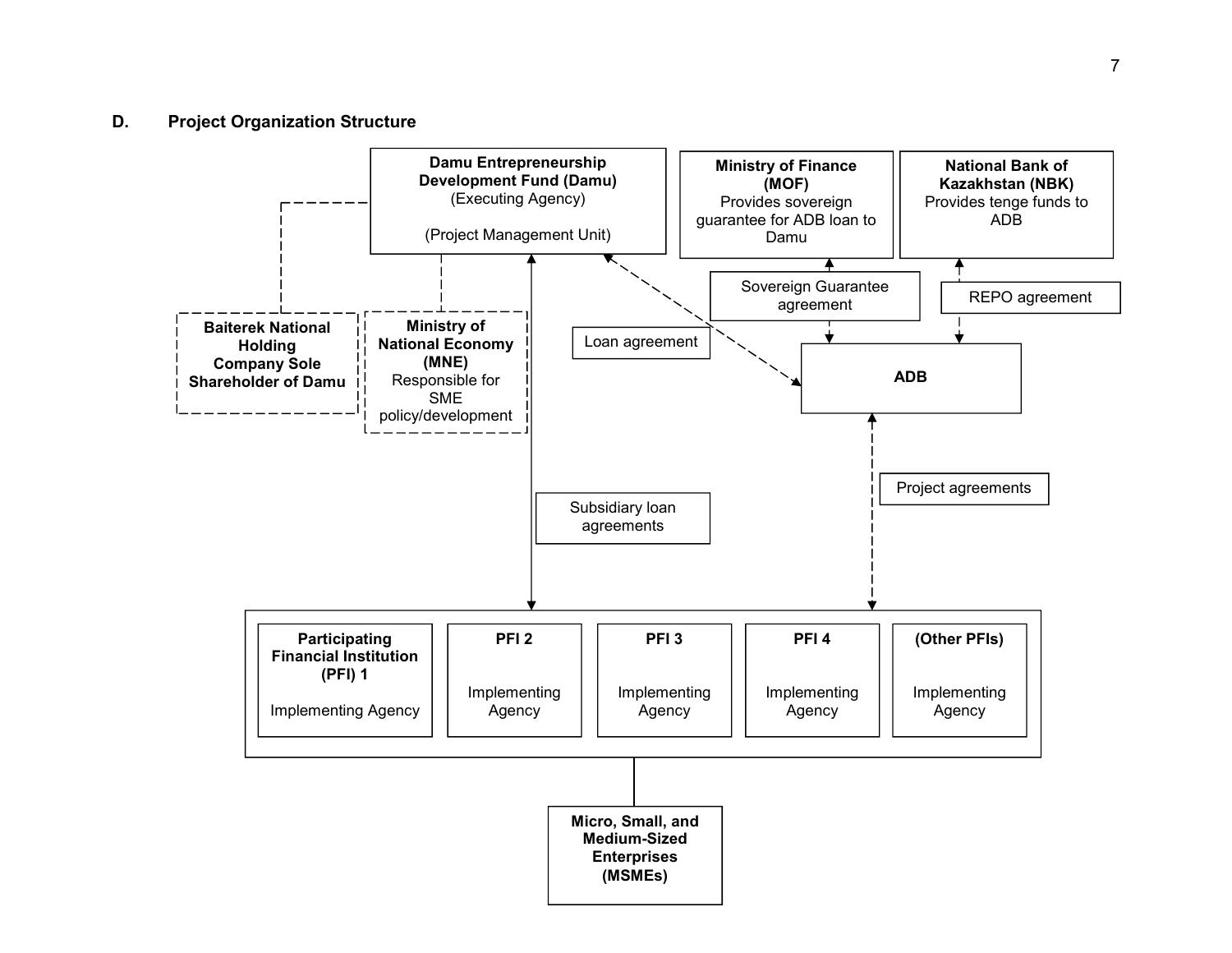### D. Project Organization Structure

**Damu Entrepreneurship Development Fund (Damu)**
(Executing Agency)

(Project Management Unit)

**Ministry of Finance (MOF)**
Provides sovereign guarantee for ADB loan to Damu

**National Bank of Kazakhstan (NBK)**
Provides tenge funds to ADB

Sovereign Guarantee agreement

REPO agreement

**Baiterek National Holding Company Sole Shareholder of Damu**

**Ministry of National Economy (MNE)**
Responsible for SME policy/development

Loan agreement

**ADB**

Project agreements

Subsidiary loan agreements

**Participating Financial Institution (PFI) 1**
Implementing Agency

**PFI 2**
Implementing Agency

**PFI 3**
Implementing Agency

**PFI 4**
Implementing Agency

**(Other PFIs)**
Implementing Agency

**Micro, Small, and Medium-Sized Enterprises (MSMEs)**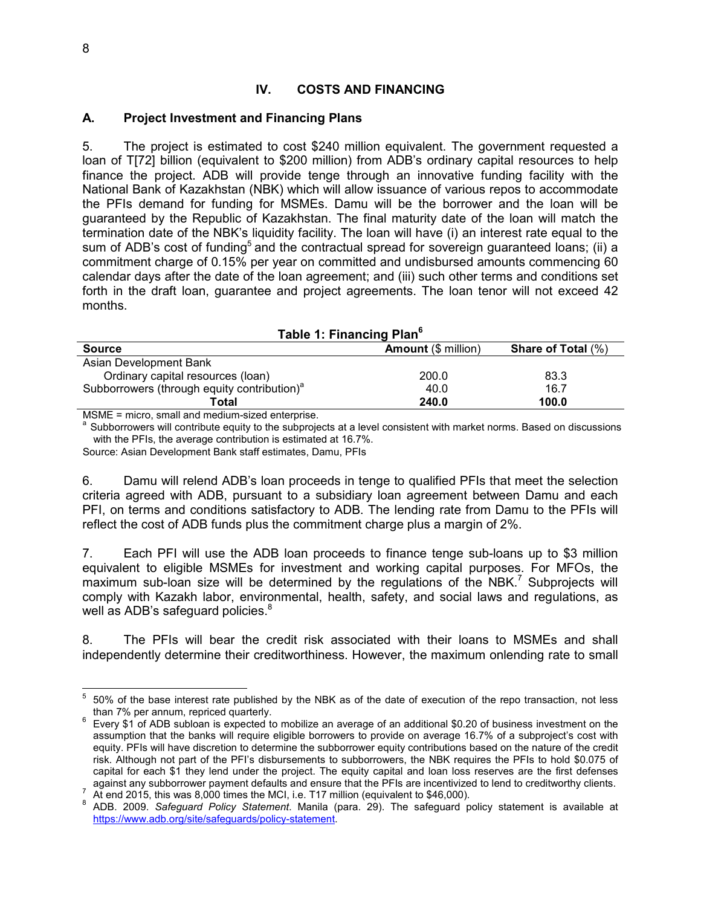## IV. COSTS AND FINANCING

### A. Project Investment and Financing Plans

5. The project is estimated to cost $240 million equivalent. The government requested a loan of T[72] billion (equivalent to $200 million) from ADB's ordinary capital resources to help finance the project. ADB will provide tenge through an innovative funding facility with the National Bank of Kazakhstan (NBK) which will allow issuance of various repos to accommodate the PFIs demand for funding for MSMEs. Damu will be the borrower and the loan will be guaranteed by the Republic of Kazakhstan. The final maturity date of the loan will match the termination date of the NBK's liquidity facility. The loan will have (i) an interest rate equal to the sum of ADB's cost of funding[5] and the contractual spread for sovereign guaranteed loans; (ii) a commitment charge of 0.15% per year on committed and undisbursed amounts commencing 60 calendar days after the date of the loan agreement; and (iii) such other terms and conditions set forth in the draft loan, guarantee and project agreements. The loan tenor will not exceed 42 months.

**Table 1: Financing Plan[6]**

| **Source** | **Amount** ($ million) | **Share of Total** (%) |
|---|---|---|
| Asian Development Bank | | |
| Ordinary capital resources (loan) | 200.0 | 83.3 |
| Subborrowers (through equity contribution)[a] | 40.0 | 16.7 |
| **Total** | **240.0** | **100.0** |

MSME = micro, small and medium-sized enterprise.
[a] Subborrowers will contribute equity to the subprojects at a level consistent with market norms. Based on discussions with the PFIs, the average contribution is estimated at 16.7%.
Source: Asian Development Bank staff estimates, Damu, PFIs

6. Damu will relend ADB's loan proceeds in tenge to qualified PFIs that meet the selection criteria agreed with ADB, pursuant to a subsidiary loan agreement between Damu and each PFI, on terms and conditions satisfactory to ADB. The lending rate from Damu to the PFIs will reflect the cost of ADB funds plus the commitment charge plus a margin of 2%.

7. Each PFI will use the ADB loan proceeds to finance tenge sub-loans up to $3 million equivalent to eligible MSMEs for investment and working capital purposes. For MFOs, the maximum sub-loan size will be determined by the regulations of the NBK.[7] Subprojects will comply with Kazakh labor, environmental, health, safety, and social laws and regulations, as well as ADB's safeguard policies.[8]

8. The PFIs will bear the credit risk associated with their loans to MSMEs and shall independently determine their creditworthiness. However, the maximum onlending rate to small

---

[5] 50% of the base interest rate published by the NBK as of the date of execution of the repo transaction, not less than 7% per annum, repriced quarterly.

[6] Every $1 of ADB subloan is expected to mobilize an average of an additional $0.20 of business investment on the assumption that the banks will require eligible borrowers to provide on average 16.7% of a subproject's cost with equity. PFIs will have discretion to determine the subborrower equity contributions based on the nature of the credit risk. Although not part of the PFI's disbursements to subborrowers, the NBK requires the PFIs to hold $0.075 of capital for each $1 they lend under the project. The equity capital and loan loss reserves are the first defenses against any subborrower payment defaults and ensure that the PFIs are incentivized to lend to creditworthy clients.

[7] At end 2015, this was 8,000 times the MCI, i.e. T17 million (equivalent to $46,000).

[8] ADB. 2009. *Safeguard Policy Statement*. Manila (para. 29). The safeguard policy statement is available at https://www.adb.org/site/safeguards/policy-statement.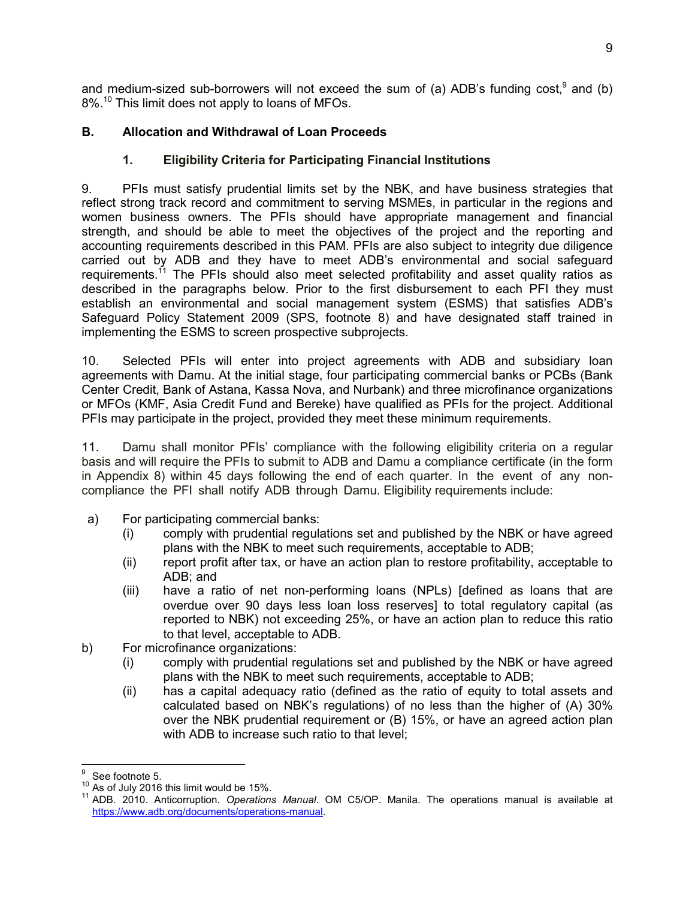and medium-sized sub-borrowers will not exceed the sum of (a) ADB's funding cost,[9] and (b) 8%.[10] This limit does not apply to loans of MFOs.

## B. Allocation and Withdrawal of Loan Proceeds

### 1. Eligibility Criteria for Participating Financial Institutions

9. PFIs must satisfy prudential limits set by the NBK, and have business strategies that reflect strong track record and commitment to serving MSMEs, in particular in the regions and women business owners. The PFIs should have appropriate management and financial strength, and should be able to meet the objectives of the project and the reporting and accounting requirements described in this PAM. PFIs are also subject to integrity due diligence carried out by ADB and they have to meet ADB's environmental and social safeguard requirements.[11] The PFIs should also meet selected profitability and asset quality ratios as described in the paragraphs below. Prior to the first disbursement to each PFI they must establish an environmental and social management system (ESMS) that satisfies ADB's Safeguard Policy Statement 2009 (SPS, footnote 8) and have designated staff trained in implementing the ESMS to screen prospective subprojects.

10. Selected PFIs will enter into project agreements with ADB and subsidiary loan agreements with Damu. At the initial stage, four participating commercial banks or PCBs (Bank Center Credit, Bank of Astana, Kassa Nova, and Nurbank) and three microfinance organizations or MFOs (KMF, Asia Credit Fund and Bereke) have qualified as PFIs for the project. Additional PFIs may participate in the project, provided they meet these minimum requirements.

11. Damu shall monitor PFIs' compliance with the following eligibility criteria on a regular basis and will require the PFIs to submit to ADB and Damu a compliance certificate (in the form in Appendix 8) within 45 days following the end of each quarter. In the event of any non-compliance the PFI shall notify ADB through Damu. Eligibility requirements include:

a) For participating commercial banks:
   - (i) comply with prudential regulations set and published by the NBK or have agreed plans with the NBK to meet such requirements, acceptable to ADB;
   - (ii) report profit after tax, or have an action plan to restore profitability, acceptable to ADB; and
   - (iii) have a ratio of net non-performing loans (NPLs) [defined as loans that are overdue over 90 days less loan loss reserves] to total regulatory capital (as reported to NBK) not exceeding 25%, or have an action plan to reduce this ratio to that level, acceptable to ADB.

b) For microfinance organizations:
   - (i) comply with prudential regulations set and published by the NBK or have agreed plans with the NBK to meet such requirements, acceptable to ADB;
   - (ii) has a capital adequacy ratio (defined as the ratio of equity to total assets and calculated based on NBK's regulations) of no less than the higher of (A) 30% over the NBK prudential requirement or (B) 15%, or have an agreed action plan with ADB to increase such ratio to that level;

---

[9] See footnote 5.

[10] As of July 2016 this limit would be 15%.

[11] ADB. 2010. Anticorruption. *Operations Manual*. OM C5/OP. Manila. The operations manual is available at https://www.adb.org/documents/operations-manual.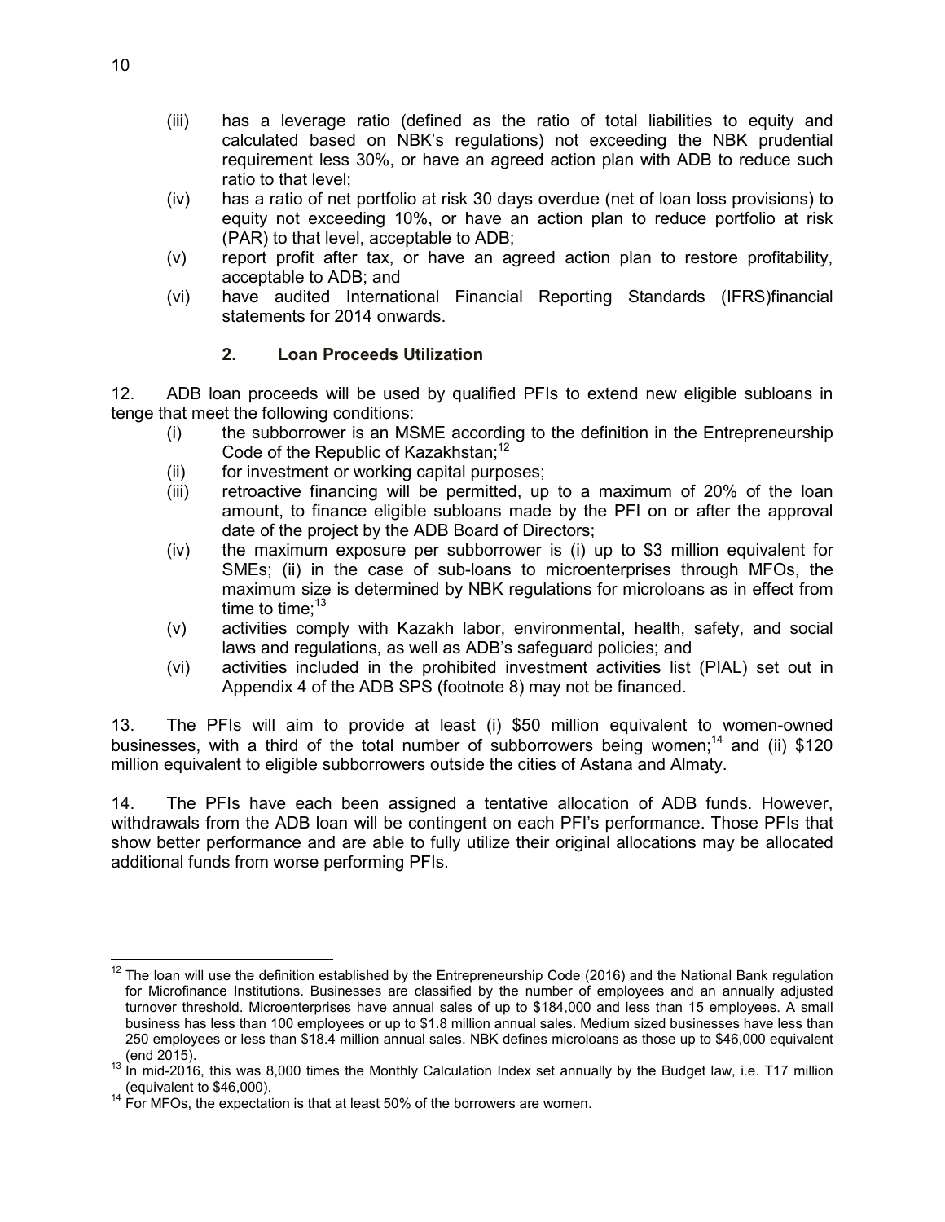(iii) has a leverage ratio (defined as the ratio of total liabilities to equity and calculated based on NBK's regulations) not exceeding the NBK prudential requirement less 30%, or have an agreed action plan with ADB to reduce such ratio to that level;

(iv) has a ratio of net portfolio at risk 30 days overdue (net of loan loss provisions) to equity not exceeding 10%, or have an action plan to reduce portfolio at risk (PAR) to that level, acceptable to ADB;

(v) report profit after tax, or have an agreed action plan to restore profitability, acceptable to ADB; and

(vi) have audited International Financial Reporting Standards (IFRS)financial statements for 2014 onwards.

### 2. Loan Proceeds Utilization

12. ADB loan proceeds will be used by qualified PFIs to extend new eligible subloans in tenge that meet the following conditions:

(i) the subborrower is an MSME according to the definition in the Entrepreneurship Code of the Republic of Kazakhstan;[12]

(ii) for investment or working capital purposes;

(iii) retroactive financing will be permitted, up to a maximum of 20% of the loan amount, to finance eligible subloans made by the PFI on or after the approval date of the project by the ADB Board of Directors;

(iv) the maximum exposure per subborrower is (i) up to $3 million equivalent for SMEs; (ii) in the case of sub-loans to microenterprises through MFOs, the maximum size is determined by NBK regulations for microloans as in effect from time to time;[13]

(v) activities comply with Kazakh labor, environmental, health, safety, and social laws and regulations, as well as ADB's safeguard policies; and

(vi) activities included in the prohibited investment activities list (PIAL) set out in Appendix 4 of the ADB SPS (footnote 8) may not be financed.

13. The PFIs will aim to provide at least (i) $50 million equivalent to women-owned businesses, with a third of the total number of subborrowers being women;[14] and (ii) $120 million equivalent to eligible subborrowers outside the cities of Astana and Almaty.

14. The PFIs have each been assigned a tentative allocation of ADB funds. However, withdrawals from the ADB loan will be contingent on each PFI's performance. Those PFIs that show better performance and are able to fully utilize their original allocations may be allocated additional funds from worse performing PFIs.

---

[12] The loan will use the definition established by the Entrepreneurship Code (2016) and the National Bank regulation for Microfinance Institutions. Businesses are classified by the number of employees and an annually adjusted turnover threshold. Microenterprises have annual sales of up to $184,000 and less than 15 employees. A small business has less than 100 employees or up to $1.8 million annual sales. Medium sized businesses have less than 250 employees or less than $18.4 million annual sales. NBK defines microloans as those up to $46,000 equivalent (end 2015).

[13] In mid-2016, this was 8,000 times the Monthly Calculation Index set annually by the Budget law, i.e. T17 million (equivalent to $46,000).

[14] For MFOs, the expectation is that at least 50% of the borrowers are women.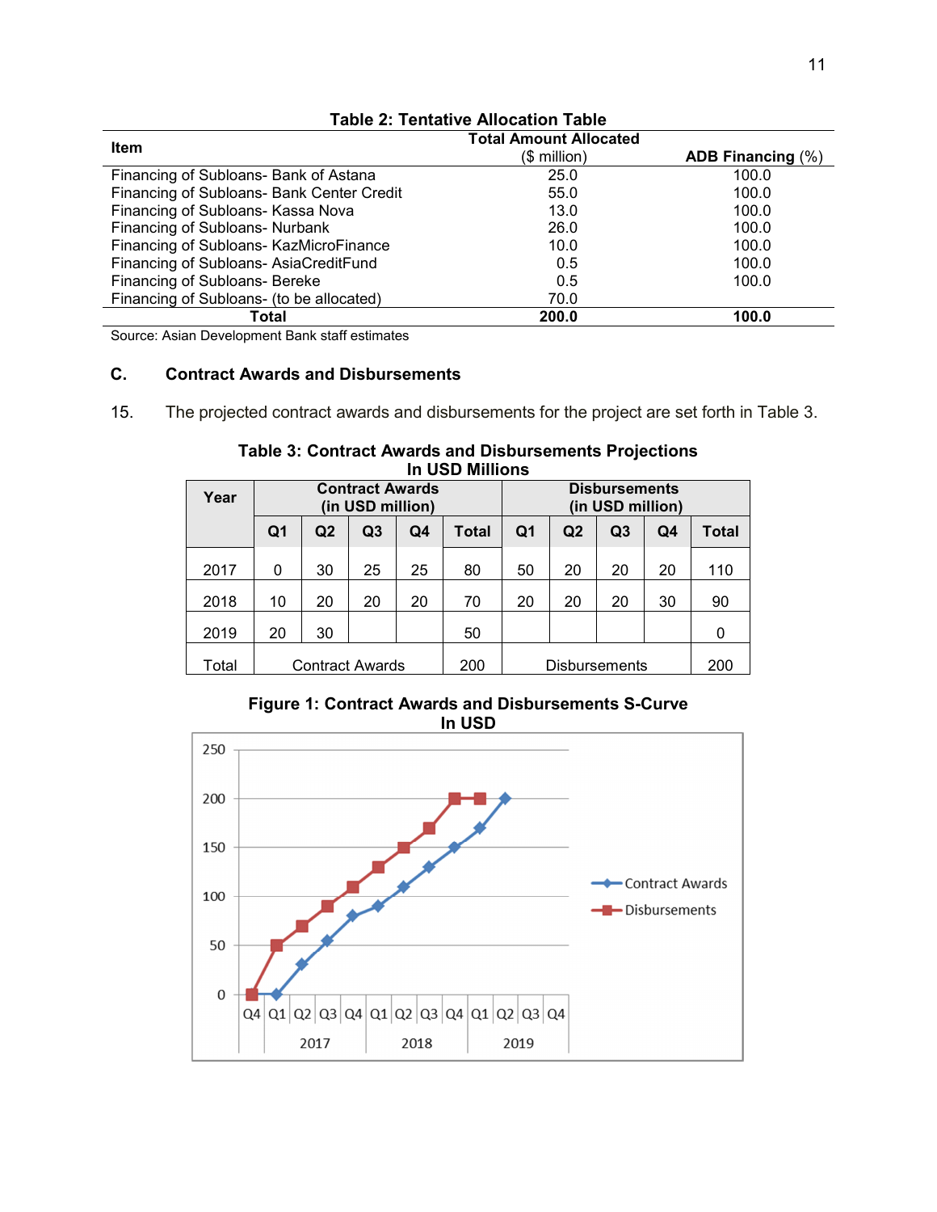**Table 2: Tentative Allocation Table**

| Item | Total Amount Allocated ($ million) | ADB Financing (%) |
|---|---|---|
| Financing of Subloans- Bank of Astana | 25.0 | 100.0 |
| Financing of Subloans- Bank Center Credit | 55.0 | 100.0 |
| Financing of Subloans- Kassa Nova | 13.0 | 100.0 |
| Financing of Subloans- Nurbank | 26.0 | 100.0 |
| Financing of Subloans- KazMicroFinance | 10.0 | 100.0 |
| Financing of Subloans- AsiaCreditFund | 0.5 | 100.0 |
| Financing of Subloans- Bereke | 0.5 | 100.0 |
| Financing of Subloans- (to be allocated) | 70.0 | |
| **Total** | **200.0** | **100.0** |

Source: Asian Development Bank staff estimates

## C. Contract Awards and Disbursements

15. The projected contract awards and disbursements for the project are set forth in Table 3.

**Table 3: Contract Awards and Disbursements Projections**
**In USD Millions**

| Year | Contract Awards (in USD million) | | | | | Disbursements (in USD million) | | | | |
|---|---|---|---|---|---|---|---|---|---|---|
| | Q1 | Q2 | Q3 | Q4 | Total | Q1 | Q2 | Q3 | Q4 | Total |
| 2017 | 0 | 30 | 25 | 25 | 80 | 50 | 20 | 20 | 20 | 110 |
| 2018 | 10 | 20 | 20 | 20 | 70 | 20 | 20 | 20 | 30 | 90 |
| 2019 | 20 | 30 | | | 50 | | | | | 0 |
| Total | Contract Awards | | | | 200 | Disbursements | | | | 200 |

**Figure 1: Contract Awards and Disbursements S-Curve**
**In USD**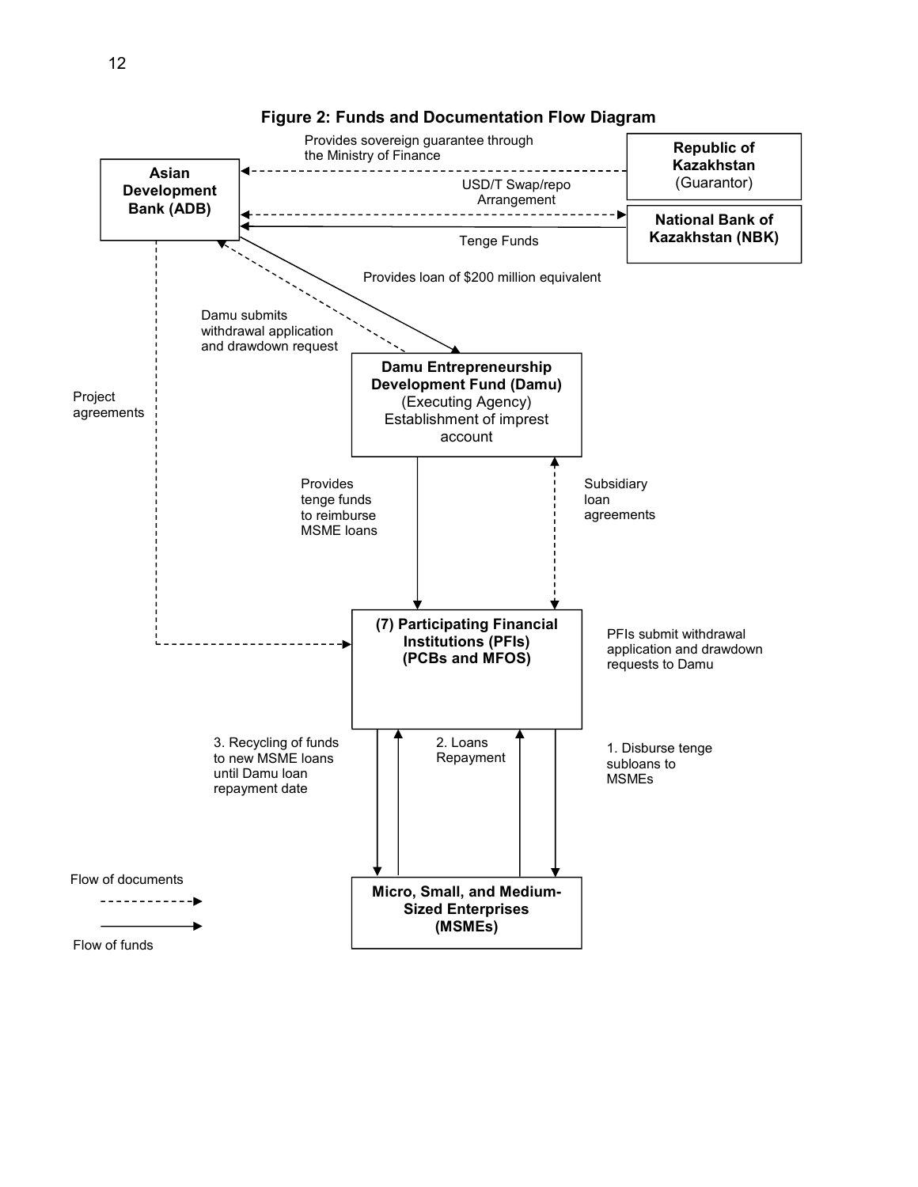**Figure 2: Funds and Documentation Flow Diagram**

**Asian Development Bank (ADB)**

**Republic of Kazakhstan** (Guarantor)

**National Bank of Kazakhstan (NBK)**

Provides sovereign guarantee through the Ministry of Finance

USD/T Swap/repo Arrangement

Tenge Funds

Provides loan of $200 million equivalent

Damu submits withdrawal application and drawdown request

Project agreements

**Damu Entrepreneurship Development Fund (Damu)** (Executing Agency) Establishment of imprest account

Provides tenge funds to reimburse MSME loans

Subsidiary loan agreements

**(7) Participating Financial Institutions (PFIs) (PCBs and MFOS)**

PFIs submit withdrawal application and drawdown requests to Damu

3. Recycling of funds to new MSME loans until Damu loan repayment date

2. Loans Repayment

1. Disburse tenge subloans to MSMEs

**Micro, Small, and Medium-Sized Enterprises (MSMEs)**

Flow of documents (dashed arrow)

Flow of funds (solid arrow)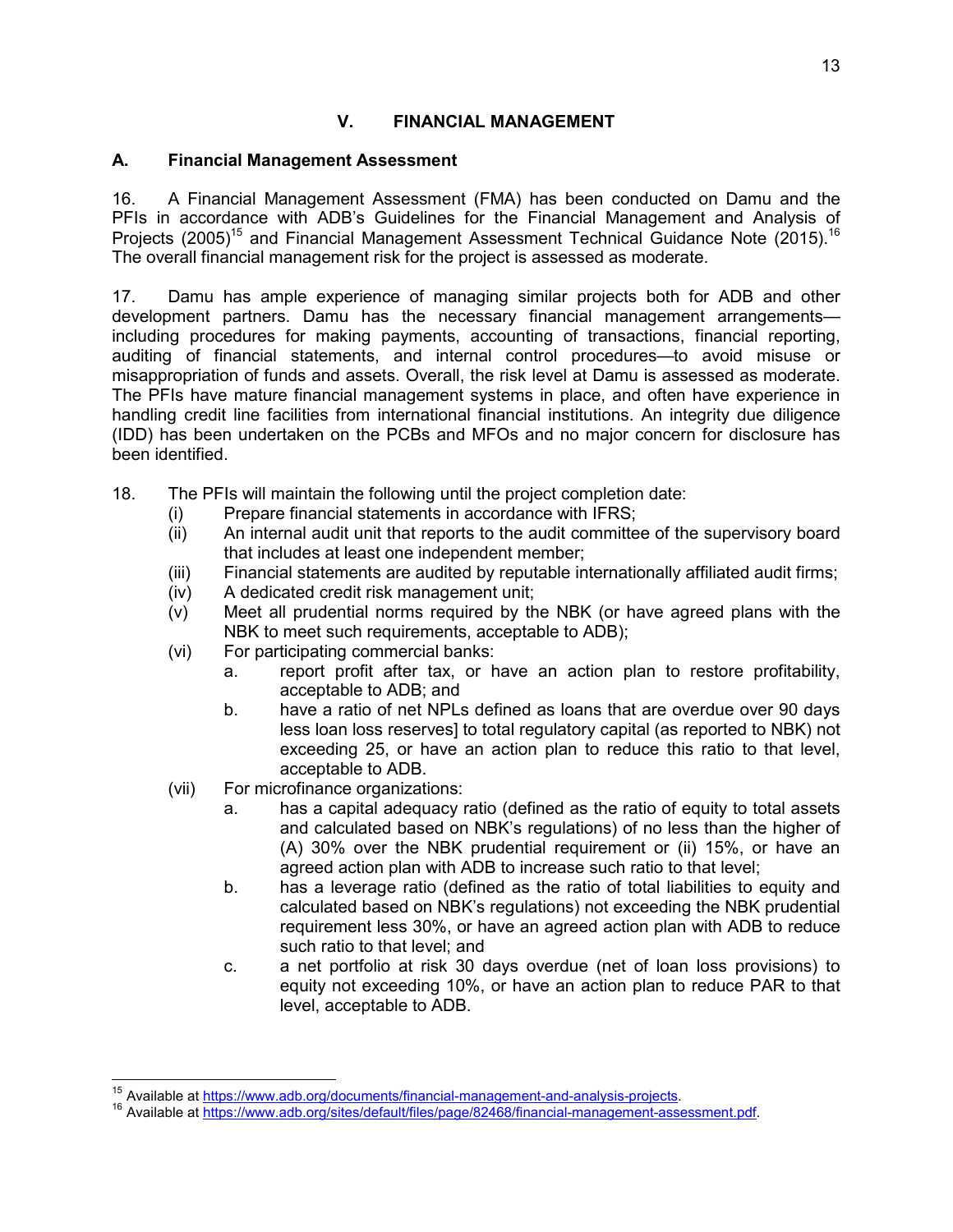## V. FINANCIAL MANAGEMENT

### A. Financial Management Assessment

16. A Financial Management Assessment (FMA) has been conducted on Damu and the PFIs in accordance with ADB's Guidelines for the Financial Management and Analysis of Projects (2005)[15] and Financial Management Assessment Technical Guidance Note (2015).[16] The overall financial management risk for the project is assessed as moderate.

17. Damu has ample experience of managing similar projects both for ADB and other development partners. Damu has the necessary financial management arrangements—including procedures for making payments, accounting of transactions, financial reporting, auditing of financial statements, and internal control procedures—to avoid misuse or misappropriation of funds and assets. Overall, the risk level at Damu is assessed as moderate. The PFIs have mature financial management systems in place, and often have experience in handling credit line facilities from international financial institutions. An integrity due diligence (IDD) has been undertaken on the PCBs and MFOs and no major concern for disclosure has been identified.

18. The PFIs will maintain the following until the project completion date:
   (i) Prepare financial statements in accordance with IFRS;
   (ii) An internal audit unit that reports to the audit committee of the supervisory board that includes at least one independent member;
   (iii) Financial statements are audited by reputable internationally affiliated audit firms;
   (iv) A dedicated credit risk management unit;
   (v) Meet all prudential norms required by the NBK (or have agreed plans with the NBK to meet such requirements, acceptable to ADB);
   (vi) For participating commercial banks:
      a. report profit after tax, or have an action plan to restore profitability, acceptable to ADB; and
      b. have a ratio of net NPLs defined as loans that are overdue over 90 days less loan loss reserves] to total regulatory capital (as reported to NBK) not exceeding 25, or have an action plan to reduce this ratio to that level, acceptable to ADB.
   (vii) For microfinance organizations:
      a. has a capital adequacy ratio (defined as the ratio of equity to total assets and calculated based on NBK's regulations) of no less than the higher of (A) 30% over the NBK prudential requirement or (ii) 15%, or have an agreed action plan with ADB to increase such ratio to that level;
      b. has a leverage ratio (defined as the ratio of total liabilities to equity and calculated based on NBK's regulations) not exceeding the NBK prudential requirement less 30%, or have an agreed action plan with ADB to reduce such ratio to that level; and
      c. a net portfolio at risk 30 days overdue (net of loan loss provisions) to equity not exceeding 10%, or have an action plan to reduce PAR to that level, acceptable to ADB.

---

[15] Available at https://www.adb.org/documents/financial-management-and-analysis-projects.

[16] Available at https://www.adb.org/sites/default/files/page/82468/financial-management-assessment.pdf.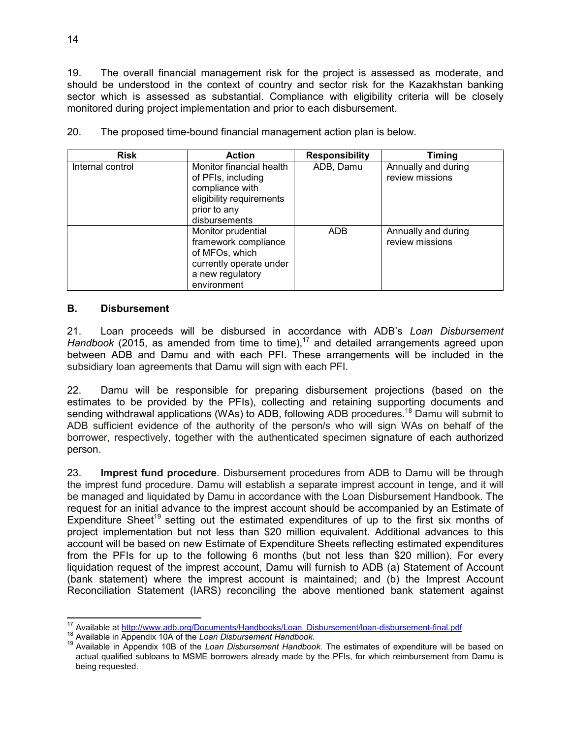19. The overall financial management risk for the project is assessed as moderate, and should be understood in the context of country and sector risk for the Kazakhstan banking sector which is assessed as substantial. Compliance with eligibility criteria will be closely monitored during project implementation and prior to each disbursement.

20. The proposed time-bound financial management action plan is below.

| Risk | Action | Responsibility | Timing |
|---|---|---|---|
| Internal control | Monitor financial health of PFIs, including compliance with eligibility requirements prior to any disbursements | ADB, Damu | Annually and during review missions |
| | Monitor prudential framework compliance of MFOs, which currently operate under a new regulatory environment | ADB | Annually and during review missions |

### B. Disbursement

21. Loan proceeds will be disbursed in accordance with ADB's *Loan Disbursement Handbook* (2015, as amended from time to time),[17] and detailed arrangements agreed upon between ADB and Damu and with each PFI. These arrangements will be included in the subsidiary loan agreements that Damu will sign with each PFI.

22. Damu will be responsible for preparing disbursement projections (based on the estimates to be provided by the PFIs), collecting and retaining supporting documents and sending withdrawal applications (WAs) to ADB, following ADB procedures.[18] Damu will submit to ADB sufficient evidence of the authority of the person/s who will sign WAs on behalf of the borrower, respectively, together with the authenticated specimen signature of each authorized person.

23. **Imprest fund procedure**. Disbursement procedures from ADB to Damu will be through the imprest fund procedure. Damu will establish a separate imprest account in tenge, and it will be managed and liquidated by Damu in accordance with the Loan Disbursement Handbook. The request for an initial advance to the imprest account should be accompanied by an Estimate of Expenditure Sheet[19] setting out the estimated expenditures of up to the first six months of project implementation but not less than $20 million equivalent. Additional advances to this account will be based on new Estimate of Expenditure Sheets reflecting estimated expenditures from the PFIs for up to the following 6 months (but not less than $20 million). For every liquidation request of the imprest account, Damu will furnish to ADB (a) Statement of Account (bank statement) where the imprest account is maintained; and (b) the Imprest Account Reconciliation Statement (IARS) reconciling the above mentioned bank statement against

---

[17] Available at http://www.adb.org/Documents/Handbooks/Loan_Disbursement/loan-disbursement-final.pdf

[18] Available in Appendix 10A of the *Loan Disbursement Handbook.*

[19] Available in Appendix 10B of the *Loan Disbursement Handbook.* The estimates of expenditure will be based on actual qualified subloans to MSME borrowers already made by the PFIs, for which reimbursement from Damu is being requested.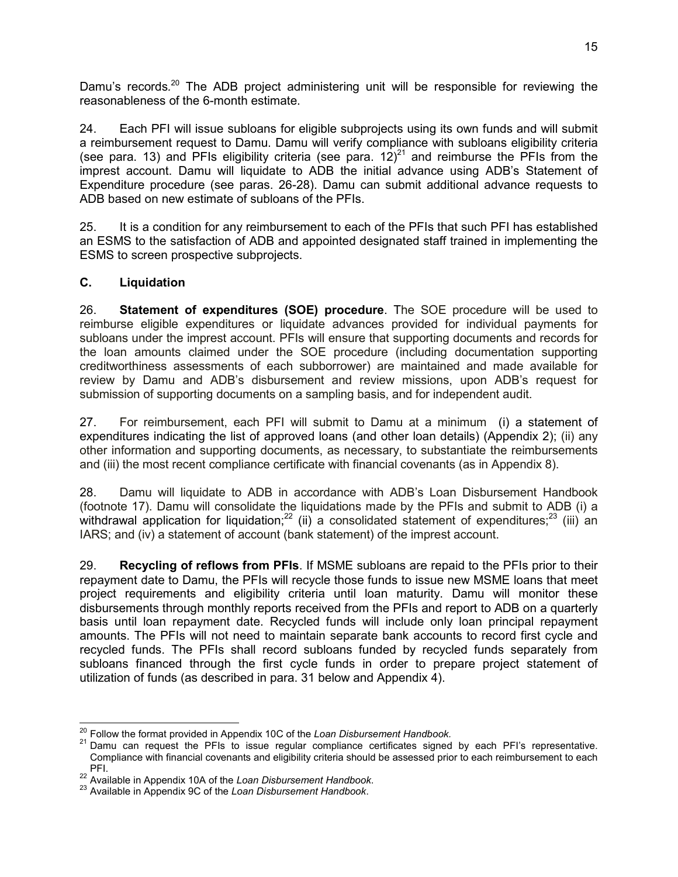Damu's records.[20] The ADB project administering unit will be responsible for reviewing the reasonableness of the 6-month estimate.

24. Each PFI will issue subloans for eligible subprojects using its own funds and will submit a reimbursement request to Damu. Damu will verify compliance with subloans eligibility criteria (see para. 13) and PFIs eligibility criteria (see para. 12)[21] and reimburse the PFIs from the imprest account. Damu will liquidate to ADB the initial advance using ADB's Statement of Expenditure procedure (see paras. 26-28). Damu can submit additional advance requests to ADB based on new estimate of subloans of the PFIs.

25. It is a condition for any reimbursement to each of the PFIs that such PFI has established an ESMS to the satisfaction of ADB and appointed designated staff trained in implementing the ESMS to screen prospective subprojects.

### C. Liquidation

26. **Statement of expenditures (SOE) procedure**. The SOE procedure will be used to reimburse eligible expenditures or liquidate advances provided for individual payments for subloans under the imprest account. PFIs will ensure that supporting documents and records for the loan amounts claimed under the SOE procedure (including documentation supporting creditworthiness assessments of each subborrower) are maintained and made available for review by Damu and ADB's disbursement and review missions, upon ADB's request for submission of supporting documents on a sampling basis, and for independent audit.

27. For reimbursement, each PFI will submit to Damu at a minimum (i) a statement of expenditures indicating the list of approved loans (and other loan details) (Appendix 2); (ii) any other information and supporting documents, as necessary, to substantiate the reimbursements and (iii) the most recent compliance certificate with financial covenants (as in Appendix 8).

28. Damu will liquidate to ADB in accordance with ADB's Loan Disbursement Handbook (footnote 17). Damu will consolidate the liquidations made by the PFIs and submit to ADB (i) a withdrawal application for liquidation;[22] (ii) a consolidated statement of expenditures;[23] (iii) an IARS; and (iv) a statement of account (bank statement) of the imprest account.

29. **Recycling of reflows from PFIs**. If MSME subloans are repaid to the PFIs prior to their repayment date to Damu, the PFIs will recycle those funds to issue new MSME loans that meet project requirements and eligibility criteria until loan maturity. Damu will monitor these disbursements through monthly reports received from the PFIs and report to ADB on a quarterly basis until loan repayment date. Recycled funds will include only loan principal repayment amounts. The PFIs will not need to maintain separate bank accounts to record first cycle and recycled funds. The PFIs shall record subloans funded by recycled funds separately from subloans financed through the first cycle funds in order to prepare project statement of utilization of funds (as described in para. 31 below and Appendix 4).

---

[20] Follow the format provided in Appendix 10C of the *Loan Disbursement Handbook.*

[21] Damu can request the PFIs to issue regular compliance certificates signed by each PFI's representative. Compliance with financial covenants and eligibility criteria should be assessed prior to each reimbursement to each PFI.

[22] Available in Appendix 10A of the *Loan Disbursement Handbook.*

[23] Available in Appendix 9C of the *Loan Disbursement Handbook*.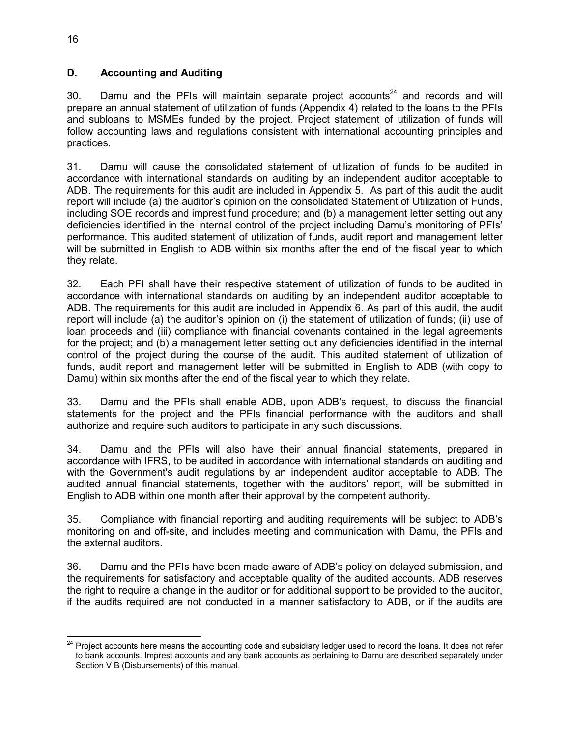## D. Accounting and Auditing

30. Damu and the PFIs will maintain separate project accounts[24] and records and will prepare an annual statement of utilization of funds (Appendix 4) related to the loans to the PFIs and subloans to MSMEs funded by the project. Project statement of utilization of funds will follow accounting laws and regulations consistent with international accounting principles and practices.

31. Damu will cause the consolidated statement of utilization of funds to be audited in accordance with international standards on auditing by an independent auditor acceptable to ADB. The requirements for this audit are included in Appendix 5. As part of this audit the audit report will include (a) the auditor's opinion on the consolidated Statement of Utilization of Funds, including SOE records and imprest fund procedure; and (b) a management letter setting out any deficiencies identified in the internal control of the project including Damu's monitoring of PFIs' performance. This audited statement of utilization of funds, audit report and management letter will be submitted in English to ADB within six months after the end of the fiscal year to which they relate.

32. Each PFI shall have their respective statement of utilization of funds to be audited in accordance with international standards on auditing by an independent auditor acceptable to ADB. The requirements for this audit are included in Appendix 6. As part of this audit, the audit report will include (a) the auditor's opinion on (i) the statement of utilization of funds; (ii) use of loan proceeds and (iii) compliance with financial covenants contained in the legal agreements for the project; and (b) a management letter setting out any deficiencies identified in the internal control of the project during the course of the audit. This audited statement of utilization of funds, audit report and management letter will be submitted in English to ADB (with copy to Damu) within six months after the end of the fiscal year to which they relate.

33. Damu and the PFIs shall enable ADB, upon ADB's request, to discuss the financial statements for the project and the PFIs financial performance with the auditors and shall authorize and require such auditors to participate in any such discussions.

34. Damu and the PFIs will also have their annual financial statements, prepared in accordance with IFRS, to be audited in accordance with international standards on auditing and with the Government's audit regulations by an independent auditor acceptable to ADB. The audited annual financial statements, together with the auditors' report, will be submitted in English to ADB within one month after their approval by the competent authority.

35. Compliance with financial reporting and auditing requirements will be subject to ADB's monitoring on and off-site, and includes meeting and communication with Damu, the PFIs and the external auditors.

36. Damu and the PFIs have been made aware of ADB's policy on delayed submission, and the requirements for satisfactory and acceptable quality of the audited accounts. ADB reserves the right to require a change in the auditor or for additional support to be provided to the auditor, if the audits required are not conducted in a manner satisfactory to ADB, or if the audits are

[24] Project accounts here means the accounting code and subsidiary ledger used to record the loans. It does not refer to bank accounts. Imprest accounts and any bank accounts as pertaining to Damu are described separately under Section V B (Disbursements) of this manual.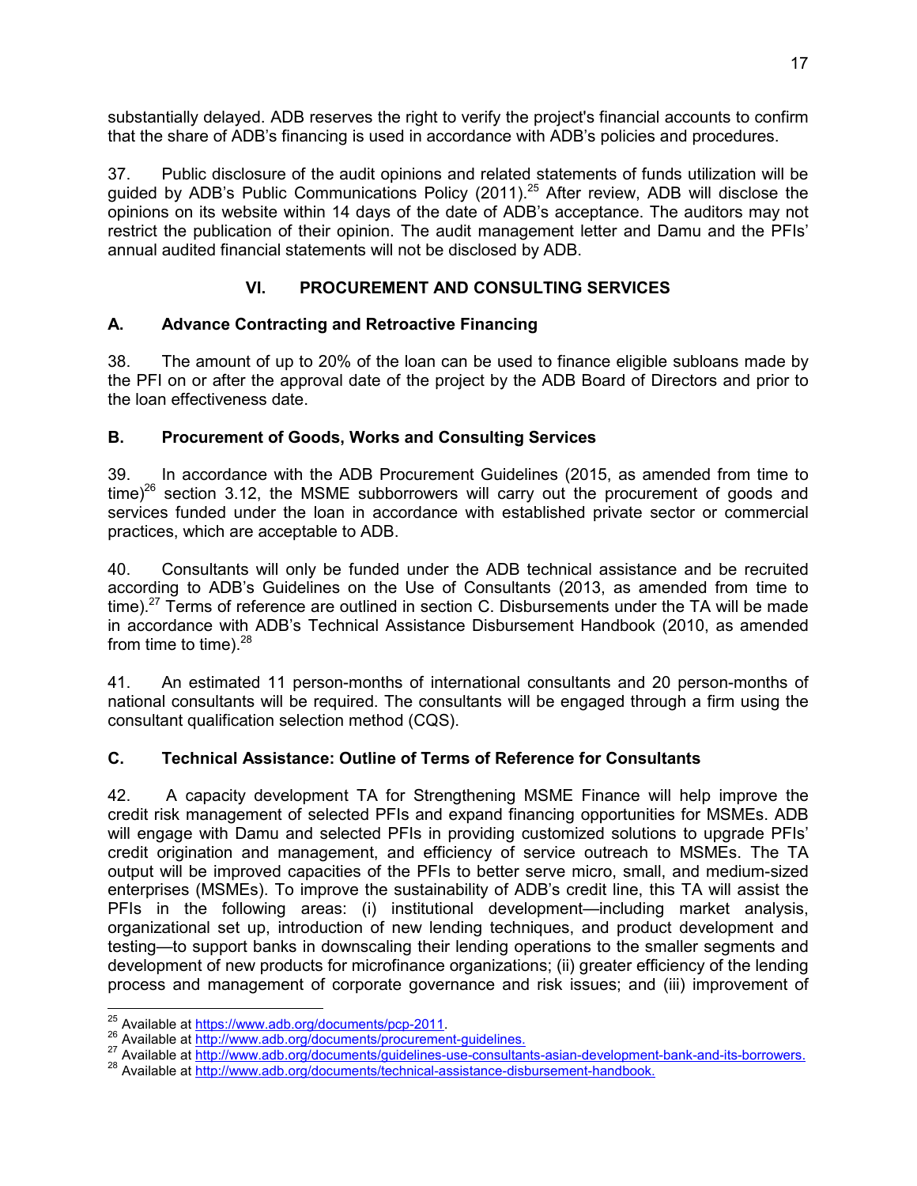substantially delayed. ADB reserves the right to verify the project's financial accounts to confirm that the share of ADB's financing is used in accordance with ADB's policies and procedures.

37. Public disclosure of the audit opinions and related statements of funds utilization will be guided by ADB's Public Communications Policy (2011).[25] After review, ADB will disclose the opinions on its website within 14 days of the date of ADB's acceptance. The auditors may not restrict the publication of their opinion. The audit management letter and Damu and the PFIs' annual audited financial statements will not be disclosed by ADB.

## VI. PROCUREMENT AND CONSULTING SERVICES

### A. Advance Contracting and Retroactive Financing

38. The amount of up to 20% of the loan can be used to finance eligible subloans made by the PFI on or after the approval date of the project by the ADB Board of Directors and prior to the loan effectiveness date.

### B. Procurement of Goods, Works and Consulting Services

39. In accordance with the ADB Procurement Guidelines (2015, as amended from time to time)[26] section 3.12, the MSME subborrowers will carry out the procurement of goods and services funded under the loan in accordance with established private sector or commercial practices, which are acceptable to ADB.

40. Consultants will only be funded under the ADB technical assistance and be recruited according to ADB's Guidelines on the Use of Consultants (2013, as amended from time to time).[27] Terms of reference are outlined in section C. Disbursements under the TA will be made in accordance with ADB's Technical Assistance Disbursement Handbook (2010, as amended from time to time).[28]

41. An estimated 11 person-months of international consultants and 20 person-months of national consultants will be required. The consultants will be engaged through a firm using the consultant qualification selection method (CQS).

### C. Technical Assistance: Outline of Terms of Reference for Consultants

42. A capacity development TA for Strengthening MSME Finance will help improve the credit risk management of selected PFIs and expand financing opportunities for MSMEs. ADB will engage with Damu and selected PFIs in providing customized solutions to upgrade PFIs' credit origination and management, and efficiency of service outreach to MSMEs. The TA output will be improved capacities of the PFIs to better serve micro, small, and medium-sized enterprises (MSMEs). To improve the sustainability of ADB's credit line, this TA will assist the PFIs in the following areas: (i) institutional development—including market analysis, organizational set up, introduction of new lending techniques, and product development and testing—to support banks in downscaling their lending operations to the smaller segments and development of new products for microfinance organizations; (ii) greater efficiency of the lending process and management of corporate governance and risk issues; and (iii) improvement of

---

[25] Available at https://www.adb.org/documents/pcp-2011.

[26] Available at http://www.adb.org/documents/procurement-guidelines.

[27] Available at http://www.adb.org/documents/guidelines-use-consultants-asian-development-bank-and-its-borrowers.

[28] Available at http://www.adb.org/documents/technical-assistance-disbursement-handbook.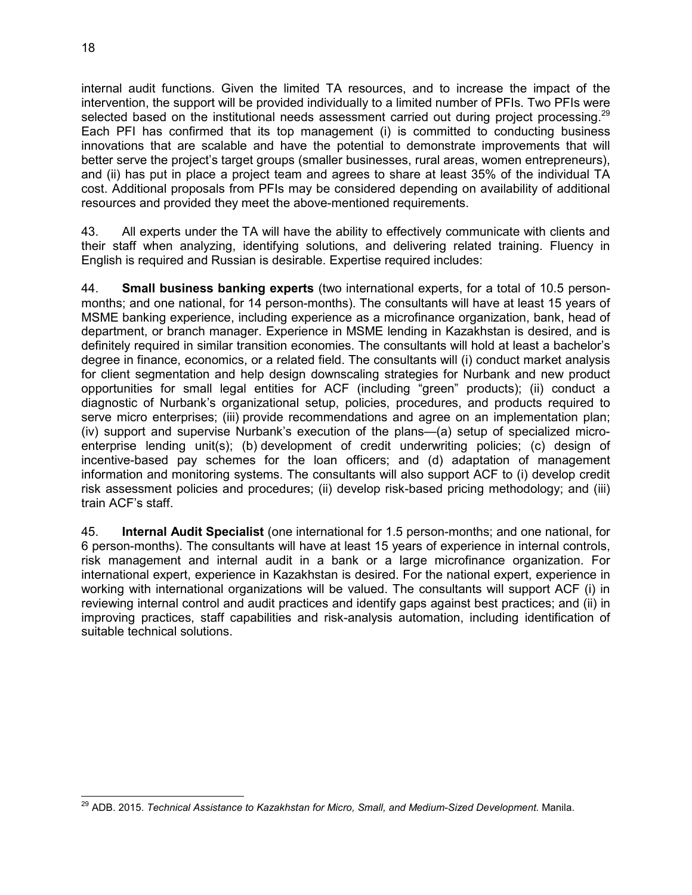internal audit functions. Given the limited TA resources, and to increase the impact of the intervention, the support will be provided individually to a limited number of PFIs. Two PFIs were selected based on the institutional needs assessment carried out during project processing.[29] Each PFI has confirmed that its top management (i) is committed to conducting business innovations that are scalable and have the potential to demonstrate improvements that will better serve the project's target groups (smaller businesses, rural areas, women entrepreneurs), and (ii) has put in place a project team and agrees to share at least 35% of the individual TA cost. Additional proposals from PFIs may be considered depending on availability of additional resources and provided they meet the above-mentioned requirements.

43. All experts under the TA will have the ability to effectively communicate with clients and their staff when analyzing, identifying solutions, and delivering related training. Fluency in English is required and Russian is desirable. Expertise required includes:

44. **Small business banking experts** (two international experts, for a total of 10.5 person-months; and one national, for 14 person-months). The consultants will have at least 15 years of MSME banking experience, including experience as a microfinance organization, bank, head of department, or branch manager. Experience in MSME lending in Kazakhstan is desired, and is definitely required in similar transition economies. The consultants will hold at least a bachelor's degree in finance, economics, or a related field. The consultants will (i) conduct market analysis for client segmentation and help design downscaling strategies for Nurbank and new product opportunities for small legal entities for ACF (including "green" products); (ii) conduct a diagnostic of Nurbank's organizational setup, policies, procedures, and products required to serve micro enterprises; (iii) provide recommendations and agree on an implementation plan; (iv) support and supervise Nurbank's execution of the plans—(a) setup of specialized micro-enterprise lending unit(s); (b) development of credit underwriting policies; (c) design of incentive-based pay schemes for the loan officers; and (d) adaptation of management information and monitoring systems. The consultants will also support ACF to (i) develop credit risk assessment policies and procedures; (ii) develop risk-based pricing methodology; and (iii) train ACF's staff.

45. **Internal Audit Specialist** (one international for 1.5 person-months; and one national, for 6 person-months). The consultants will have at least 15 years of experience in internal controls, risk management and internal audit in a bank or a large microfinance organization. For international expert, experience in Kazakhstan is desired. For the national expert, experience in working with international organizations will be valued. The consultants will support ACF (i) in reviewing internal control and audit practices and identify gaps against best practices; and (ii) in improving practices, staff capabilities and risk-analysis automation, including identification of suitable technical solutions.

[29] ADB. 2015. *Technical Assistance to Kazakhstan for Micro, Small, and Medium-Sized Development.* Manila.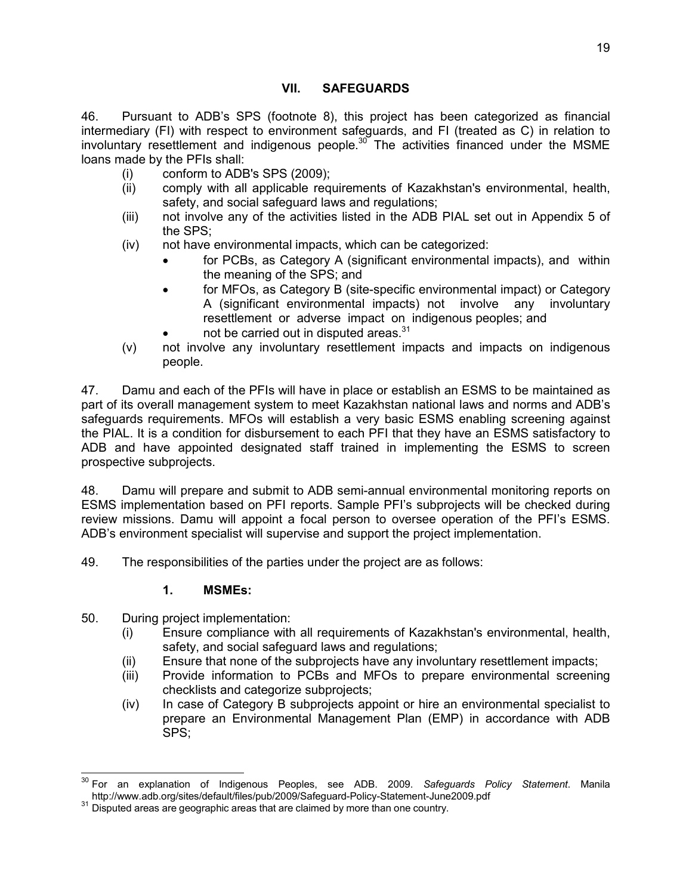## VII. SAFEGUARDS

46. Pursuant to ADB's SPS (footnote 8), this project has been categorized as financial intermediary (FI) with respect to environment safeguards, and FI (treated as C) in relation to involuntary resettlement and indigenous people.[30] The activities financed under the MSME loans made by the PFIs shall:

(i) conform to ADB's SPS (2009);
(ii) comply with all applicable requirements of Kazakhstan's environmental, health, safety, and social safeguard laws and regulations;
(iii) not involve any of the activities listed in the ADB PIAL set out in Appendix 5 of the SPS;
(iv) not have environmental impacts, which can be categorized:
- for PCBs, as Category A (significant environmental impacts), and within the meaning of the SPS; and
- for MFOs, as Category B (site-specific environmental impact) or Category A (significant environmental impacts) not involve any involuntary resettlement or adverse impact on indigenous peoples; and
- not be carried out in disputed areas.[31]

(v) not involve any involuntary resettlement impacts and impacts on indigenous people.

47. Damu and each of the PFIs will have in place or establish an ESMS to be maintained as part of its overall management system to meet Kazakhstan national laws and norms and ADB's safeguards requirements. MFOs will establish a very basic ESMS enabling screening against the PIAL. It is a condition for disbursement to each PFI that they have an ESMS satisfactory to ADB and have appointed designated staff trained in implementing the ESMS to screen prospective subprojects.

48. Damu will prepare and submit to ADB semi-annual environmental monitoring reports on ESMS implementation based on PFI reports. Sample PFI's subprojects will be checked during review missions. Damu will appoint a focal person to oversee operation of the PFI's ESMS. ADB's environment specialist will supervise and support the project implementation.

49. The responsibilities of the parties under the project are as follows:

### 1. MSMEs:

50. During project implementation:

(i) Ensure compliance with all requirements of Kazakhstan's environmental, health, safety, and social safeguard laws and regulations;
(ii) Ensure that none of the subprojects have any involuntary resettlement impacts;
(iii) Provide information to PCBs and MFOs to prepare environmental screening checklists and categorize subprojects;
(iv) In case of Category B subprojects appoint or hire an environmental specialist to prepare an Environmental Management Plan (EMP) in accordance with ADB SPS;

---

[30] For an explanation of Indigenous Peoples, see ADB. 2009. *Safeguards Policy Statement*. Manila http://www.adb.org/sites/default/files/pub/2009/Safeguard-Policy-Statement-June2009.pdf

[31] Disputed areas are geographic areas that are claimed by more than one country.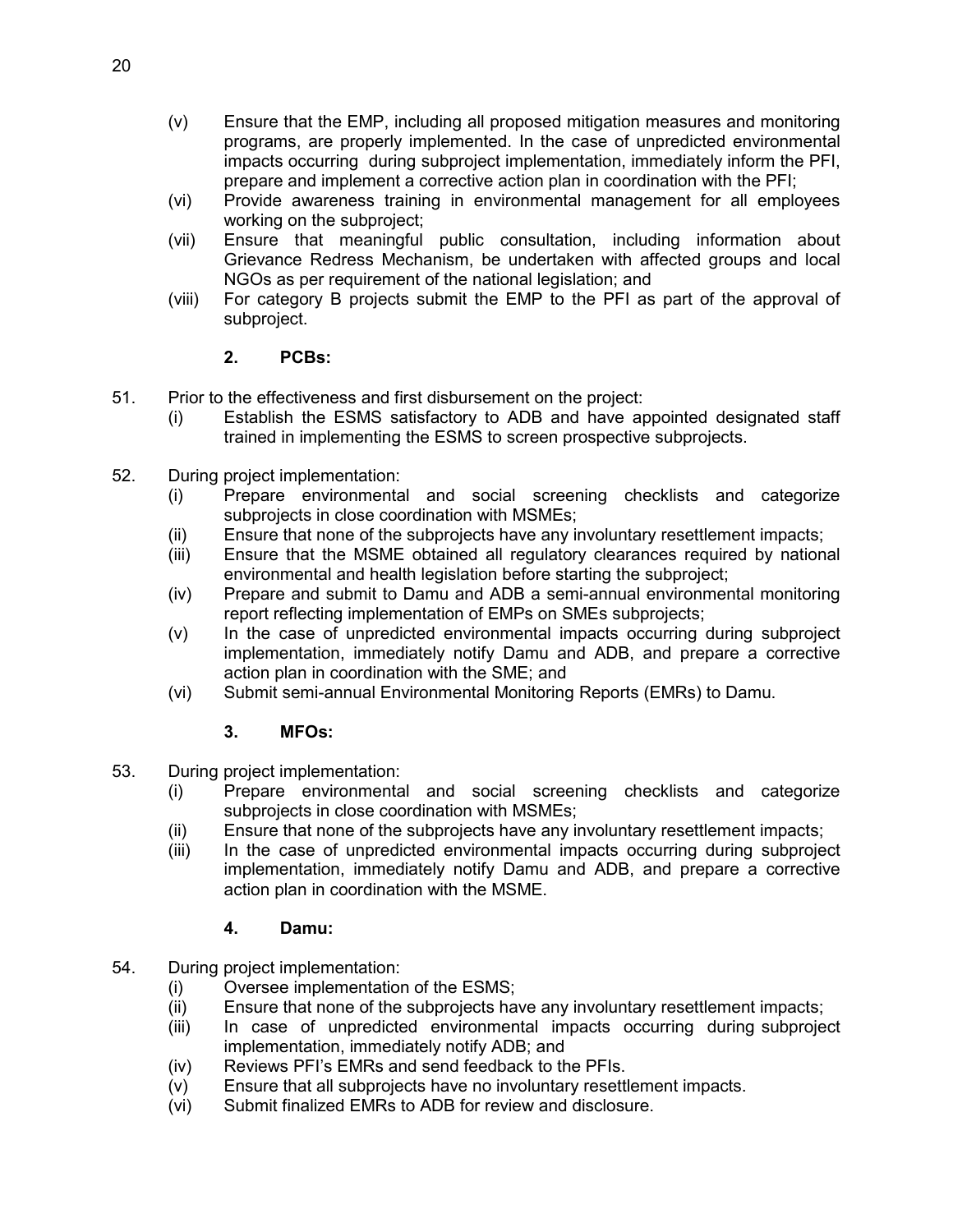(v) Ensure that the EMP, including all proposed mitigation measures and monitoring programs, are properly implemented. In the case of unpredicted environmental impacts occurring during subproject implementation, immediately inform the PFI, prepare and implement a corrective action plan in coordination with the PFI;

(vi) Provide awareness training in environmental management for all employees working on the subproject;

(vii) Ensure that meaningful public consultation, including information about Grievance Redress Mechanism, be undertaken with affected groups and local NGOs as per requirement of the national legislation; and

(viii) For category B projects submit the EMP to the PFI as part of the approval of subproject.

### 2. PCBs:

51. Prior to the effectiveness and first disbursement on the project:

(i) Establish the ESMS satisfactory to ADB and have appointed designated staff trained in implementing the ESMS to screen prospective subprojects.

52. During project implementation:

(i) Prepare environmental and social screening checklists and categorize subprojects in close coordination with MSMEs;

(ii) Ensure that none of the subprojects have any involuntary resettlement impacts;

(iii) Ensure that the MSME obtained all regulatory clearances required by national environmental and health legislation before starting the subproject;

(iv) Prepare and submit to Damu and ADB a semi-annual environmental monitoring report reflecting implementation of EMPs on SMEs subprojects;

(v) In the case of unpredicted environmental impacts occurring during subproject implementation, immediately notify Damu and ADB, and prepare a corrective action plan in coordination with the SME; and

(vi) Submit semi-annual Environmental Monitoring Reports (EMRs) to Damu.

### 3. MFOs:

53. During project implementation:

(i) Prepare environmental and social screening checklists and categorize subprojects in close coordination with MSMEs;

(ii) Ensure that none of the subprojects have any involuntary resettlement impacts;

(iii) In the case of unpredicted environmental impacts occurring during subproject implementation, immediately notify Damu and ADB, and prepare a corrective action plan in coordination with the MSME.

### 4. Damu:

54. During project implementation:

(i) Oversee implementation of the ESMS;

(ii) Ensure that none of the subprojects have any involuntary resettlement impacts;

(iii) In case of unpredicted environmental impacts occurring during subproject implementation, immediately notify ADB; and

(iv) Reviews PFI's EMRs and send feedback to the PFIs.

(v) Ensure that all subprojects have no involuntary resettlement impacts.

(vi) Submit finalized EMRs to ADB for review and disclosure.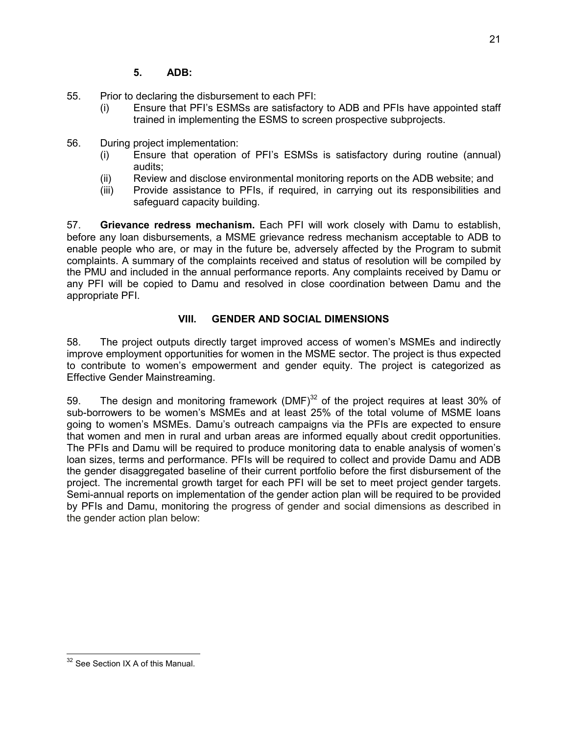### 5. ADB:

55. Prior to declaring the disbursement to each PFI:

   (i) Ensure that PFI's ESMSs are satisfactory to ADB and PFIs have appointed staff trained in implementing the ESMS to screen prospective subprojects.

56. During project implementation:

   (i) Ensure that operation of PFI's ESMSs is satisfactory during routine (annual) audits;
   (ii) Review and disclose environmental monitoring reports on the ADB website; and
   (iii) Provide assistance to PFIs, if required, in carrying out its responsibilities and safeguard capacity building.

57. **Grievance redress mechanism.** Each PFI will work closely with Damu to establish, before any loan disbursements, a MSME grievance redress mechanism acceptable to ADB to enable people who are, or may in the future be, adversely affected by the Program to submit complaints. A summary of the complaints received and status of resolution will be compiled by the PMU and included in the annual performance reports. Any complaints received by Damu or any PFI will be copied to Damu and resolved in close coordination between Damu and the appropriate PFI.

## VIII. GENDER AND SOCIAL DIMENSIONS

58. The project outputs directly target improved access of women's MSMEs and indirectly improve employment opportunities for women in the MSME sector. The project is thus expected to contribute to women's empowerment and gender equity. The project is categorized as Effective Gender Mainstreaming.

59. The design and monitoring framework (DMF)[32] of the project requires at least 30% of sub-borrowers to be women's MSMEs and at least 25% of the total volume of MSME loans going to women's MSMEs. Damu's outreach campaigns via the PFIs are expected to ensure that women and men in rural and urban areas are informed equally about credit opportunities. The PFIs and Damu will be required to produce monitoring data to enable analysis of women's loan sizes, terms and performance. PFIs will be required to collect and provide Damu and ADB the gender disaggregated baseline of their current portfolio before the first disbursement of the project. The incremental growth target for each PFI will be set to meet project gender targets. Semi-annual reports on implementation of the gender action plan will be required to be provided by PFIs and Damu, monitoring the progress of gender and social dimensions as described in the gender action plan below:

[32] See Section IX A of this Manual.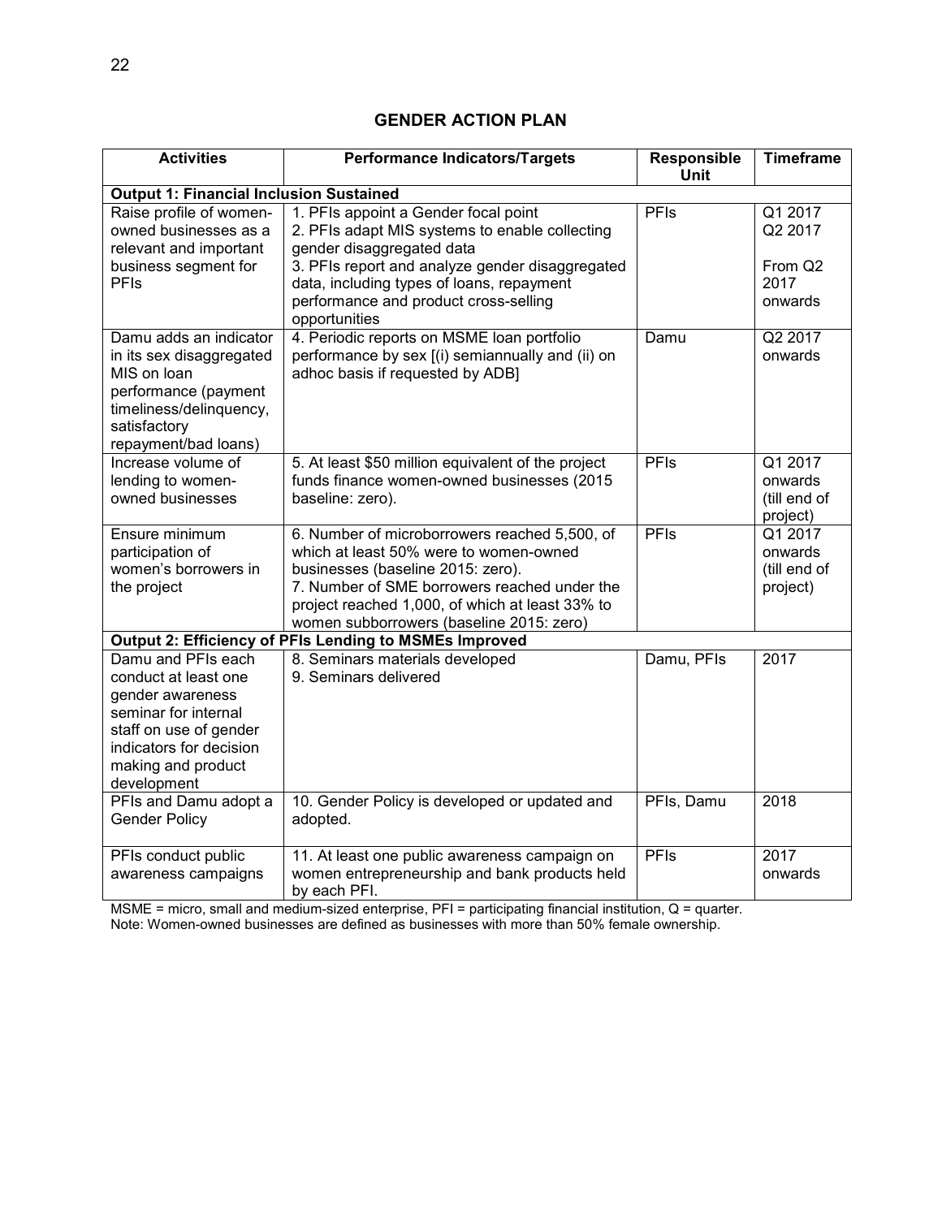## GENDER ACTION PLAN

| Activities | Performance Indicators/Targets | Responsible Unit | Timeframe |
|---|---|---|---|
| **Output 1: Financial Inclusion Sustained** | | | |
| Raise profile of women-owned businesses as a relevant and important business segment for PFIs | 1. PFIs appoint a Gender focal point<br>2. PFIs adapt MIS systems to enable collecting gender disaggregated data<br>3. PFIs report and analyze gender disaggregated data, including types of loans, repayment performance and product cross-selling opportunities | PFIs | Q1 2017<br>Q2 2017<br>From Q2 2017 onwards |
| Damu adds an indicator in its sex disaggregated MIS on loan performance (payment timeliness/delinquency, satisfactory repayment/bad loans) | 4. Periodic reports on MSME loan portfolio performance by sex [(i) semiannually and (ii) on adhoc basis if requested by ADB] | Damu | Q2 2017 onwards |
| Increase volume of lending to women-owned businesses | 5. At least $50 million equivalent of the project funds finance women-owned businesses (2015 baseline: zero). | PFIs | Q1 2017 onwards (till end of project) |
| Ensure minimum participation of women's borrowers in the project | 6. Number of microborrowers reached 5,500, of which at least 50% were to women-owned businesses (baseline 2015: zero).<br>7. Number of SME borrowers reached under the project reached 1,000, of which at least 33% to women subborrowers (baseline 2015: zero) | PFIs | Q1 2017 onwards (till end of project) |
| **Output 2: Efficiency of PFIs Lending to MSMEs Improved** | | | |
| Damu and PFIs each conduct at least one gender awareness seminar for internal staff on use of gender indicators for decision making and product development | 8. Seminars materials developed<br>9. Seminars delivered | Damu, PFIs | 2017 |
| PFIs and Damu adopt a Gender Policy | 10. Gender Policy is developed or updated and adopted. | PFIs, Damu | 2018 |
| PFIs conduct public awareness campaigns | 11. At least one public awareness campaign on women entrepreneurship and bank products held by each PFI. | PFIs | 2017 onwards |

MSME = micro, small and medium-sized enterprise, PFI = participating financial institution, Q = quarter.
Note: Women-owned businesses are defined as businesses with more than 50% female ownership.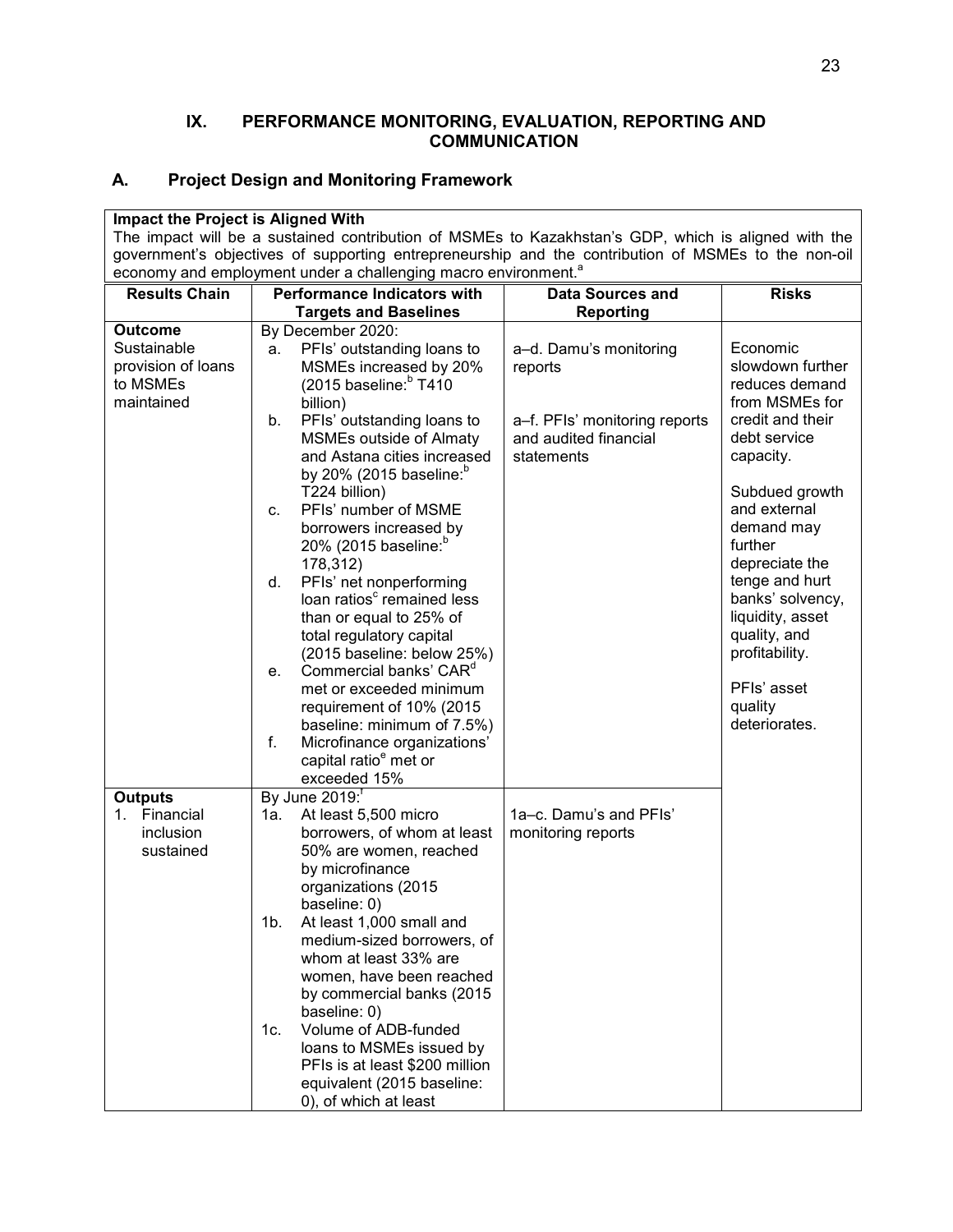## IX. PERFORMANCE MONITORING, EVALUATION, REPORTING AND COMMUNICATION

### A. Project Design and Monitoring Framework

**Impact the Project is Aligned With**

The impact will be a sustained contribution of MSMEs to Kazakhstan's GDP, which is aligned with the government's objectives of supporting entrepreneurship and the contribution of MSMEs to the non-oil economy and employment under a challenging macro environment.[a]

| Results Chain | Performance Indicators with Targets and Baselines | Data Sources and Reporting | Risks |
|---|---|---|---|
| **Outcome**<br>Sustainable provision of loans to MSMEs maintained | By December 2020:<br>a. PFIs' outstanding loans to MSMEs increased by 20% (2015 baseline:[b] T410 billion)<br>b. PFIs' outstanding loans to MSMEs outside of Almaty and Astana cities increased by 20% (2015 baseline:[b] T224 billion)<br>c. PFIs' number of MSME borrowers increased by 20% (2015 baseline:[b] 178,312)<br>d. PFIs' net nonperforming loan ratios[c] remained less than or equal to 25% of total regulatory capital (2015 baseline: below 25%)<br>e. Commercial banks' CAR[d] met or exceeded minimum requirement of 10% (2015 baseline: minimum of 7.5%)<br>f. Microfinance organizations' capital ratio[e] met or exceeded 15% | a–d. Damu's monitoring reports<br><br>a–f. PFIs' monitoring reports and audited financial statements | Economic slowdown further reduces demand from MSMEs for credit and their debt service capacity.<br><br>Subdued growth and external demand may further depreciate the tenge and hurt banks' solvency, liquidity, asset quality, and profitability.<br><br>PFIs' asset quality deteriorates. |
| **Outputs**<br>1. Financial inclusion sustained | By June 2019:[f]<br>1a. At least 5,500 micro borrowers, of whom at least 50% are women, reached by microfinance organizations (2015 baseline: 0)<br>1b. At least 1,000 small and medium-sized borrowers, of whom at least 33% are women, have been reached by commercial banks (2015 baseline: 0)<br>1c. Volume of ADB-funded loans to MSMEs issued by PFIs is at least $200 million equivalent (2015 baseline: 0), of which at least | 1a–c. Damu's and PFIs' monitoring reports | |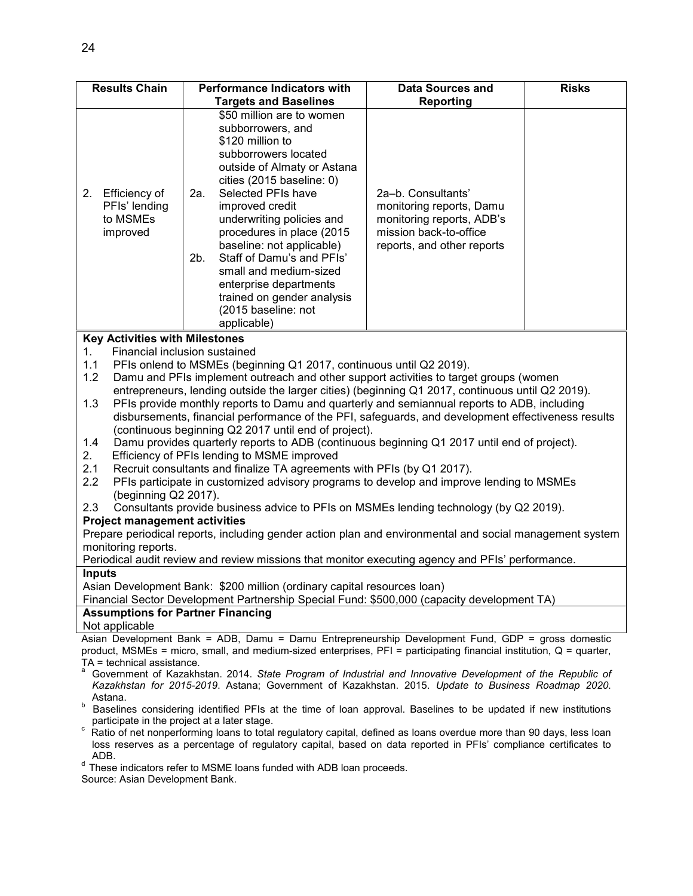| Results Chain | Performance Indicators with Targets and Baselines | Data Sources and Reporting | Risks |
|---|---|---|---|
| | \$50 million are to women subborrowers, and \$120 million to subborrowers located outside of Almaty or Astana cities (2015 baseline: 0) | | |
| 2. Efficiency of PFIs' lending to MSMEs improved | 2a. Selected PFIs have improved credit underwriting policies and procedures in place (2015 baseline: not applicable)<br>2b. Staff of Damu's and PFIs' small and medium-sized enterprise departments trained on gender analysis (2015 baseline: not applicable) | 2a–b. Consultants' monitoring reports, Damu monitoring reports, ADB's mission back-to-office reports, and other reports | |

**Key Activities with Milestones**

1. Financial inclusion sustained
   - 1.1 PFIs onlend to MSMEs (beginning Q1 2017, continuous until Q2 2019).
   - 1.2 Damu and PFIs implement outreach and other support activities to target groups (women entrepreneurs, lending outside the larger cities) (beginning Q1 2017, continuous until Q2 2019).
   - 1.3 PFIs provide monthly reports to Damu and quarterly and semiannual reports to ADB, including disbursements, financial performance of the PFI, safeguards, and development effectiveness results (continuous beginning Q2 2017 until end of project).
   - 1.4 Damu provides quarterly reports to ADB (continuous beginning Q1 2017 until end of project).
2. Efficiency of PFIs lending to MSME improved
   - 2.1 Recruit consultants and finalize TA agreements with PFIs (by Q1 2017).
   - 2.2 PFIs participate in customized advisory programs to develop and improve lending to MSMEs (beginning Q2 2017).
   - 2.3 Consultants provide business advice to PFIs on MSMEs lending technology (by Q2 2019).

**Project management activities**

Prepare periodical reports, including gender action plan and environmental and social management system monitoring reports.

Periodical audit review and review missions that monitor executing agency and PFIs' performance.

**Inputs**

Asian Development Bank: \$200 million (ordinary capital resources loan)

Financial Sector Development Partnership Special Fund: \$500,000 (capacity development TA)

**Assumptions for Partner Financing**

Not applicable

Asian Development Bank = ADB, Damu = Damu Entrepreneurship Development Fund, GDP = gross domestic product, MSMEs = micro, small, and medium-sized enterprises, PFI = participating financial institution, Q = quarter, TA = technical assistance.

[a] Government of Kazakhstan. 2014. *State Program of Industrial and Innovative Development of the Republic of Kazakhstan for 2015-2019*. Astana; Government of Kazakhstan. 2015. *Update to Business Roadmap 2020*. Astana.

[b] Baselines considering identified PFIs at the time of loan approval. Baselines to be updated if new institutions participate in the project at a later stage.

[c] Ratio of net nonperforming loans to total regulatory capital, defined as loans overdue more than 90 days, less loan loss reserves as a percentage of regulatory capital, based on data reported in PFIs' compliance certificates to ADB.

[d] These indicators refer to MSME loans funded with ADB loan proceeds.

Source: Asian Development Bank.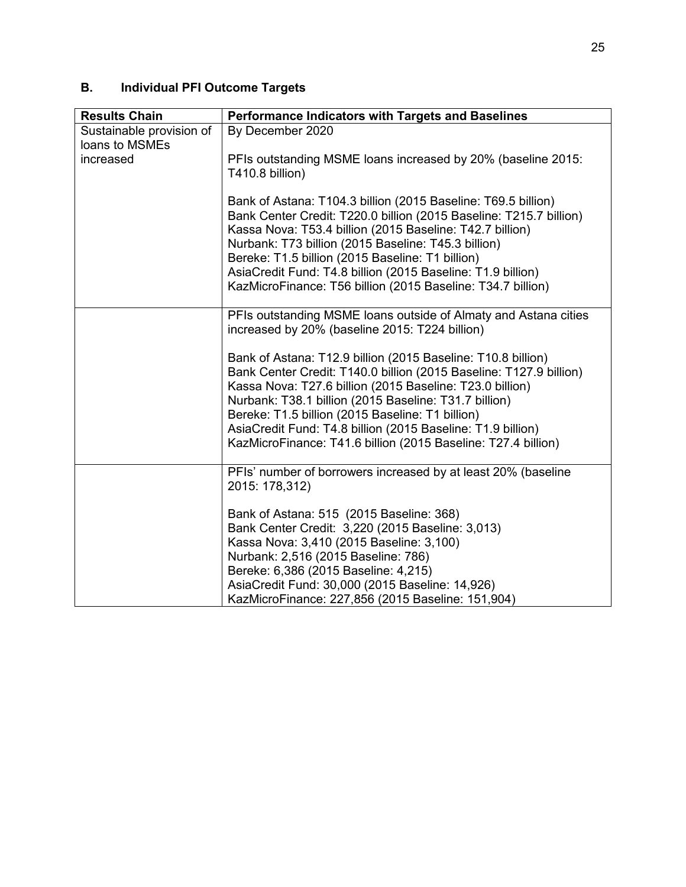## B. Individual PFI Outcome Targets

| Results Chain | Performance Indicators with Targets and Baselines |
|---|---|
| Sustainable provision of loans to MSMEs increased | By December 2020<br><br>PFIs outstanding MSME loans increased by 20% (baseline 2015: T410.8 billion)<br><br>Bank of Astana: T104.3 billion (2015 Baseline: T69.5 billion)<br>Bank Center Credit: T220.0 billion (2015 Baseline: T215.7 billion)<br>Kassa Nova: T53.4 billion (2015 Baseline: T42.7 billion)<br>Nurbank: T73 billion (2015 Baseline: T45.3 billion)<br>Bereke: T1.5 billion (2015 Baseline: T1 billion)<br>AsiaCredit Fund: T4.8 billion (2015 Baseline: T1.9 billion)<br>KazMicroFinance: T56 billion (2015 Baseline: T34.7 billion) |
| | PFIs outstanding MSME loans outside of Almaty and Astana cities increased by 20% (baseline 2015: T224 billion)<br><br>Bank of Astana: T12.9 billion (2015 Baseline: T10.8 billion)<br>Bank Center Credit: T140.0 billion (2015 Baseline: T127.9 billion)<br>Kassa Nova: T27.6 billion (2015 Baseline: T23.0 billion)<br>Nurbank: T38.1 billion (2015 Baseline: T31.7 billion)<br>Bereke: T1.5 billion (2015 Baseline: T1 billion)<br>AsiaCredit Fund: T4.8 billion (2015 Baseline: T1.9 billion)<br>KazMicroFinance: T41.6 billion (2015 Baseline: T27.4 billion) |
| | PFIs' number of borrowers increased by at least 20% (baseline 2015: 178,312)<br><br>Bank of Astana: 515 (2015 Baseline: 368)<br>Bank Center Credit: 3,220 (2015 Baseline: 3,013)<br>Kassa Nova: 3,410 (2015 Baseline: 3,100)<br>Nurbank: 2,516 (2015 Baseline: 786)<br>Bereke: 6,386 (2015 Baseline: 4,215)<br>AsiaCredit Fund: 30,000 (2015 Baseline: 14,926)<br>KazMicroFinance: 227,856 (2015 Baseline: 151,904) |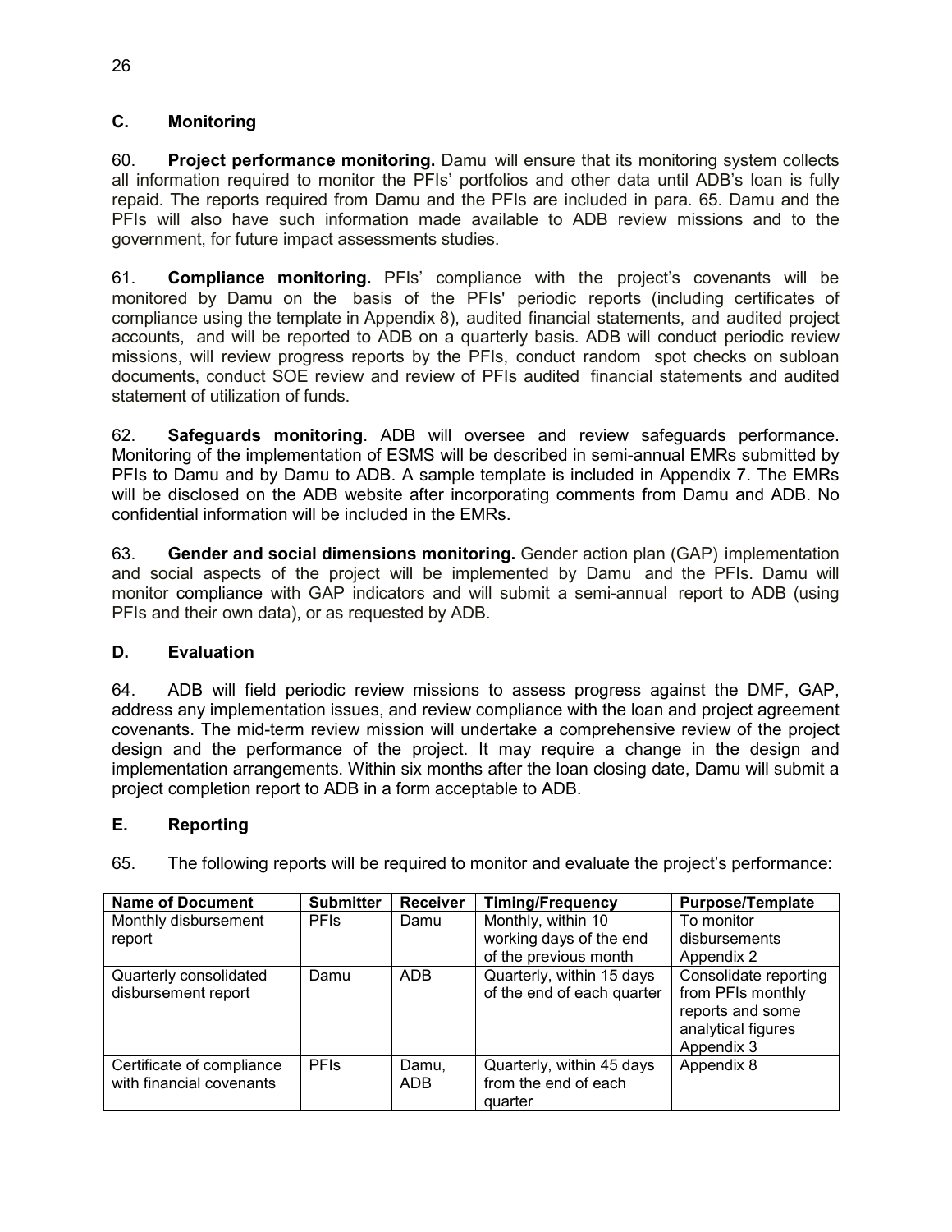### C. Monitoring

60. **Project performance monitoring.** Damu will ensure that its monitoring system collects all information required to monitor the PFIs' portfolios and other data until ADB's loan is fully repaid. The reports required from Damu and the PFIs are included in para. 65. Damu and the PFIs will also have such information made available to ADB review missions and to the government, for future impact assessments studies.

61. **Compliance monitoring.** PFIs' compliance with the project's covenants will be monitored by Damu on the basis of the PFIs' periodic reports (including certificates of compliance using the template in Appendix 8), audited financial statements, and audited project accounts, and will be reported to ADB on a quarterly basis. ADB will conduct periodic review missions, will review progress reports by the PFIs, conduct random spot checks on subloan documents, conduct SOE review and review of PFIs audited financial statements and audited statement of utilization of funds.

62. **Safeguards monitoring**. ADB will oversee and review safeguards performance. Monitoring of the implementation of ESMS will be described in semi-annual EMRs submitted by PFIs to Damu and by Damu to ADB. A sample template is included in Appendix 7. The EMRs will be disclosed on the ADB website after incorporating comments from Damu and ADB. No confidential information will be included in the EMRs.

63. **Gender and social dimensions monitoring.** Gender action plan (GAP) implementation and social aspects of the project will be implemented by Damu and the PFIs. Damu will monitor compliance with GAP indicators and will submit a semi-annual report to ADB (using PFIs and their own data), or as requested by ADB.

### D. Evaluation

64. ADB will field periodic review missions to assess progress against the DMF, GAP, address any implementation issues, and review compliance with the loan and project agreement covenants. The mid-term review mission will undertake a comprehensive review of the project design and the performance of the project. It may require a change in the design and implementation arrangements. Within six months after the loan closing date, Damu will submit a project completion report to ADB in a form acceptable to ADB.

### E. Reporting

65. The following reports will be required to monitor and evaluate the project's performance:

| Name of Document | Submitter | Receiver | Timing/Frequency | Purpose/Template |
|---|---|---|---|---|
| Monthly disbursement report | PFIs | Damu | Monthly, within 10 working days of the end of the previous month | To monitor disbursements Appendix 2 |
| Quarterly consolidated disbursement report | Damu | ADB | Quarterly, within 15 days of the end of each quarter | Consolidate reporting from PFIs monthly reports and some analytical figures Appendix 3 |
| Certificate of compliance with financial covenants | PFIs | Damu, ADB | Quarterly, within 45 days from the end of each quarter | Appendix 8 |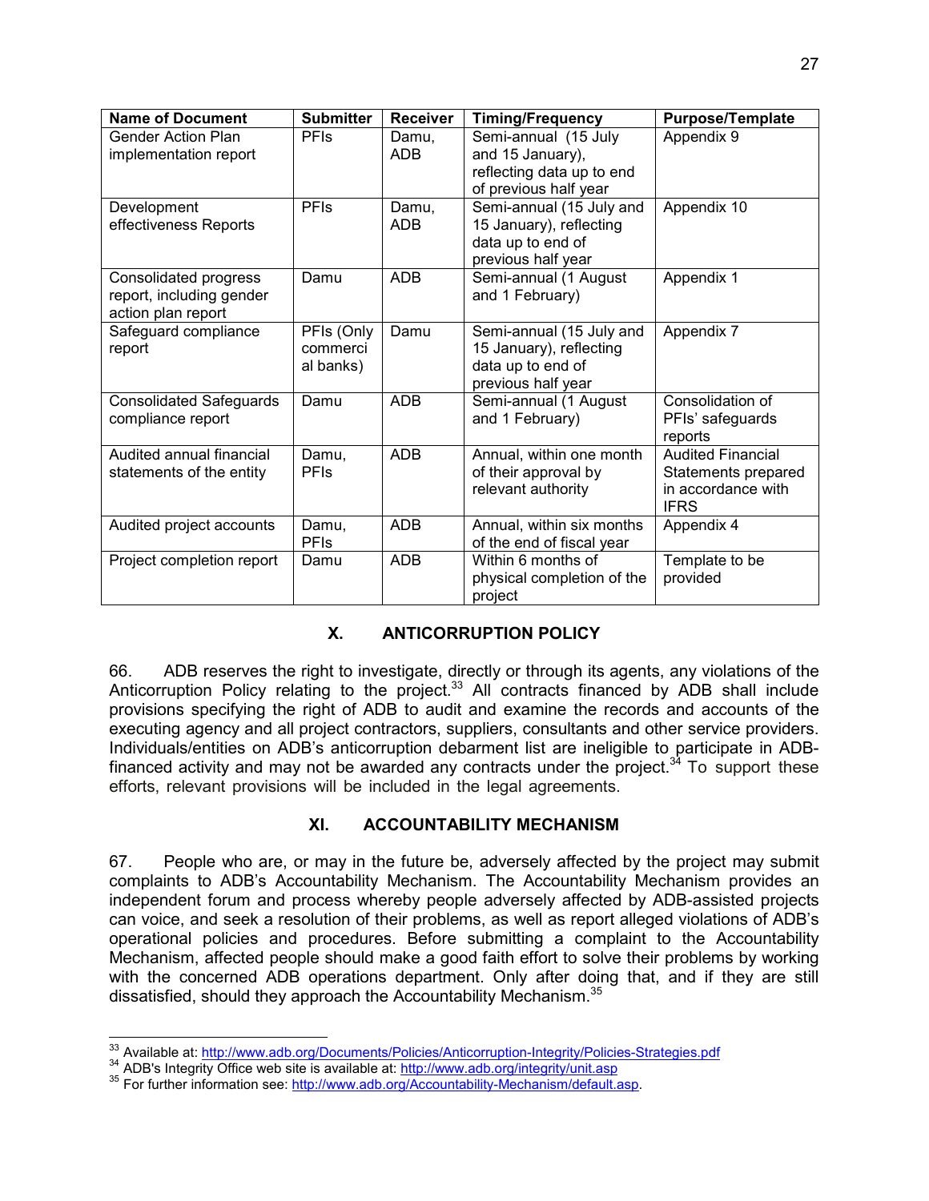| Name of Document | Submitter | Receiver | Timing/Frequency | Purpose/Template |
|---|---|---|---|---|
| Gender Action Plan implementation report | PFIs | Damu, ADB | Semi-annual (15 July and 15 January), reflecting data up to end of previous half year | Appendix 9 |
| Development effectiveness Reports | PFIs | Damu, ADB | Semi-annual (15 July and 15 January), reflecting data up to end of previous half year | Appendix 10 |
| Consolidated progress report, including gender action plan report | Damu | ADB | Semi-annual (1 August and 1 February) | Appendix 1 |
| Safeguard compliance report | PFIs (Only commercial banks) | Damu | Semi-annual (15 July and 15 January), reflecting data up to end of previous half year | Appendix 7 |
| Consolidated Safeguards compliance report | Damu | ADB | Semi-annual (1 August and 1 February) | Consolidation of PFIs' safeguards reports |
| Audited annual financial statements of the entity | Damu, PFIs | ADB | Annual, within one month of their approval by relevant authority | Audited Financial Statements prepared in accordance with IFRS |
| Audited project accounts | Damu, PFIs | ADB | Annual, within six months of the end of fiscal year | Appendix 4 |
| Project completion report | Damu | ADB | Within 6 months of physical completion of the project | Template to be provided |

## X. ANTICORRUPTION POLICY

66. ADB reserves the right to investigate, directly or through its agents, any violations of the Anticorruption Policy relating to the project.[33] All contracts financed by ADB shall include provisions specifying the right of ADB to audit and examine the records and accounts of the executing agency and all project contractors, suppliers, consultants and other service providers. Individuals/entities on ADB's anticorruption debarment list are ineligible to participate in ADB-financed activity and may not be awarded any contracts under the project.[34] To support these efforts, relevant provisions will be included in the legal agreements.

## XI. ACCOUNTABILITY MECHANISM

67. People who are, or may in the future be, adversely affected by the project may submit complaints to ADB's Accountability Mechanism. The Accountability Mechanism provides an independent forum and process whereby people adversely affected by ADB-assisted projects can voice, and seek a resolution of their problems, as well as report alleged violations of ADB's operational policies and procedures. Before submitting a complaint to the Accountability Mechanism, affected people should make a good faith effort to solve their problems by working with the concerned ADB operations department. Only after doing that, and if they are still dissatisfied, should they approach the Accountability Mechanism.[35]

---

[33] Available at: http://www.adb.org/Documents/Policies/Anticorruption-Integrity/Policies-Strategies.pdf

[34] ADB's Integrity Office web site is available at: http://www.adb.org/integrity/unit.asp

[35] For further information see: http://www.adb.org/Accountability-Mechanism/default.asp.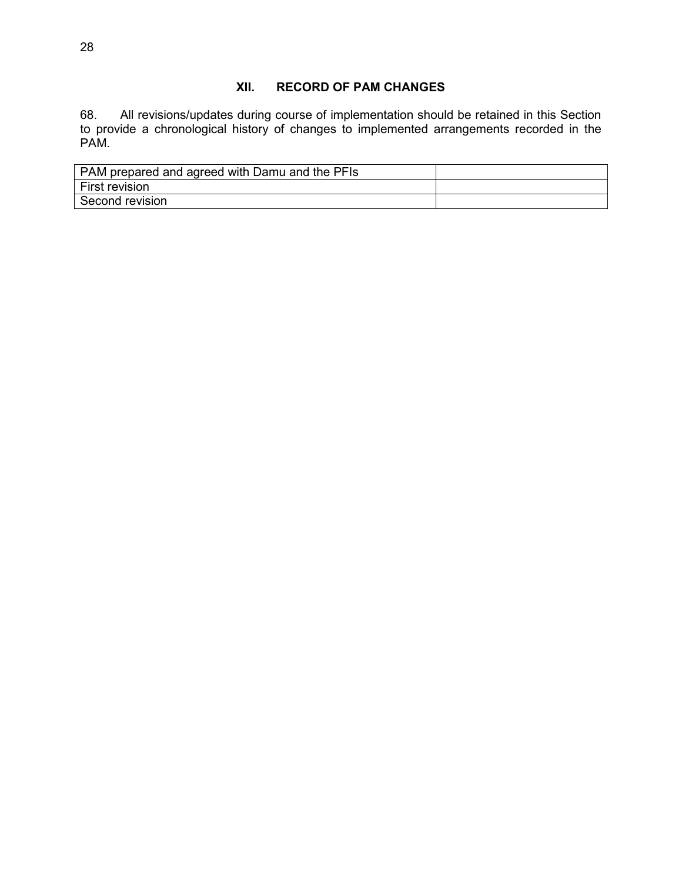## XII. RECORD OF PAM CHANGES

68. All revisions/updates during course of implementation should be retained in this Section to provide a chronological history of changes to implemented arrangements recorded in the PAM.

| | |
|---|---|
| PAM prepared and agreed with Damu and the PFIs | |
| First revision | |
| Second revision | |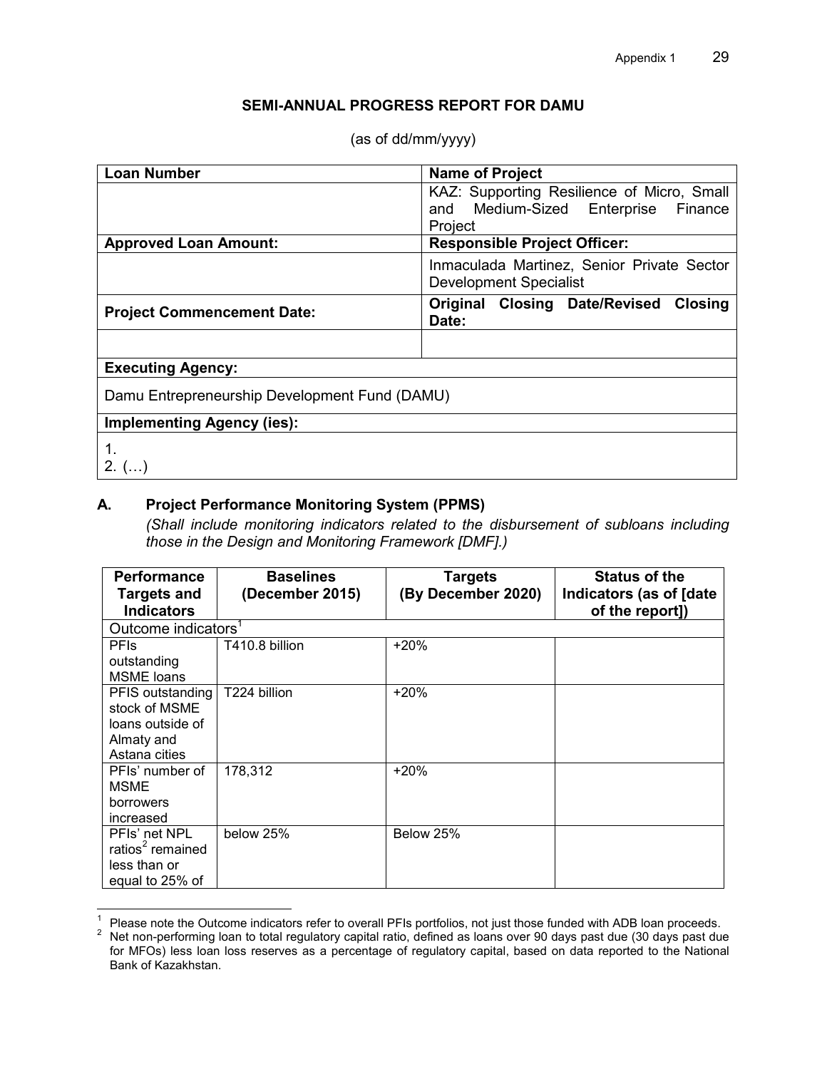**SEMI-ANNUAL PROGRESS REPORT FOR DAMU**

(as of dd/mm/yyyy)

| **Loan Number** | **Name of Project** |
|---|---|
| | KAZ: Supporting Resilience of Micro, Small and Medium-Sized Enterprise Finance Project |
| **Approved Loan Amount:** | **Responsible Project Officer:** |
| | Inmaculada Martinez, Senior Private Sector Development Specialist |
| **Project Commencement Date:** | **Original Closing Date/Revised Closing Date:** |
| | |
| **Executing Agency:** | |
| Damu Entrepreneurship Development Fund (DAMU) | |
| **Implementing Agency (ies):** | |
| 1.<br>2. (…) | |

## A. Project Performance Monitoring System (PPMS)

*(Shall include monitoring indicators related to the disbursement of subloans including those in the Design and Monitoring Framework [DMF].)*

| Performance Targets and Indicators | Baselines (December 2015) | Targets (By December 2020) | Status of the Indicators (as of [date of the report]) |
|---|---|---|---|
| Outcome indicators[1] | | | |
| PFIs outstanding MSME loans | T410.8 billion | +20% | |
| PFIS outstanding stock of MSME loans outside of Almaty and Astana cities | T224 billion | +20% | |
| PFIs' number of MSME borrowers increased | 178,312 | +20% | |
| PFIs' net NPL ratios[2] remained less than or equal to 25% of | below 25% | Below 25% | |

[1] Please note the Outcome indicators refer to overall PFIs portfolios, not just those funded with ADB loan proceeds.

[2] Net non-performing loan to total regulatory capital ratio, defined as loans over 90 days past due (30 days past due for MFOs) less loan loss reserves as a percentage of regulatory capital, based on data reported to the National Bank of Kazakhstan.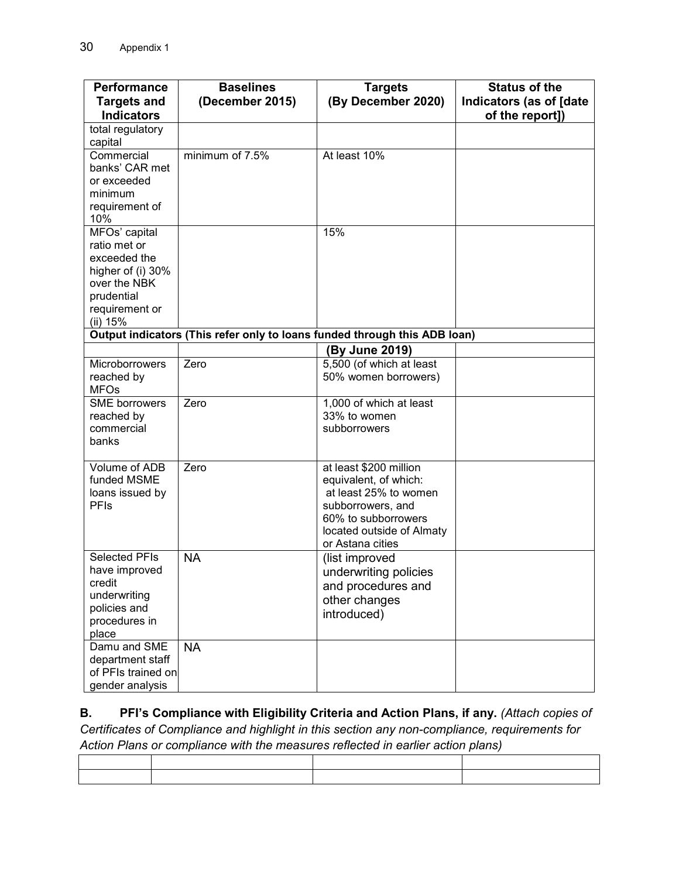| Performance Targets and Indicators | Baselines (December 2015) | Targets (By December 2020) | Status of the Indicators (as of [date of the report]) |
|---|---|---|---|
| total regulatory capital | | | |
| Commercial banks' CAR met or exceeded minimum requirement of 10% | minimum of 7.5% | At least 10% | |
| MFOs' capital ratio met or exceeded the higher of (i) 30% over the NBK prudential requirement or (ii) 15% | | 15% | |
| **Output indicators (This refer only to loans funded through this ADB loan)** | | | |
| | | **(By June 2019)** | |
| Microborrowers reached by MFOs | Zero | 5,500 (of which at least 50% women borrowers) | |
| SME borrowers reached by commercial banks | Zero | 1,000 of which at least 33% to women subborrowers | |
| Volume of ADB funded MSME loans issued by PFIs | Zero | at least $200 million equivalent, of which: at least 25% to women subborrowers, and 60% to subborrowers located outside of Almaty or Astana cities | |
| Selected PFIs have improved credit underwriting policies and procedures in place | NA | (list improved underwriting policies and procedures and other changes introduced) | |
| Damu and SME department staff of PFIs trained on gender analysis | NA | | |

**B. PFI's Compliance with Eligibility Criteria and Action Plans, if any.** *(Attach copies of Certificates of Compliance and highlight in this section any non-compliance, requirements for Action Plans or compliance with the measures reflected in earlier action plans)*

| | | | |
|---|---|---|---|
| | | | |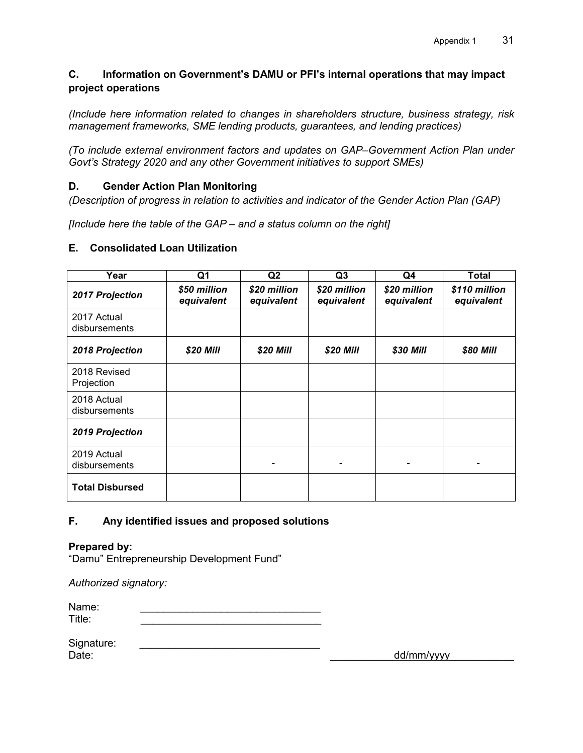### C. Information on Government's DAMU or PFI's internal operations that may impact project operations

*(Include here information related to changes in shareholders structure, business strategy, risk management frameworks, SME lending products, guarantees, and lending practices)*

*(To include external environment factors and updates on GAP–Government Action Plan under Govt's Strategy 2020 and any other Government initiatives to support SMEs)*

### D. Gender Action Plan Monitoring

*(Description of progress in relation to activities and indicator of the Gender Action Plan (GAP)*

*[Include here the table of the GAP – and a status column on the right]*

### E. Consolidated Loan Utilization

| Year | Q1 | Q2 | Q3 | Q4 | Total |
|---|---|---|---|---|---|
| ***2017 Projection*** | ***$50 million equivalent*** | ***$20 million equivalent*** | ***$20 million equivalent*** | ***$20 million equivalent*** | ***$110 million equivalent*** |
| 2017 Actual disbursements | | | | | |
| ***2018 Projection*** | ***$20 Mill*** | ***$20 Mill*** | ***$20 Mill*** | ***$30 Mill*** | ***$80 Mill*** |
| 2018 Revised Projection | | | | | |
| 2018 Actual disbursements | | | | | |
| ***2019 Projection*** | | | | | |
| 2019 Actual disbursements | | - | - | - | - |
| **Total Disbursed** | | | | | |

### F. Any identified issues and proposed solutions

**Prepared by:**
"Damu" Entrepreneurship Development Fund"

*Authorized signatory:*

Name: _______________________________
Title: _______________________________

Signature: _______________________________
Date: ___________dd/mm/yyyy___________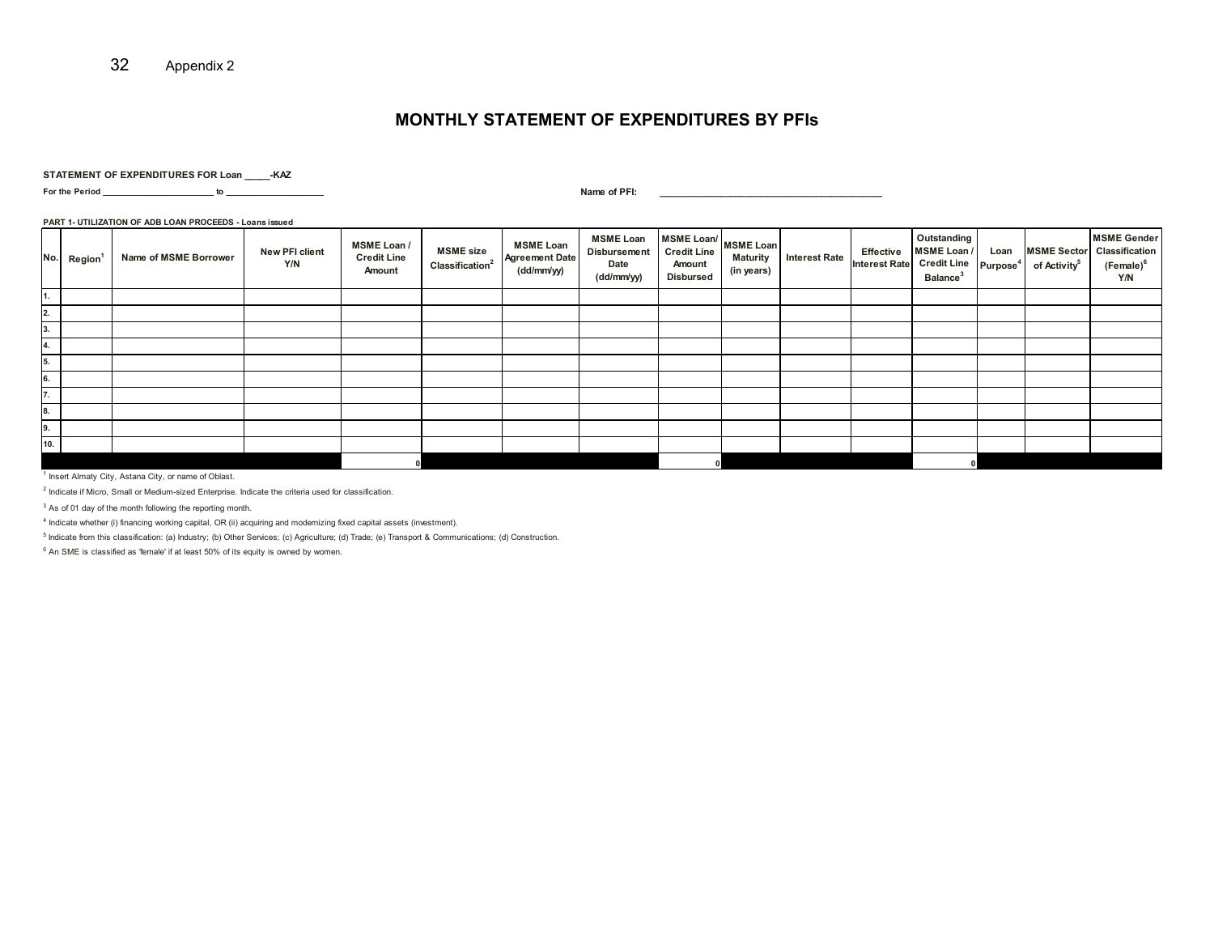Appendix 2

# MONTHLY STATEMENT OF EXPENDITURES BY PFIs

**STATEMENT OF EXPENDITURES FOR Loan _____-KAZ**

**For the Period _______________________ to ____________________**

**Name of PFI: __________________________________________**

**PART 1- UTILIZATION OF ADB LOAN PROCEEDS - Loans issued**

| No. | Region[1] | Name of MSME Borrower | New PFI client Y/N | MSME Loan / Credit Line Amount | MSME size Classification[2] | MSME Loan Agreement Date (dd/mm/yy) | MSME Loan Disbursement Date (dd/mm/yy) | MSME Loan/ Credit Line Amount Disbursed | MSME Loan Maturity (in years) | Interest Rate | Effective Interest Rate | Outstanding MSME Loan / Credit Line Balance[3] | Loan Purpose[4] | MSME Sector of Activity[5] | MSME Gender Classification (Female)[6] Y/N |
|---|---|---|---|---|---|---|---|---|---|---|---|---|---|---|---|
| 1. | | | | | | | | | | | | | | | |
| 2. | | | | | | | | | | | | | | | |
| 3. | | | | | | | | | | | | | | | |
| 4. | | | | | | | | | | | | | | | |
| 5. | | | | | | | | | | | | | | | |
| 6. | | | | | | | | | | | | | | | |
| 7. | | | | | | | | | | | | | | | |
| 8. | | | | | | | | | | | | | | | |
| 9. | | | | | | | | | | | | | | | |
| 10. | | | | | | | | | | | | | | | |
| | | | | 0 | | | | 0 | | | | 0 | | | |

[1] Insert Almaty City, Astana City, or name of Oblast.

[2] Indicate if Micro, Small or Medium-sized Enterprise. Indicate the criteria used for classification.

[3] As of 01 day of the month following the reporting month.

[4] Indicate whether (i) financing working capital, OR (ii) acquiring and modernizing fixed capital assets (investment).

[5] Indicate from this classification: (a) Industry; (b) Other Services; (c) Agriculture; (d) Trade; (e) Transport & Communications; (d) Construction.

[6] An SME is classified as 'female' if at least 50% of its equity is owned by women.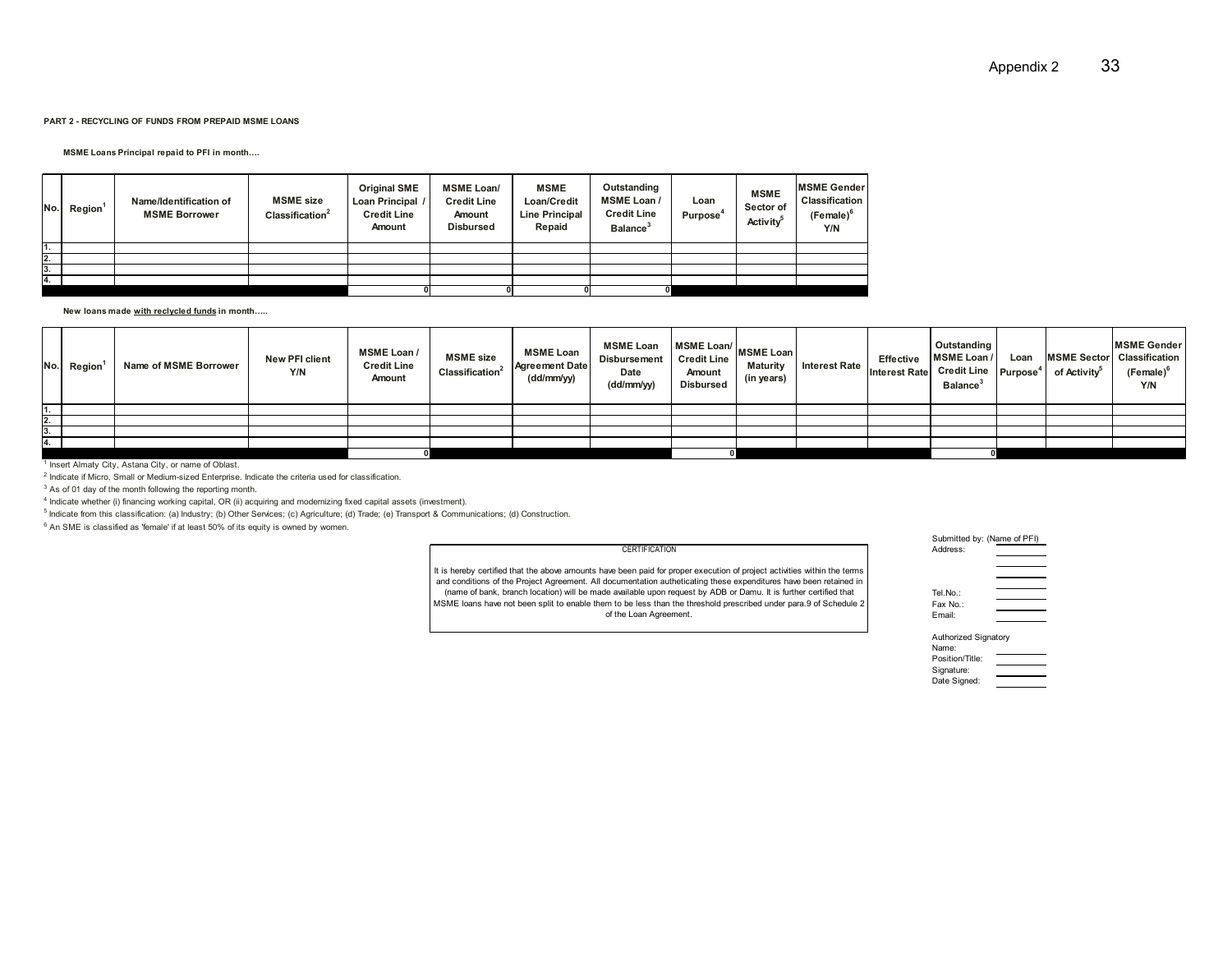**PART 2 - RECYCLING OF FUNDS FROM PREPAID MSME LOANS**

**MSME Loans Principal repaid to PFI in month....**

| No. | Region[1] | Name/Identification of MSME Borrower | MSME size Classification[2] | Original SME Loan Principal / Credit Line Amount | MSME Loan/ Credit Line Amount Disbursed | MSME Loan/Credit Line Principal Repaid | Outstanding MSME Loan / Credit Line Balance[3] | Loan Purpose[4] | MSME Sector of Activity[5] | MSME Gender Classification (Female)[6] Y/N |
|---|---|---|---|---|---|---|---|---|---|---|
| 1. | | | | | | | | | | |
| 2. | | | | | | | | | | |
| 3. | | | | | | | | | | |
| 4. | | | | | | | | | | |
| | | | | 0 | 0 | 0 | 0 | | | |

**New loans made with reclycled funds in month.....**

| No. | Region[1] | Name of MSME Borrower | New PFI client Y/N | MSME Loan / Credit Line Amount | MSME size Classification[2] | MSME Loan Agreement Date (dd/mm/yy) | MSME Loan Disbursement Date (dd/mm/yy) | MSME Loan/ Credit Line Amount Disbursed | MSME Loan Maturity (in years) | Interest Rate | Effective Interest Rate | Outstanding MSME Loan / Credit Line Balance[3] | Loan Purpose[4] | MSME Sector of Activity[5] | MSME Gender Classification (Female)[6] Y/N |
|---|---|---|---|---|---|---|---|---|---|---|---|---|---|---|---|
| 1. | | | | | | | | | | | | | | | |
| 2. | | | | | | | | | | | | | | | |
| 3. | | | | | | | | | | | | | | | |
| 4. | | | | | | | | | | | | | | | |
| | | | | 0 | | | | 0 | | | | 0 | | | |

[1] Insert Almaty City, Astana City, or name of Oblast.

[2] Indicate if Micro, Small or Medium-sized Enterprise. Indicate the criteria used for classification.

[3] As of 01 day of the month following the reporting month.

[4] Indicate whether (i) financing working capital, OR (ii) acquiring and modernizing fixed capital assets (investment).

[5] Indicate from this classification: (a) Industry; (b) Other Services; (c) Agriculture; (d) Trade; (e) Transport & Communications; (d) Construction.

[6] An SME is classified as 'female' if at least 50% of its equity is owned by women.

CERTIFICATION

It is hereby certified that the above amounts have been paid for proper execution of project activities within the terms and conditions of the Project Agreement. All documentation autheticating these expenditures have been retained in (name of bank, branch location) will be made available upon request by ADB or Damu. It is further certified that MSME loans have not been split to enable them to be less than the threshold prescribed under para.9 of Schedule 2 of the Loan Agreement.

Submitted by: (Name of PFI)
Address: \_\_\_\_\_\_\_\_

Tel.No.: \_\_\_\_\_\_\_\_
Fax No.: \_\_\_\_\_\_\_\_
Email: \_\_\_\_\_\_\_\_

Authorized Signatory
Name:
Position/Title: \_\_\_\_\_\_\_\_
Signature: \_\_\_\_\_\_\_\_
Date Signed: \_\_\_\_\_\_\_\_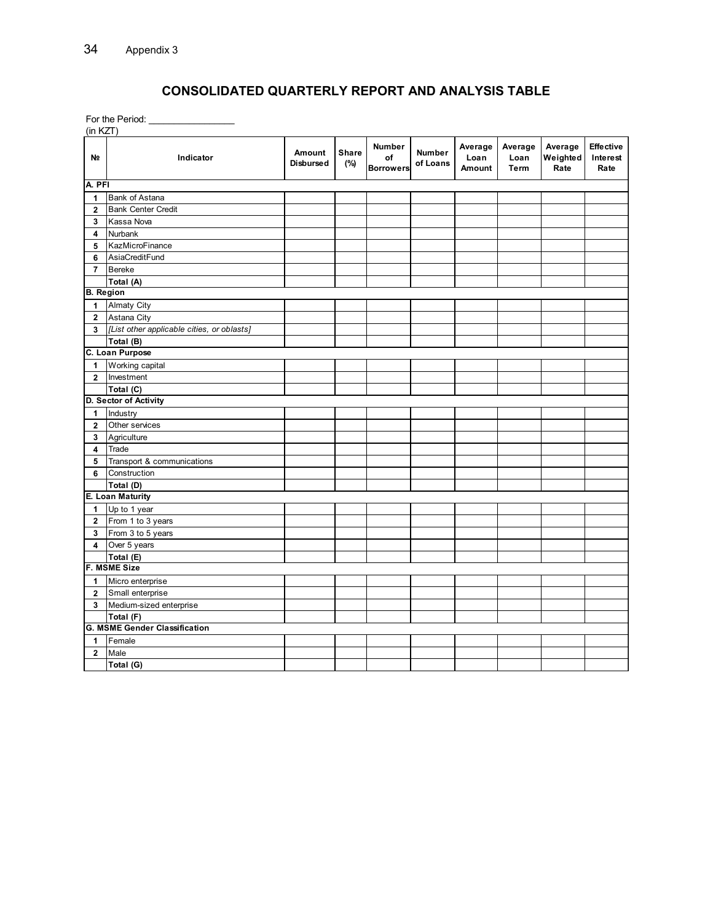Appendix 3

# CONSOLIDATED QUARTERLY REPORT AND ANALYSIS TABLE

For the Period: ________________

(in KZT)

| № | Indicator | Amount Disbursed | Share (%) | Number of Borrowers | Number of Loans | Average Loan Amount | Average Loan Term | Average Weighted Rate | Effective Interest Rate |
|---|---|---|---|---|---|---|---|---|---|
| **A. PFI** | | | | | | | | | |
| 1 | Bank of Astana | | | | | | | | |
| 2 | Bank Center Credit | | | | | | | | |
| 3 | Kassa Nova | | | | | | | | |
| 4 | Nurbank | | | | | | | | |
| 5 | KazMicroFinance | | | | | | | | |
| 6 | AsiaCreditFund | | | | | | | | |
| 7 | Bereke | | | | | | | | |
| | **Total (A)** | | | | | | | | |
| **B. Region** | | | | | | | | | |
| 1 | Almaty City | | | | | | | | |
| 2 | Astana City | | | | | | | | |
| 3 | *[List other applicable cities, or oblasts]* | | | | | | | | |
| | **Total (B)** | | | | | | | | |
| **C. Loan Purpose** | | | | | | | | | |
| 1 | Working capital | | | | | | | | |
| 2 | Investment | | | | | | | | |
| | **Total (C)** | | | | | | | | |
| **D. Sector of Activity** | | | | | | | | | |
| 1 | Industry | | | | | | | | |
| 2 | Other services | | | | | | | | |
| 3 | Agriculture | | | | | | | | |
| 4 | Trade | | | | | | | | |
| 5 | Transport & communications | | | | | | | | |
| 6 | Construction | | | | | | | | |
| | **Total (D)** | | | | | | | | |
| **E. Loan Maturity** | | | | | | | | | |
| 1 | Up to 1 year | | | | | | | | |
| 2 | From 1 to 3 years | | | | | | | | |
| 3 | From 3 to 5 years | | | | | | | | |
| 4 | Over 5 years | | | | | | | | |
| | **Total (E)** | | | | | | | | |
| **F. MSME Size** | | | | | | | | | |
| 1 | Micro enterprise | | | | | | | | |
| 2 | Small enterprise | | | | | | | | |
| 3 | Medium-sized enterprise | | | | | | | | |
| | **Total (F)** | | | | | | | | |
| **G. MSME Gender Classification** | | | | | | | | | |
| 1 | Female | | | | | | | | |
| 2 | Male | | | | | | | | |
| | **Total (G)** | | | | | | | | |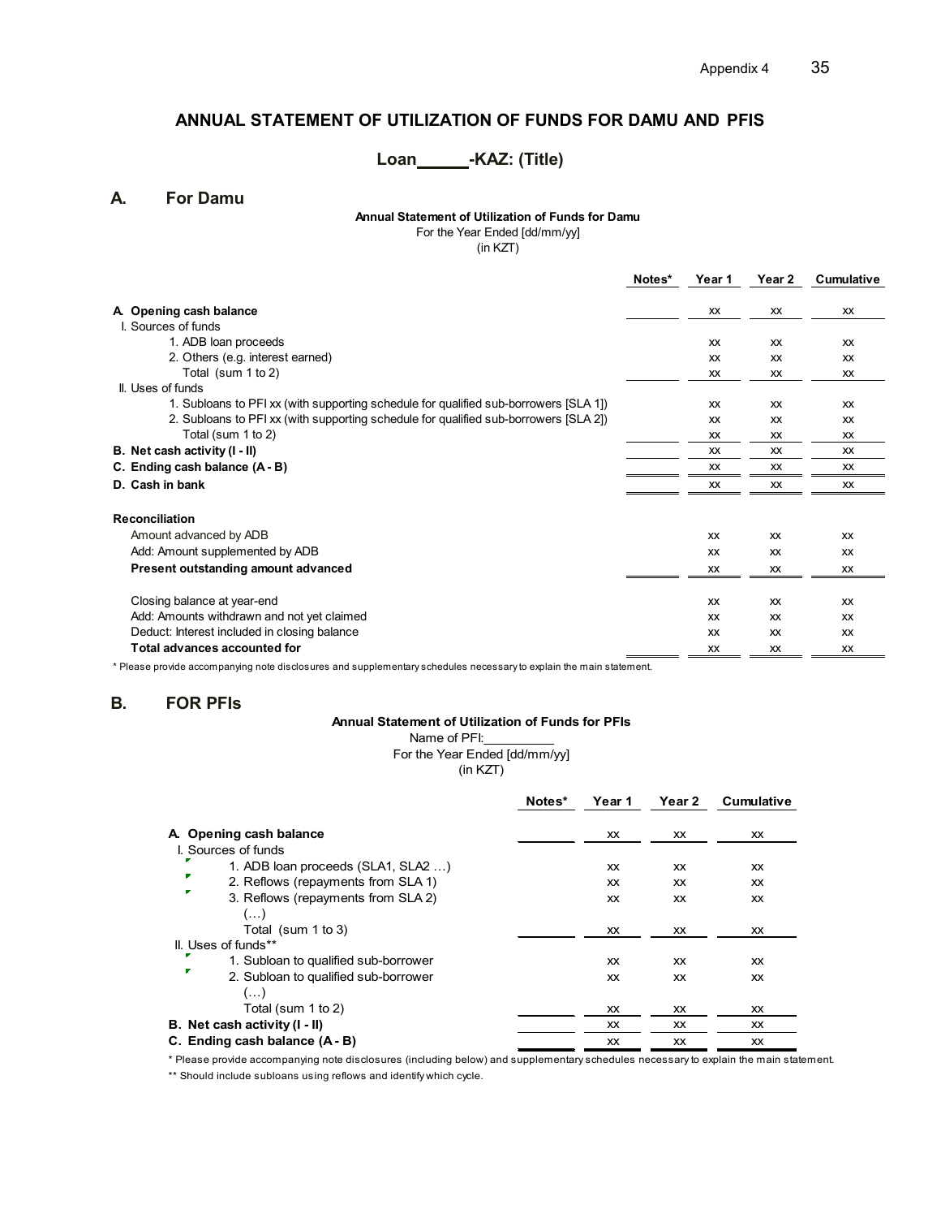## ANNUAL STATEMENT OF UTILIZATION OF FUNDS FOR DAMU AND PFIS

### Loan_____-KAZ: (Title)

## A. For Damu

**Annual Statement of Utilization of Funds for Damu**
For the Year Ended [dd/mm/yy]
(in KZT)

| | Notes* | Year 1 | Year 2 | Cumulative |
|---|---|---|---|---|
| **A. Opening cash balance** | | xx | xx | xx |
| I. Sources of funds | | | | |
| 1. ADB loan proceeds | | xx | xx | xx |
| 2. Others (e.g. interest earned) | | xx | xx | xx |
| Total (sum 1 to 2) | | xx | xx | xx |
| II. Uses of funds | | | | |
| 1. Subloans to PFI xx (with supporting schedule for qualified sub-borrowers [SLA 1]) | | xx | xx | xx |
| 2. Subloans to PFI xx (with supporting schedule for qualified sub-borrowers [SLA 2]) | | xx | xx | xx |
| Total (sum 1 to 2) | | xx | xx | xx |
| **B. Net cash activity (I - II)** | | xx | xx | xx |
| **C. Ending cash balance (A - B)** | | xx | xx | xx |
| **D. Cash in bank** | | xx | xx | xx |
| | | | | |
| **Reconciliation** | | | | |
| Amount advanced by ADB | | xx | xx | xx |
| Add: Amount supplemented by ADB | | xx | xx | xx |
| **Present outstanding amount advanced** | | xx | xx | xx |
| | | | | |
| Closing balance at year-end | | xx | xx | xx |
| Add: Amounts withdrawn and not yet claimed | | xx | xx | xx |
| Deduct: Interest included in closing balance | | xx | xx | xx |
| **Total advances accounted for** | | xx | xx | xx |

\* Please provide accompanying note disclosures and supplementary schedules necessary to explain the main statement.

## B. FOR PFIs

**Annual Statement of Utilization of Funds for PFIs**
Name of PFI:__________
For the Year Ended [dd/mm/yy]
(in KZT)

| | Notes* | Year 1 | Year 2 | Cumulative |
|---|---|---|---|---|
| **A. Opening cash balance** | | xx | xx | xx |
| I. Sources of funds | | | | |
| 1. ADB loan proceeds (SLA1, SLA2 …) | | xx | xx | xx |
| 2. Reflows (repayments from SLA 1) | | xx | xx | xx |
| 3. Reflows (repayments from SLA 2) (…) | | xx | xx | xx |
| Total (sum 1 to 3) | | xx | xx | xx |
| II. Uses of funds** | | | | |
| 1. Subloan to qualified sub-borrower | | xx | xx | xx |
| 2. Subloan to qualified sub-borrower (…) | | xx | xx | xx |
| Total (sum 1 to 2) | | xx | xx | xx |
| **B. Net cash activity (I - II)** | | xx | xx | xx |
| **C. Ending cash balance (A - B)** | | xx | xx | xx |

\* Please provide accompanying note disclosures (including below) and supplementary schedules necessary to explain the main statement.

\*\* Should include subloans using reflows and identify which cycle.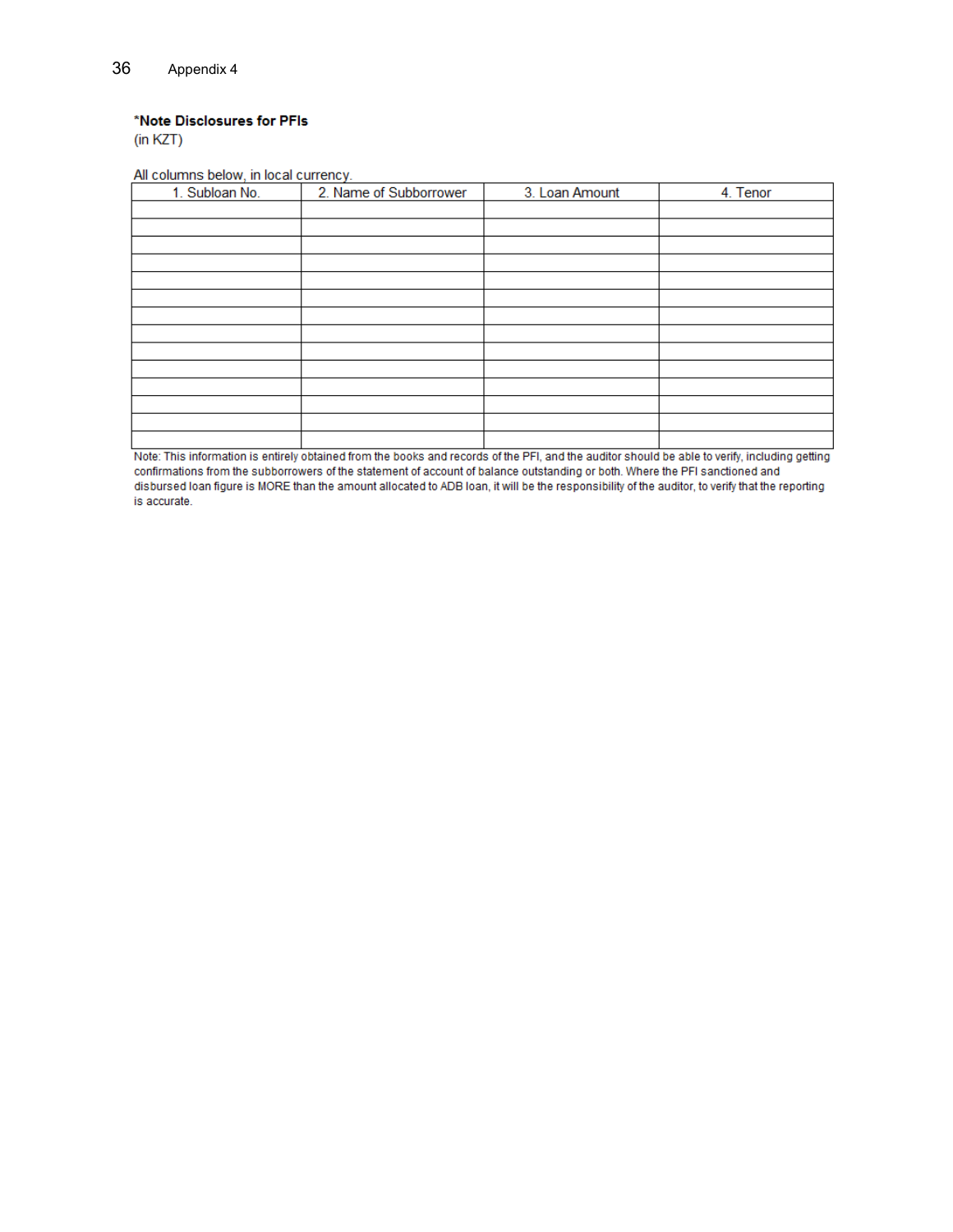Appendix 4

**\*Note Disclosures for PFIs**
(in KZT)

All columns below, in local currency.

| 1. Subloan No. | 2. Name of Subborrower | 3. Loan Amount | 4. Tenor |
|---|---|---|---|
| | | | |
| | | | |
| | | | |
| | | | |
| | | | |
| | | | |
| | | | |
| | | | |
| | | | |
| | | | |
| | | | |
| | | | |
| | | | |
| | | | |

Note: This information is entirely obtained from the books and records of the PFI, and the auditor should be able to verify, including getting confirmations from the subborrowers of the statement of account of balance outstanding or both. Where the PFI sanctioned and disbursed loan figure is MORE than the amount allocated to ADB loan, it will be the responsibility of the auditor, to verify that the reporting is accurate.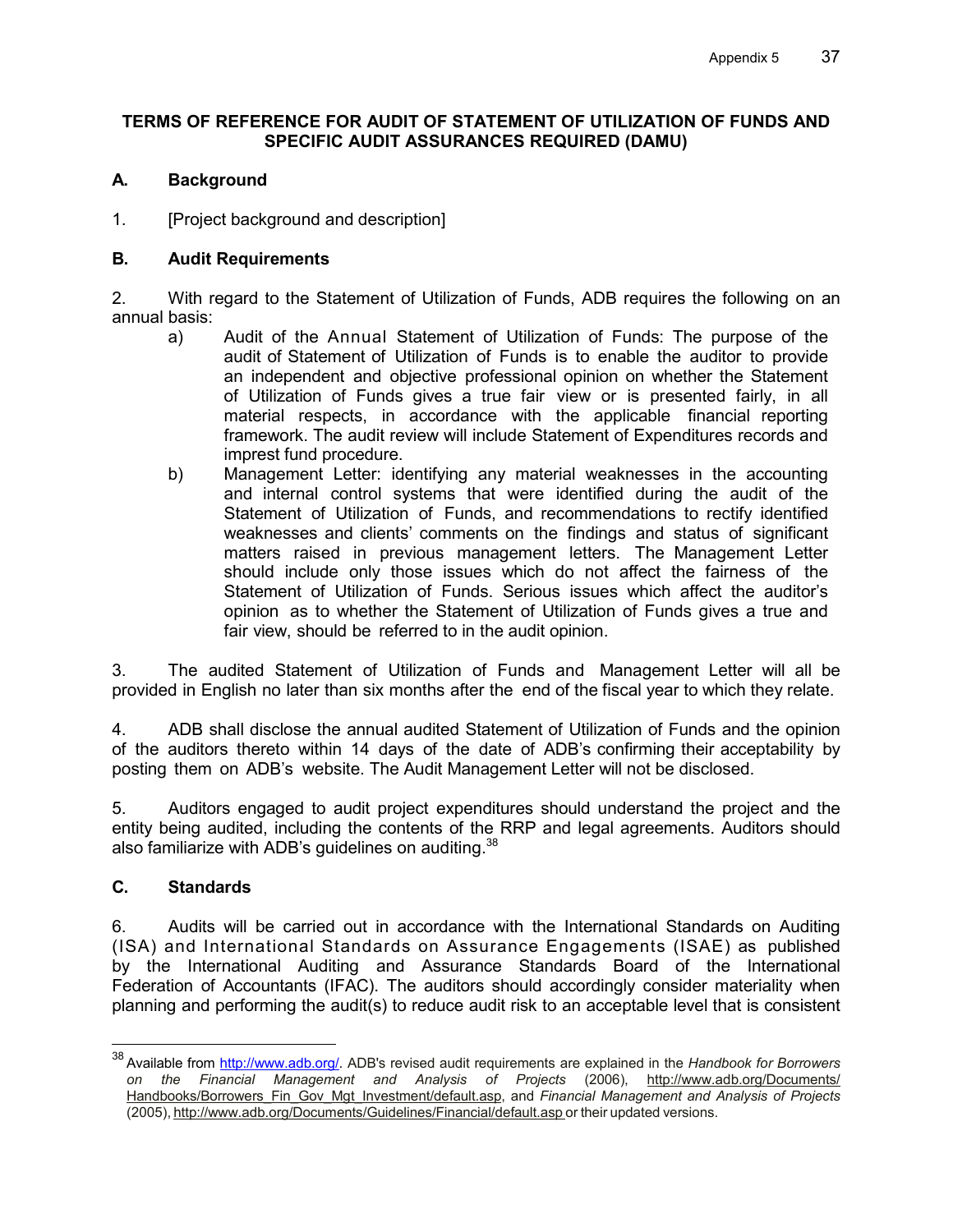**TERMS OF REFERENCE FOR AUDIT OF STATEMENT OF UTILIZATION OF FUNDS AND SPECIFIC AUDIT ASSURANCES REQUIRED (DAMU)**

## A. Background

1. [Project background and description]

## B. Audit Requirements

2. With regard to the Statement of Utilization of Funds, ADB requires the following on an annual basis:

   a) Audit of the Annual Statement of Utilization of Funds: The purpose of the audit of Statement of Utilization of Funds is to enable the auditor to provide an independent and objective professional opinion on whether the Statement of Utilization of Funds gives a true fair view or is presented fairly, in all material respects, in accordance with the applicable financial reporting framework. The audit review will include Statement of Expenditures records and imprest fund procedure.

   b) Management Letter: identifying any material weaknesses in the accounting and internal control systems that were identified during the audit of the Statement of Utilization of Funds, and recommendations to rectify identified weaknesses and clients' comments on the findings and status of significant matters raised in previous management letters. The Management Letter should include only those issues which do not affect the fairness of the Statement of Utilization of Funds. Serious issues which affect the auditor's opinion as to whether the Statement of Utilization of Funds gives a true and fair view, should be referred to in the audit opinion.

3. The audited Statement of Utilization of Funds and Management Letter will all be provided in English no later than six months after the end of the fiscal year to which they relate.

4. ADB shall disclose the annual audited Statement of Utilization of Funds and the opinion of the auditors thereto within 14 days of the date of ADB's confirming their acceptability by posting them on ADB's website. The Audit Management Letter will not be disclosed.

5. Auditors engaged to audit project expenditures should understand the project and the entity being audited, including the contents of the RRP and legal agreements. Auditors should also familiarize with ADB's guidelines on auditing.[38]

## C. Standards

6. Audits will be carried out in accordance with the International Standards on Auditing (ISA) and International Standards on Assurance Engagements (ISAE) as published by the International Auditing and Assurance Standards Board of the International Federation of Accountants (IFAC). The auditors should accordingly consider materiality when planning and performing the audit(s) to reduce audit risk to an acceptable level that is consistent

---

[38] Available from http://www.adb.org/. ADB's revised audit requirements are explained in the *Handbook for Borrowers on the Financial Management and Analysis of Projects* (2006), http://www.adb.org/Documents/Handbooks/Borrowers_Fin_Gov_Mgt_Investment/default.asp, and *Financial Management and Analysis of Projects* (2005), http://www.adb.org/Documents/Guidelines/Financial/default.asp or their updated versions.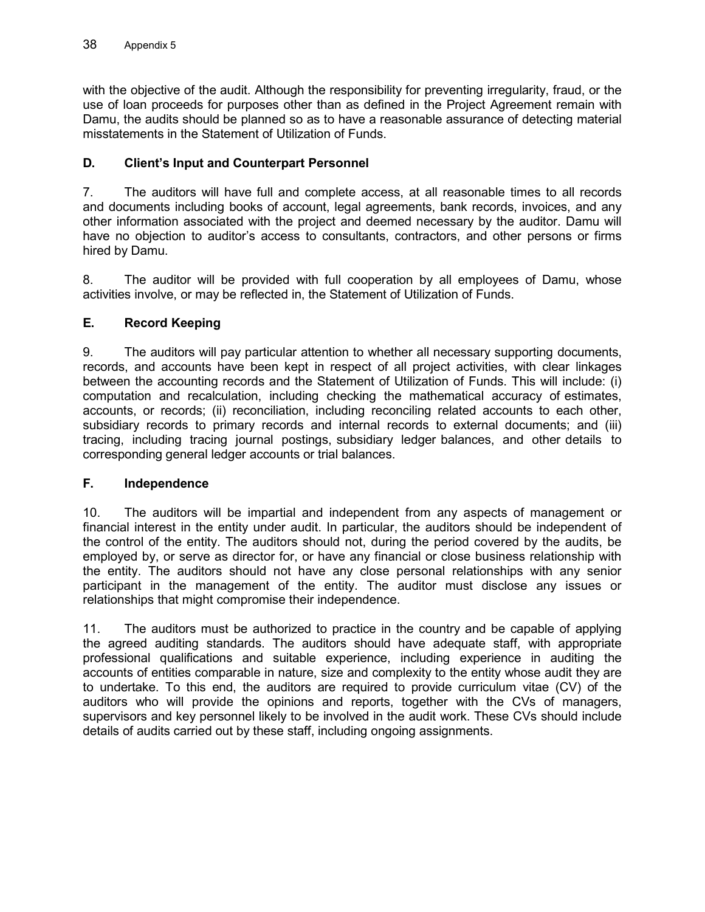with the objective of the audit. Although the responsibility for preventing irregularity, fraud, or the use of loan proceeds for purposes other than as defined in the Project Agreement remain with Damu, the audits should be planned so as to have a reasonable assurance of detecting material misstatements in the Statement of Utilization of Funds.

## D. Client's Input and Counterpart Personnel

7. The auditors will have full and complete access, at all reasonable times to all records and documents including books of account, legal agreements, bank records, invoices, and any other information associated with the project and deemed necessary by the auditor. Damu will have no objection to auditor's access to consultants, contractors, and other persons or firms hired by Damu.

8. The auditor will be provided with full cooperation by all employees of Damu, whose activities involve, or may be reflected in, the Statement of Utilization of Funds.

## E. Record Keeping

9. The auditors will pay particular attention to whether all necessary supporting documents, records, and accounts have been kept in respect of all project activities, with clear linkages between the accounting records and the Statement of Utilization of Funds. This will include: (i) computation and recalculation, including checking the mathematical accuracy of estimates, accounts, or records; (ii) reconciliation, including reconciling related accounts to each other, subsidiary records to primary records and internal records to external documents; and (iii) tracing, including tracing journal postings, subsidiary ledger balances, and other details to corresponding general ledger accounts or trial balances.

## F. Independence

10. The auditors will be impartial and independent from any aspects of management or financial interest in the entity under audit. In particular, the auditors should be independent of the control of the entity. The auditors should not, during the period covered by the audits, be employed by, or serve as director for, or have any financial or close business relationship with the entity. The auditors should not have any close personal relationships with any senior participant in the management of the entity. The auditor must disclose any issues or relationships that might compromise their independence.

11. The auditors must be authorized to practice in the country and be capable of applying the agreed auditing standards. The auditors should have adequate staff, with appropriate professional qualifications and suitable experience, including experience in auditing the accounts of entities comparable in nature, size and complexity to the entity whose audit they are to undertake. To this end, the auditors are required to provide curriculum vitae (CV) of the auditors who will provide the opinions and reports, together with the CVs of managers, supervisors and key personnel likely to be involved in the audit work. These CVs should include details of audits carried out by these staff, including ongoing assignments.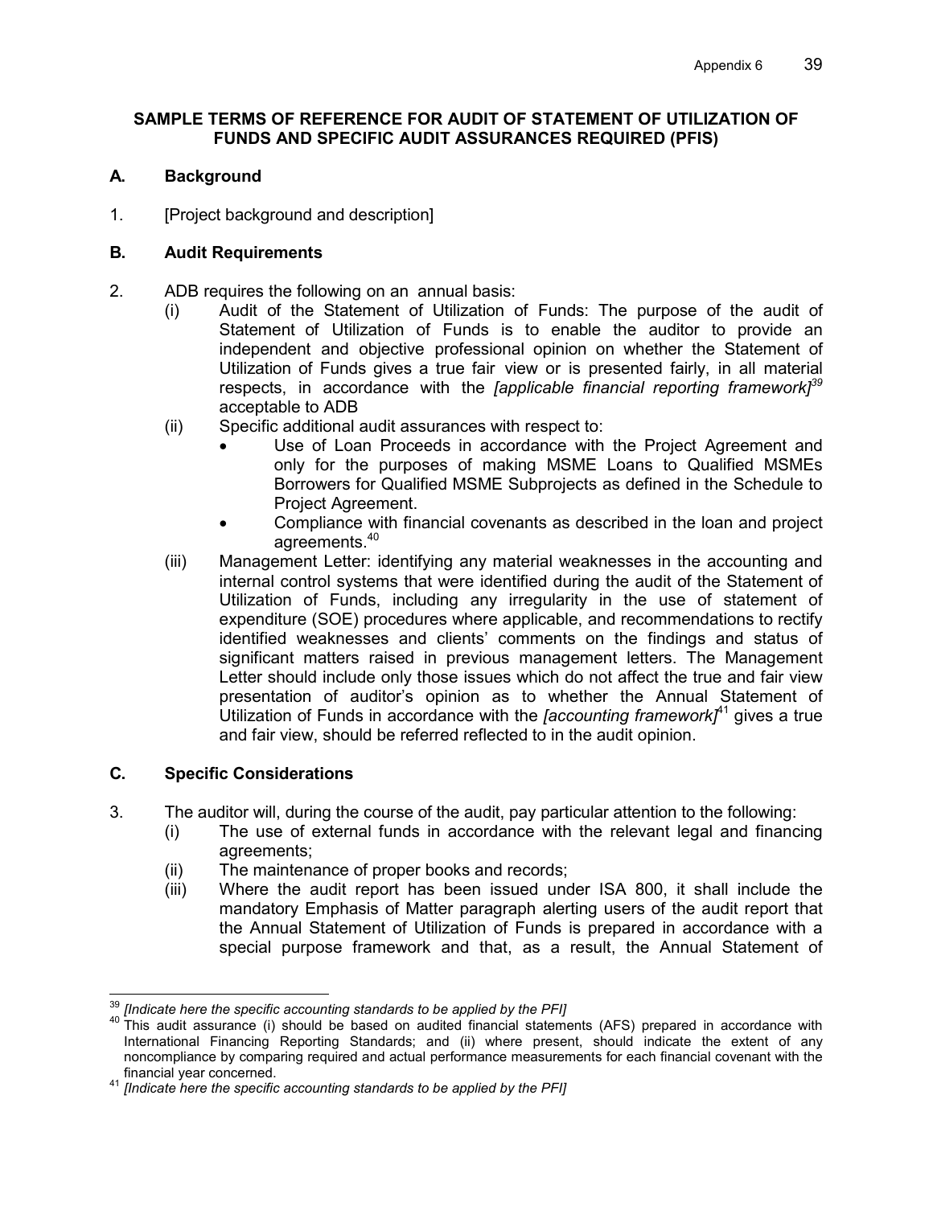**SAMPLE TERMS OF REFERENCE FOR AUDIT OF STATEMENT OF UTILIZATION OF FUNDS AND SPECIFIC AUDIT ASSURANCES REQUIRED (PFIS)**

**A. Background**

1. [Project background and description]

**B. Audit Requirements**

2. ADB requires the following on an annual basis:
   (i) Audit of the Statement of Utilization of Funds: The purpose of the audit of Statement of Utilization of Funds is to enable the auditor to provide an independent and objective professional opinion on whether the Statement of Utilization of Funds gives a true fair view or is presented fairly, in all material respects, in accordance with the *[applicable financial reporting framework]*[39] acceptable to ADB
   (ii) Specific additional audit assurances with respect to:
      - Use of Loan Proceeds in accordance with the Project Agreement and only for the purposes of making MSME Loans to Qualified MSMEs Borrowers for Qualified MSME Subprojects as defined in the Schedule to Project Agreement.
      - Compliance with financial covenants as described in the loan and project agreements.[40]
   (iii) Management Letter: identifying any material weaknesses in the accounting and internal control systems that were identified during the audit of the Statement of Utilization of Funds, including any irregularity in the use of statement of expenditure (SOE) procedures where applicable, and recommendations to rectify identified weaknesses and clients' comments on the findings and status of significant matters raised in previous management letters. The Management Letter should include only those issues which do not affect the true and fair view presentation of auditor's opinion as to whether the Annual Statement of Utilization of Funds in accordance with the *[accounting framework]*[41] gives a true and fair view, should be referred reflected to in the audit opinion.

**C. Specific Considerations**

3. The auditor will, during the course of the audit, pay particular attention to the following:
   (i) The use of external funds in accordance with the relevant legal and financing agreements;
   (ii) The maintenance of proper books and records;
   (iii) Where the audit report has been issued under ISA 800, it shall include the mandatory Emphasis of Matter paragraph alerting users of the audit report that the Annual Statement of Utilization of Funds is prepared in accordance with a special purpose framework and that, as a result, the Annual Statement of

---

[39] *[Indicate here the specific accounting standards to be applied by the PFI]*

[40] This audit assurance (i) should be based on audited financial statements (AFS) prepared in accordance with International Financing Reporting Standards; and (ii) where present, should indicate the extent of any noncompliance by comparing required and actual performance measurements for each financial covenant with the financial year concerned.

[41] *[Indicate here the specific accounting standards to be applied by the PFI]*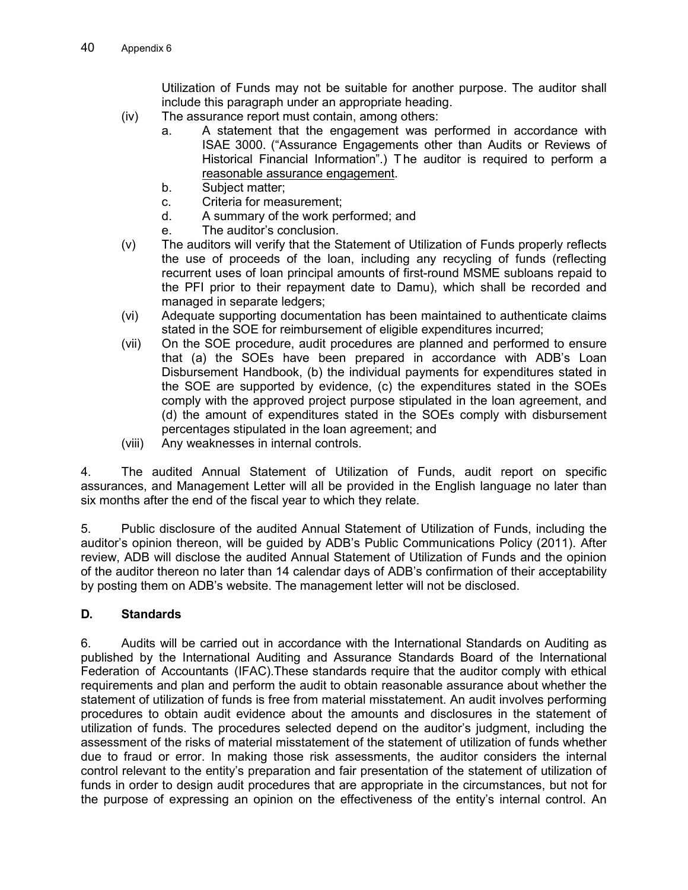Utilization of Funds may not be suitable for another purpose. The auditor shall include this paragraph under an appropriate heading.

(iv) The assurance report must contain, among others:
   a. A statement that the engagement was performed in accordance with ISAE 3000. ("Assurance Engagements other than Audits or Reviews of Historical Financial Information".) The auditor is required to perform a reasonable assurance engagement.
   b. Subject matter;
   c. Criteria for measurement;
   d. A summary of the work performed; and
   e. The auditor's conclusion.

(v) The auditors will verify that the Statement of Utilization of Funds properly reflects the use of proceeds of the loan, including any recycling of funds (reflecting recurrent uses of loan principal amounts of first-round MSME subloans repaid to the PFI prior to their repayment date to Damu), which shall be recorded and managed in separate ledgers;

(vi) Adequate supporting documentation has been maintained to authenticate claims stated in the SOE for reimbursement of eligible expenditures incurred;

(vii) On the SOE procedure, audit procedures are planned and performed to ensure that (a) the SOEs have been prepared in accordance with ADB's Loan Disbursement Handbook, (b) the individual payments for expenditures stated in the SOE are supported by evidence, (c) the expenditures stated in the SOEs comply with the approved project purpose stipulated in the loan agreement, and (d) the amount of expenditures stated in the SOEs comply with disbursement percentages stipulated in the loan agreement; and

(viii) Any weaknesses in internal controls.

4. The audited Annual Statement of Utilization of Funds, audit report on specific assurances, and Management Letter will all be provided in the English language no later than six months after the end of the fiscal year to which they relate.

5. Public disclosure of the audited Annual Statement of Utilization of Funds, including the auditor's opinion thereon, will be guided by ADB's Public Communications Policy (2011). After review, ADB will disclose the audited Annual Statement of Utilization of Funds and the opinion of the auditor thereon no later than 14 calendar days of ADB's confirmation of their acceptability by posting them on ADB's website. The management letter will not be disclosed.

## D. Standards

6. Audits will be carried out in accordance with the International Standards on Auditing as published by the International Auditing and Assurance Standards Board of the International Federation of Accountants (IFAC).These standards require that the auditor comply with ethical requirements and plan and perform the audit to obtain reasonable assurance about whether the statement of utilization of funds is free from material misstatement. An audit involves performing procedures to obtain audit evidence about the amounts and disclosures in the statement of utilization of funds. The procedures selected depend on the auditor's judgment, including the assessment of the risks of material misstatement of the statement of utilization of funds whether due to fraud or error. In making those risk assessments, the auditor considers the internal control relevant to the entity's preparation and fair presentation of the statement of utilization of funds in order to design audit procedures that are appropriate in the circumstances, but not for the purpose of expressing an opinion on the effectiveness of the entity's internal control. An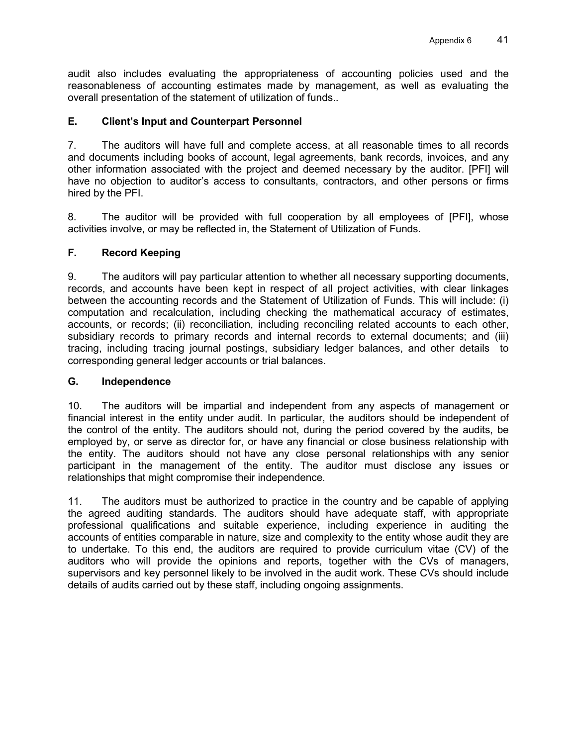audit also includes evaluating the appropriateness of accounting policies used and the reasonableness of accounting estimates made by management, as well as evaluating the overall presentation of the statement of utilization of funds..

## E. Client's Input and Counterpart Personnel

7. The auditors will have full and complete access, at all reasonable times to all records and documents including books of account, legal agreements, bank records, invoices, and any other information associated with the project and deemed necessary by the auditor. [PFI] will have no objection to auditor's access to consultants, contractors, and other persons or firms hired by the PFI.

8. The auditor will be provided with full cooperation by all employees of [PFI], whose activities involve, or may be reflected in, the Statement of Utilization of Funds.

## F. Record Keeping

9. The auditors will pay particular attention to whether all necessary supporting documents, records, and accounts have been kept in respect of all project activities, with clear linkages between the accounting records and the Statement of Utilization of Funds. This will include: (i) computation and recalculation, including checking the mathematical accuracy of estimates, accounts, or records; (ii) reconciliation, including reconciling related accounts to each other, subsidiary records to primary records and internal records to external documents; and (iii) tracing, including tracing journal postings, subsidiary ledger balances, and other details to corresponding general ledger accounts or trial balances.

## G. Independence

10. The auditors will be impartial and independent from any aspects of management or financial interest in the entity under audit. In particular, the auditors should be independent of the control of the entity. The auditors should not, during the period covered by the audits, be employed by, or serve as director for, or have any financial or close business relationship with the entity. The auditors should not have any close personal relationships with any senior participant in the management of the entity. The auditor must disclose any issues or relationships that might compromise their independence.

11. The auditors must be authorized to practice in the country and be capable of applying the agreed auditing standards. The auditors should have adequate staff, with appropriate professional qualifications and suitable experience, including experience in auditing the accounts of entities comparable in nature, size and complexity to the entity whose audit they are to undertake. To this end, the auditors are required to provide curriculum vitae (CV) of the auditors who will provide the opinions and reports, together with the CVs of managers, supervisors and key personnel likely to be involved in the audit work. These CVs should include details of audits carried out by these staff, including ongoing assignments.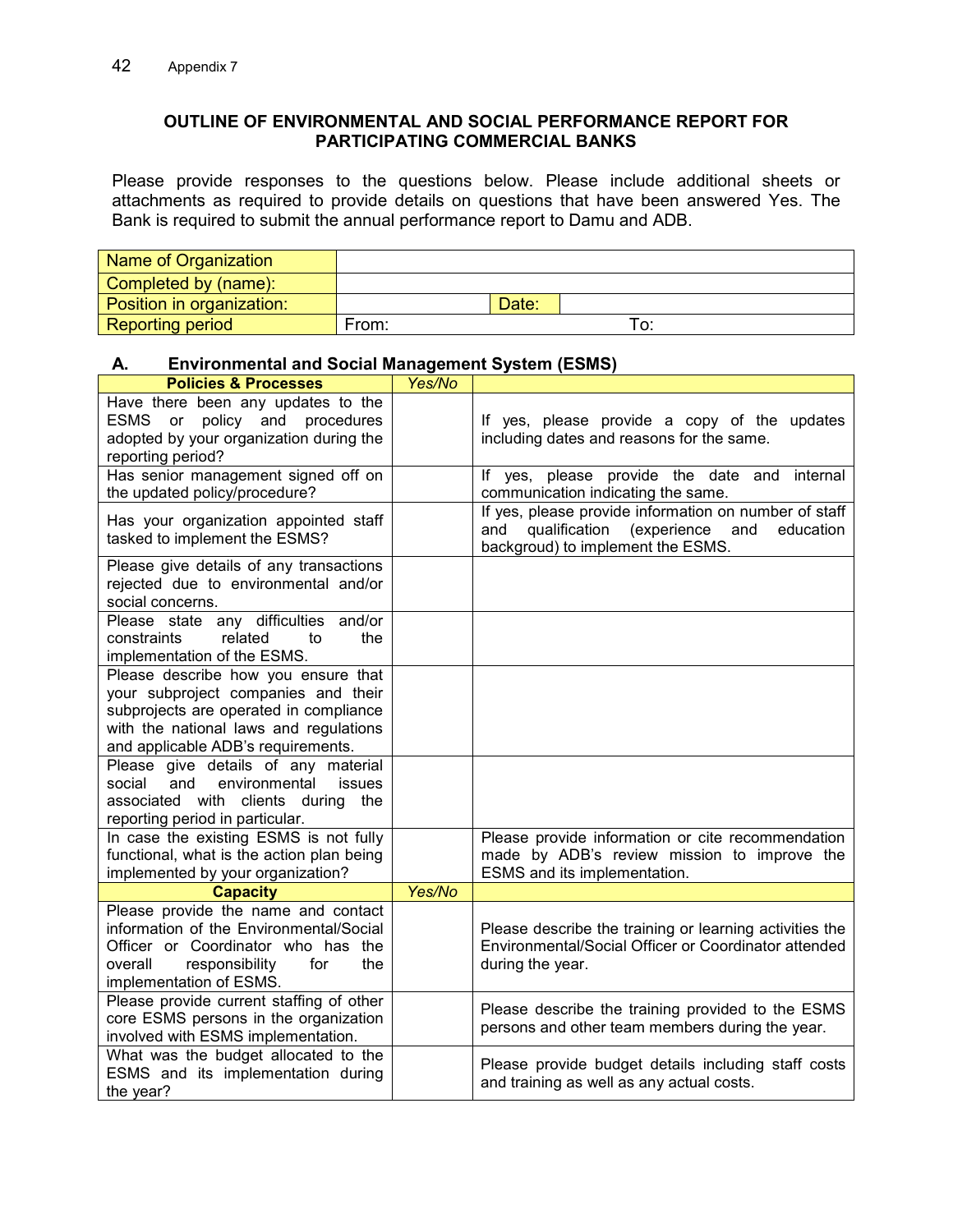Appendix 7

## OUTLINE OF ENVIRONMENTAL AND SOCIAL PERFORMANCE REPORT FOR PARTICIPATING COMMERCIAL BANKS

Please provide responses to the questions below. Please include additional sheets or attachments as required to provide details on questions that have been answered Yes. The Bank is required to submit the annual performance report to Damu and ADB.

| Name of Organization | | | |
|---|---|---|---|
| Completed by (name): | | | |
| Position in organization: | | Date: | |
| Reporting period | From: | | To: |

### A. Environmental and Social Management System (ESMS)

| Policies & Processes | *Yes/No* | |
|---|---|---|
| Have there been any updates to the ESMS or policy and procedures adopted by your organization during the reporting period? | | If yes, please provide a copy of the updates including dates and reasons for the same. |
| Has senior management signed off on the updated policy/procedure? | | If yes, please provide the date and internal communication indicating the same. |
| Has your organization appointed staff tasked to implement the ESMS? | | If yes, please provide information on number of staff and qualification (experience and education backgroud) to implement the ESMS. |
| Please give details of any transactions rejected due to environmental and/or social concerns. | | |
| Please state any difficulties and/or constraints related to the implementation of the ESMS. | | |
| Please describe how you ensure that your subproject companies and their subprojects are operated in compliance with the national laws and regulations and applicable ADB's requirements. | | |
| Please give details of any material social and environmental issues associated with clients during the reporting period in particular. | | |
| In case the existing ESMS is not fully functional, what is the action plan being implemented by your organization? | | Please provide information or cite recommendation made by ADB's review mission to improve the ESMS and its implementation. |
| **Capacity** | *Yes/No* | |
| Please provide the name and contact information of the Environmental/Social Officer or Coordinator who has the overall responsibility for the implementation of ESMS. | | Please describe the training or learning activities the Environmental/Social Officer or Coordinator attended during the year. |
| Please provide current staffing of other core ESMS persons in the organization involved with ESMS implementation. | | Please describe the training provided to the ESMS persons and other team members during the year. |
| What was the budget allocated to the ESMS and its implementation during the year? | | Please provide budget details including staff costs and training as well as any actual costs. |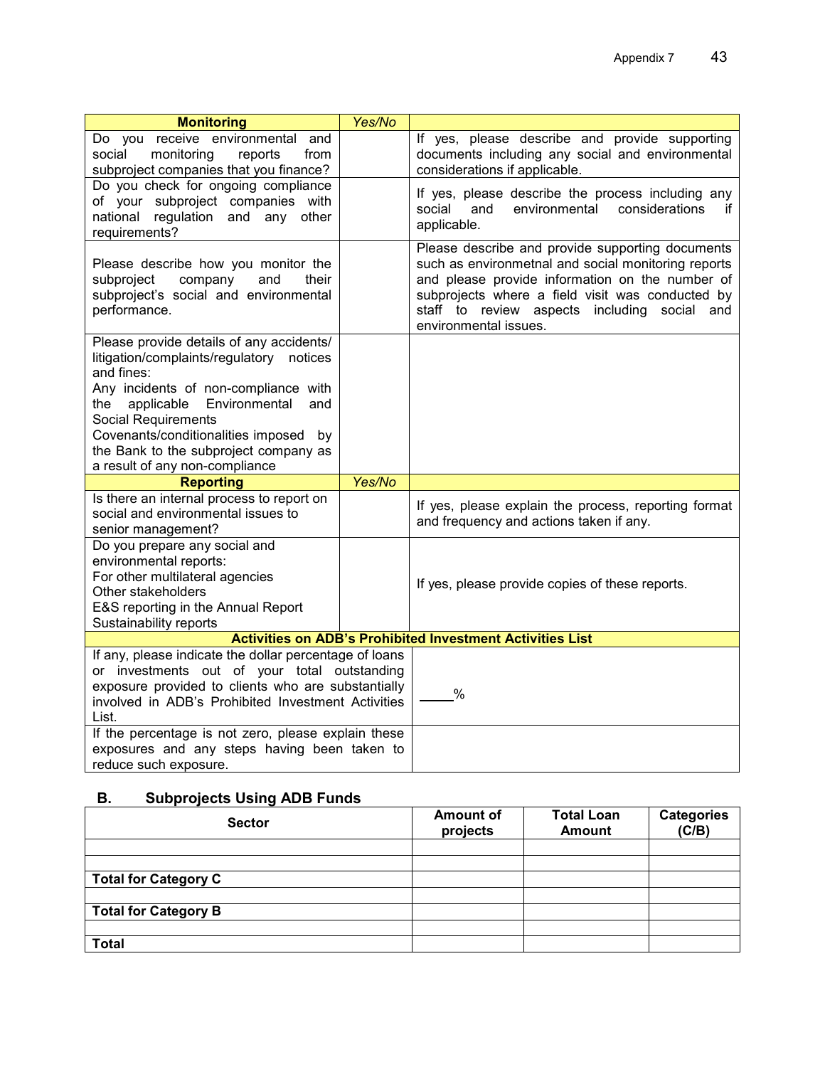| Monitoring | Yes/No | |
|---|---|---|
| Do you receive environmental and social monitoring reports from subproject companies that you finance? | | If yes, please describe and provide supporting documents including any social and environmental considerations if applicable. |
| Do you check for ongoing compliance of your subproject companies with national regulation and any other requirements? | | If yes, please describe the process including any social and environmental considerations if applicable. |
| Please describe how you monitor the subproject company and their subproject's social and environmental performance. | | Please describe and provide supporting documents such as environmetnal and social monitoring reports and please provide information on the number of subprojects where a field visit was conducted by staff to review aspects including social and environmental issues. |
| Please provide details of any accidents/ litigation/complaints/regulatory notices and fines:<br>Any incidents of non-compliance with the applicable Environmental and Social Requirements<br>Covenants/conditionalities imposed by the Bank to the subproject company as a result of any non-compliance | | |
| **Reporting** | *Yes/No* | |
| Is there an internal process to report on social and environmental issues to senior management? | | If yes, please explain the process, reporting format and frequency and actions taken if any. |
| Do you prepare any social and environmental reports:<br>For other multilateral agencies<br>Other stakeholders<br>E&S reporting in the Annual Report<br>Sustainability reports | | If yes, please provide copies of these reports. |
| **Activities on ADB's Prohibited Investment Activities List** | | |
| If any, please indicate the dollar percentage of loans or investments out of your total outstanding exposure provided to clients who are substantially involved in ADB's Prohibited Investment Activities List. | | _____% |
| If the percentage is not zero, please explain these exposures and any steps having been taken to reduce such exposure. | | |

## B. Subprojects Using ADB Funds

| Sector | Amount of projects | Total Loan Amount | Categories (C/B) |
|---|---|---|---|
| | | | |
| | | | |
| **Total for Category C** | | | |
| | | | |
| **Total for Category B** | | | |
| | | | |
| **Total** | | | |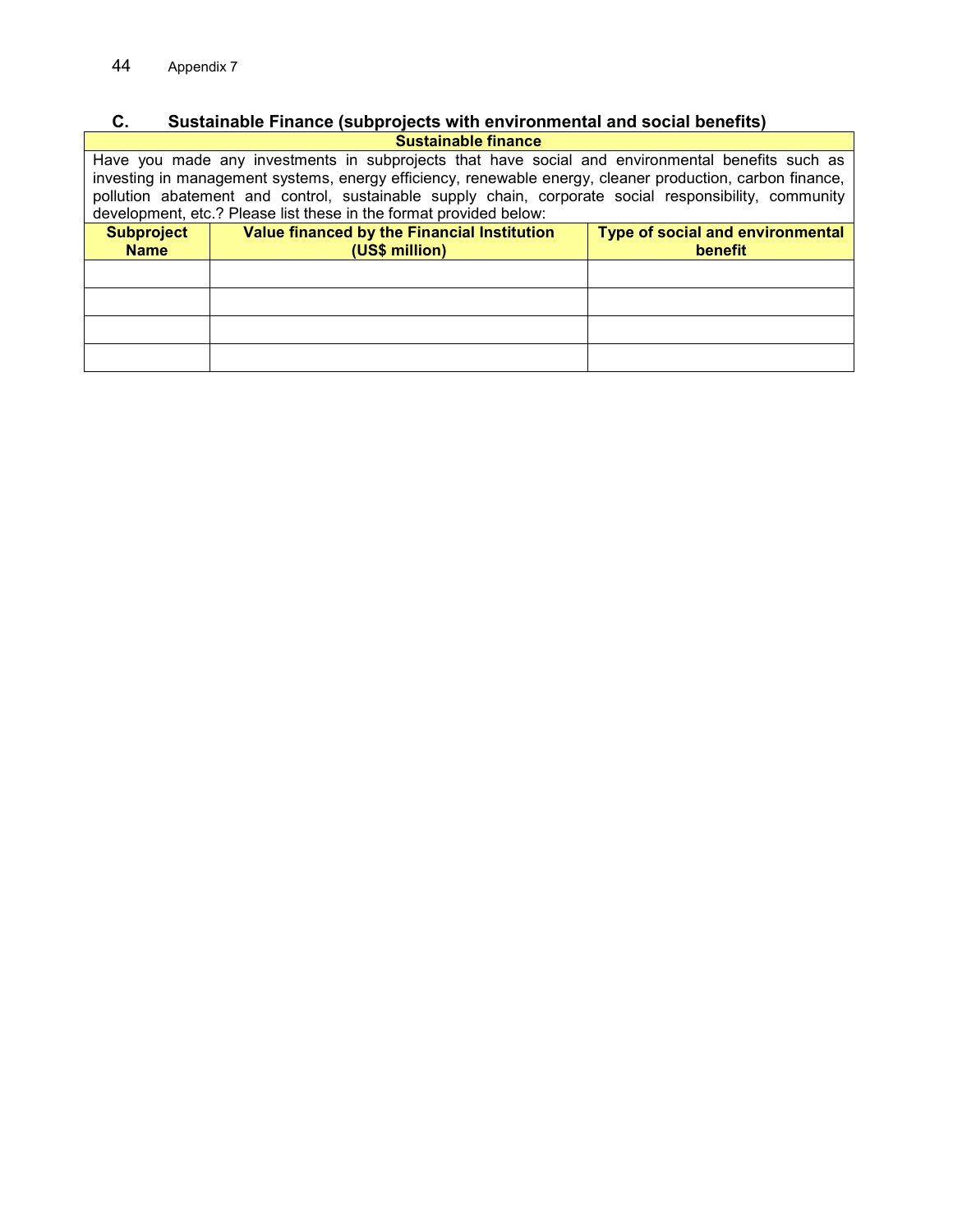### C. Sustainable Finance (subprojects with environmental and social benefits)

| Sustainable finance | | |
|---|---|---|
| Have you made any investments in subprojects that have social and environmental benefits such as investing in management systems, energy efficiency, renewable energy, cleaner production, carbon finance, pollution abatement and control, sustainable supply chain, corporate social responsibility, community development, etc.? Please list these in the format provided below: | | |
| **Subproject Name** | **Value financed by the Financial Institution (US$ million)** | **Type of social and environmental benefit** |
| | | |
| | | |
| | | |
| | | |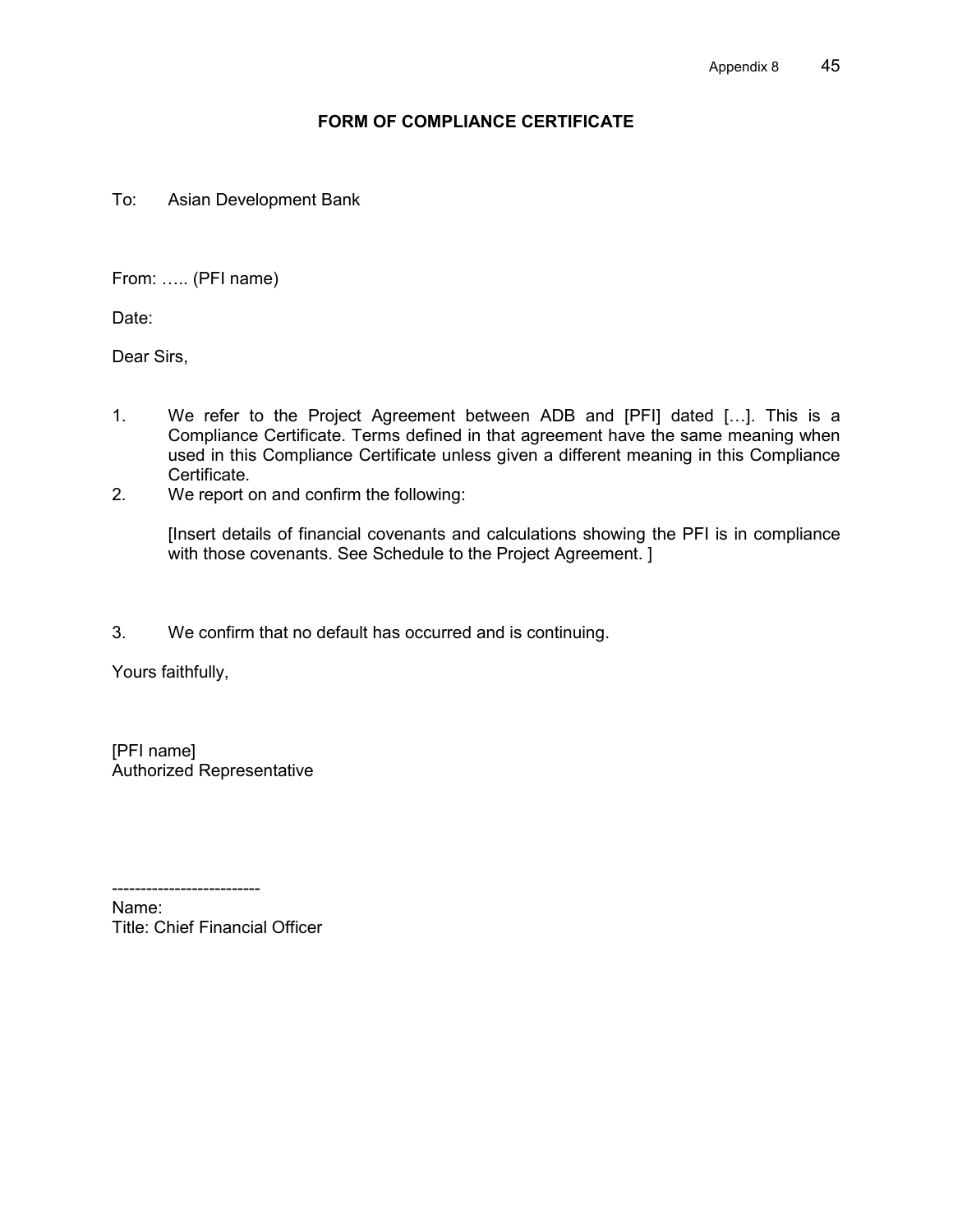## FORM OF COMPLIANCE CERTIFICATE

To: Asian Development Bank

From: ….. (PFI name)

Date:

Dear Sirs,

1. We refer to the Project Agreement between ADB and [PFI] dated […]. This is a Compliance Certificate. Terms defined in that agreement have the same meaning when used in this Compliance Certificate unless given a different meaning in this Compliance Certificate.
2. We report on and confirm the following:

   [Insert details of financial covenants and calculations showing the PFI is in compliance with those covenants. See Schedule to the Project Agreement. ]

3. We confirm that no default has occurred and is continuing.

Yours faithfully,

[PFI name]
Authorized Representative

--------------------------
Name:
Title: Chief Financial Officer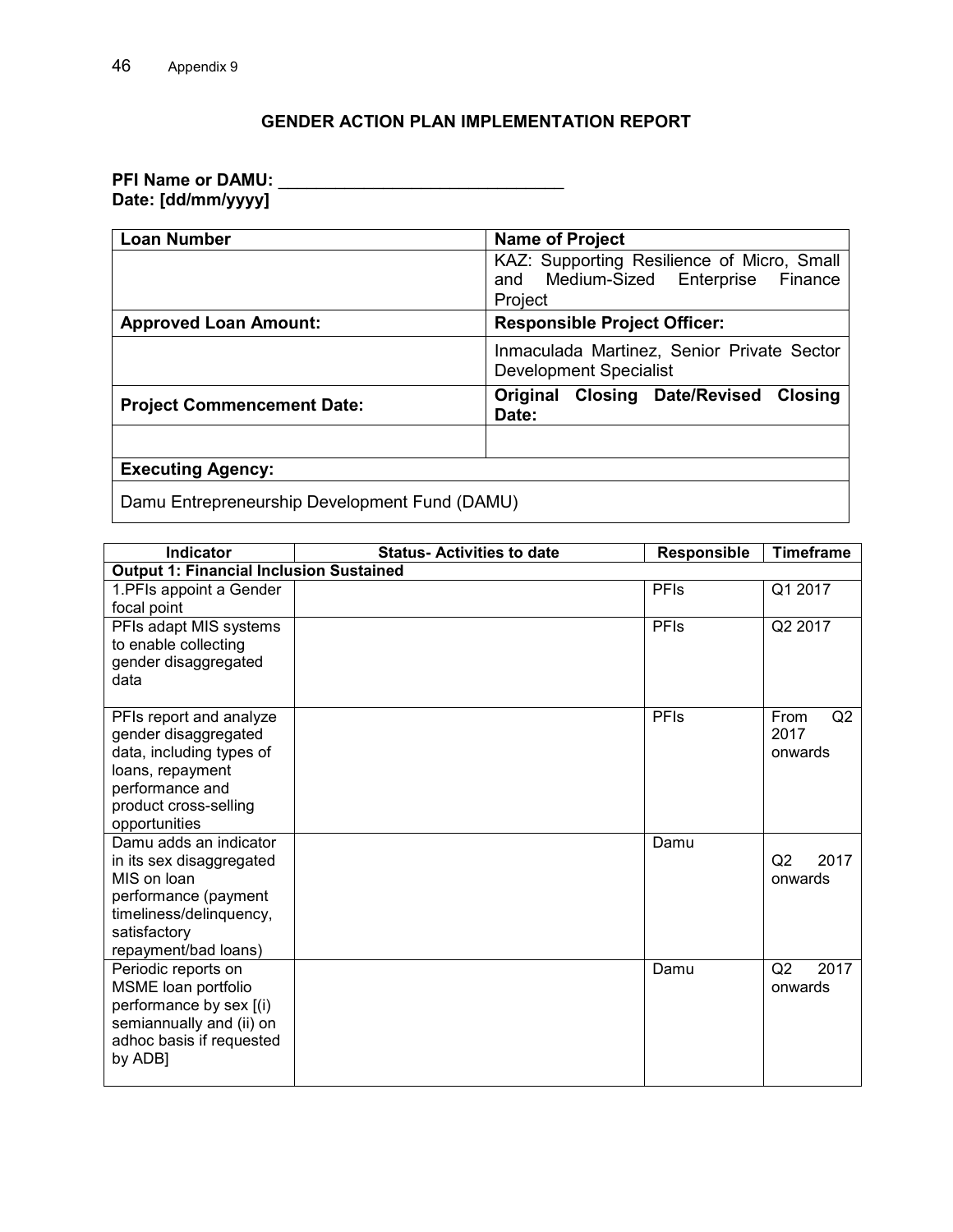## GENDER ACTION PLAN IMPLEMENTATION REPORT

**PFI Name or DAMU:** ______________________________
**Date: [dd/mm/yyyy]**

| Loan Number | Name of Project |
|---|---|
| | KAZ: Supporting Resilience of Micro, Small and Medium-Sized Enterprise Finance Project |
| **Approved Loan Amount:** | **Responsible Project Officer:** |
| | Inmaculada Martinez, Senior Private Sector Development Specialist |
| **Project Commencement Date:** | **Original Closing Date/Revised Closing Date:** |
| | |
| **Executing Agency:** | |
| Damu Entrepreneurship Development Fund (DAMU) | |

| Indicator | Status- Activities to date | Responsible | Timeframe |
|---|---|---|---|
| **Output 1: Financial Inclusion Sustained** | | | |
| 1.PFIs appoint a Gender focal point | | PFIs | Q1 2017 |
| PFIs adapt MIS systems to enable collecting gender disaggregated data | | PFIs | Q2 2017 |
| PFIs report and analyze gender disaggregated data, including types of loans, repayment performance and product cross-selling opportunities | | PFIs | From Q2 2017 onwards |
| Damu adds an indicator in its sex disaggregated MIS on loan performance (payment timeliness/delinquency, satisfactory repayment/bad loans) | | Damu | Q2 2017 onwards |
| Periodic reports on MSME loan portfolio performance by sex [(i) semiannually and (ii) on adhoc basis if requested by ADB] | | Damu | Q2 2017 onwards |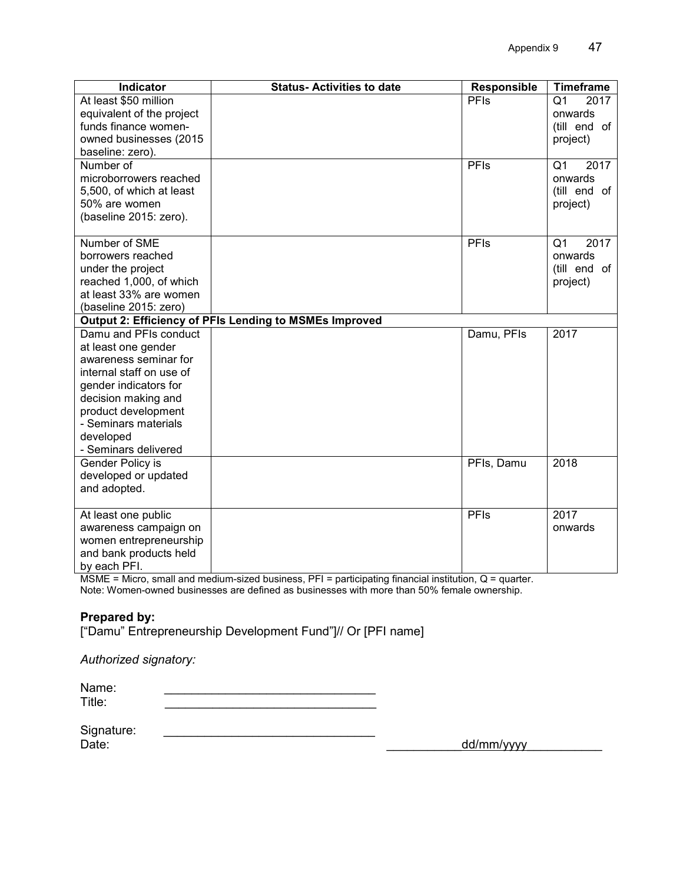| Indicator | Status- Activities to date | Responsible | Timeframe |
|---|---|---|---|
| At least $50 million equivalent of the project funds finance women-owned businesses (2015 baseline: zero). | | PFIs | Q1 2017 onwards (till end of project) |
| Number of microborrowers reached 5,500, of which at least 50% are women (baseline 2015: zero). | | PFIs | Q1 2017 onwards (till end of project) |
| Number of SME borrowers reached under the project reached 1,000, of which at least 33% are women (baseline 2015: zero) | | PFIs | Q1 2017 onwards (till end of project) |
| **Output 2: Efficiency of PFIs Lending to MSMEs Improved** | | | |
| Damu and PFIs conduct at least one gender awareness seminar for internal staff on use of gender indicators for decision making and product development<br>- Seminars materials developed<br>- Seminars delivered | | Damu, PFIs | 2017 |
| Gender Policy is developed or updated and adopted. | | PFIs, Damu | 2018 |
| At least one public awareness campaign on women entrepreneurship and bank products held by each PFI. | | PFIs | 2017 onwards |

MSME = Micro, small and medium-sized business, PFI = participating financial institution, Q = quarter.
Note: Women-owned businesses are defined as businesses with more than 50% female ownership.

**Prepared by:**
["Damu" Entrepreneurship Development Fund"]// Or [PFI name]

*Authorized signatory:*

Name: ______________________________
Title: ______________________________

Signature: ______________________________
Date: ___________dd/mm/yyyy___________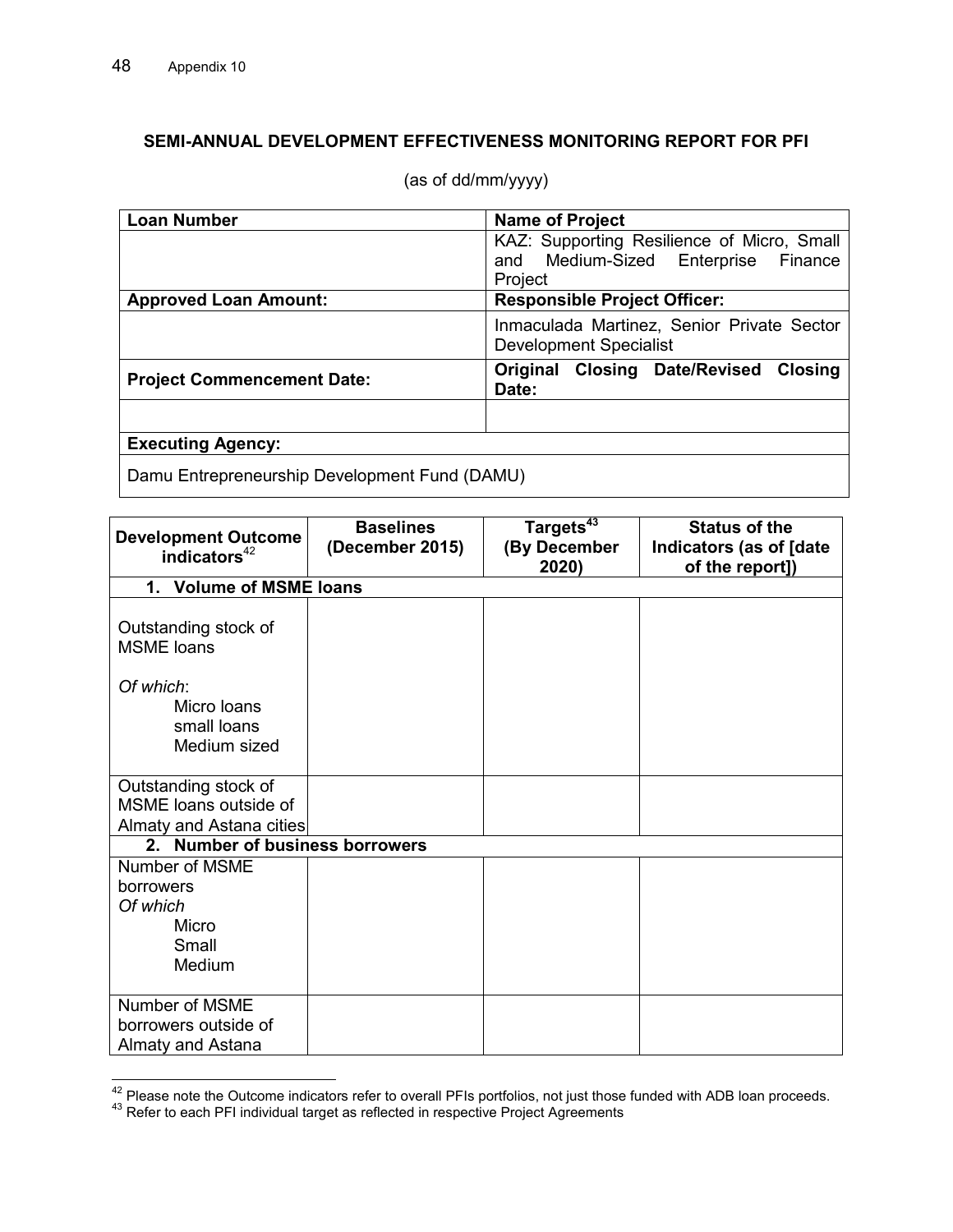## SEMI-ANNUAL DEVELOPMENT EFFECTIVENESS MONITORING REPORT FOR PFI

(as of dd/mm/yyyy)

| **Loan Number** | **Name of Project** |
|---|---|
| | KAZ: Supporting Resilience of Micro, Small and Medium-Sized Enterprise Finance Project |
| **Approved Loan Amount:** | **Responsible Project Officer:** |
| | Inmaculada Martinez, Senior Private Sector Development Specialist |
| **Project Commencement Date:** | **Original Closing Date/Revised Closing Date:** |
| | |
| **Executing Agency:** | |
| Damu Entrepreneurship Development Fund (DAMU) | |

| **Development Outcome indicators**[42] | **Baselines (December 2015)** | **Targets**[43] **(By December 2020)** | **Status of the Indicators (as of [date of the report])** |
|---|---|---|---|
| **1. Volume of MSME loans** | | | |
| Outstanding stock of MSME loans<br><br>*Of which*:<br>Micro loans<br>small loans<br>Medium sized | | | |
| Outstanding stock of MSME loans outside of Almaty and Astana cities | | | |
| **2. Number of business borrowers** | | | |
| Number of MSME borrowers<br>*Of which*<br>Micro<br>Small<br>Medium | | | |
| Number of MSME borrowers outside of Almaty and Astana | | | |

[42] Please note the Outcome indicators refer to overall PFIs portfolios, not just those funded with ADB loan proceeds.

[43] Refer to each PFI individual target as reflected in respective Project Agreements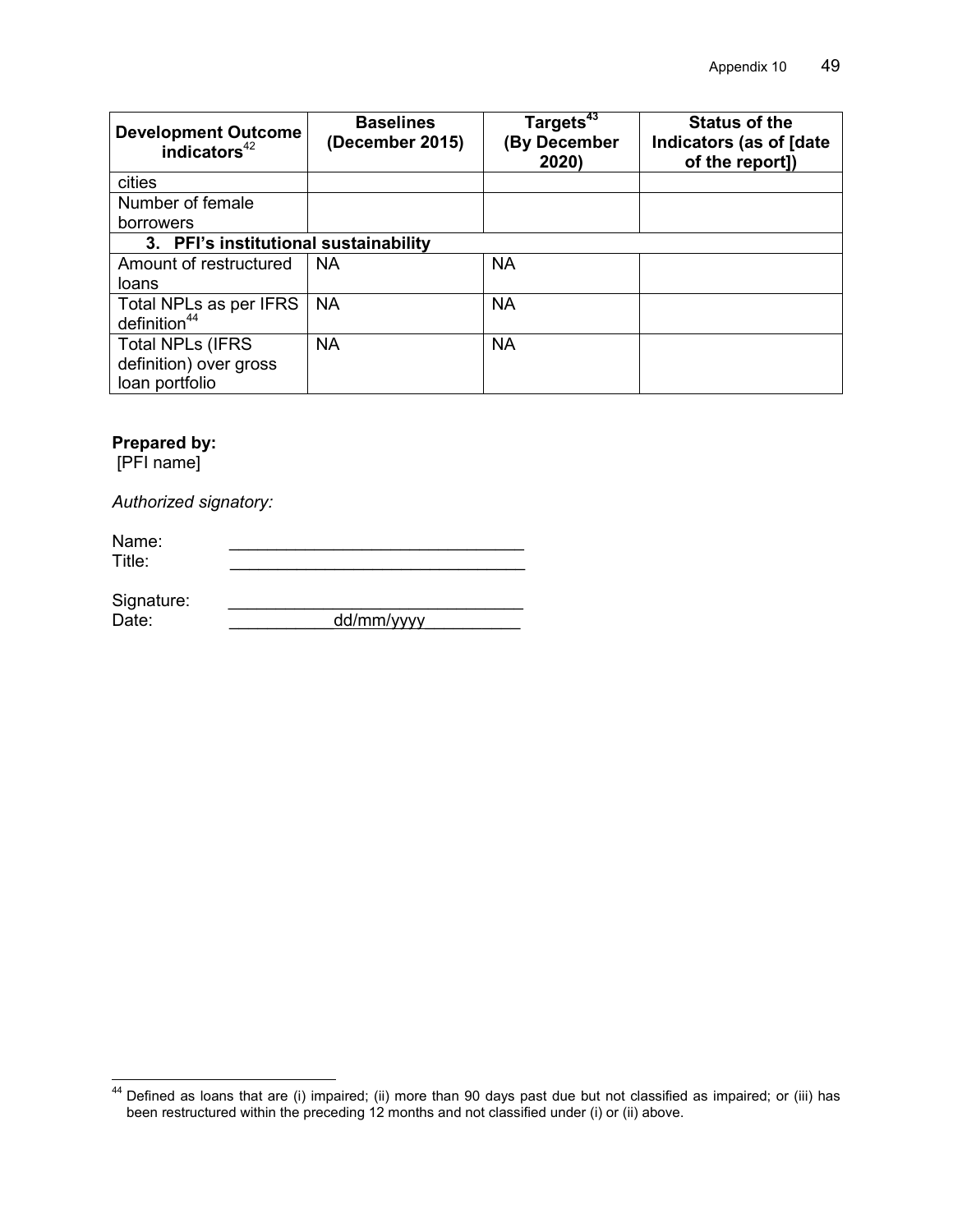| Development Outcome indicators[42] | Baselines (December 2015) | Targets[43] (By December 2020) | Status of the Indicators (as of [date of the report]) |
|---|---|---|---|
| cities | | | |
| Number of female borrowers | | | |
| **3. PFI's institutional sustainability** | | | |
| Amount of restructured loans | NA | NA | |
| Total NPLs as per IFRS definition[44] | NA | NA | |
| Total NPLs (IFRS definition) over gross loan portfolio | NA | NA | |

**Prepared by:**
[PFI name]

*Authorized signatory:*

Name: ______________________________
Title: ______________________________

Signature: ______________________________
Date: ___________dd/mm/yyyy__________

[44] Defined as loans that are (i) impaired; (ii) more than 90 days past due but not classified as impaired; or (iii) has been restructured within the preceding 12 months and not classified under (i) or (ii) above.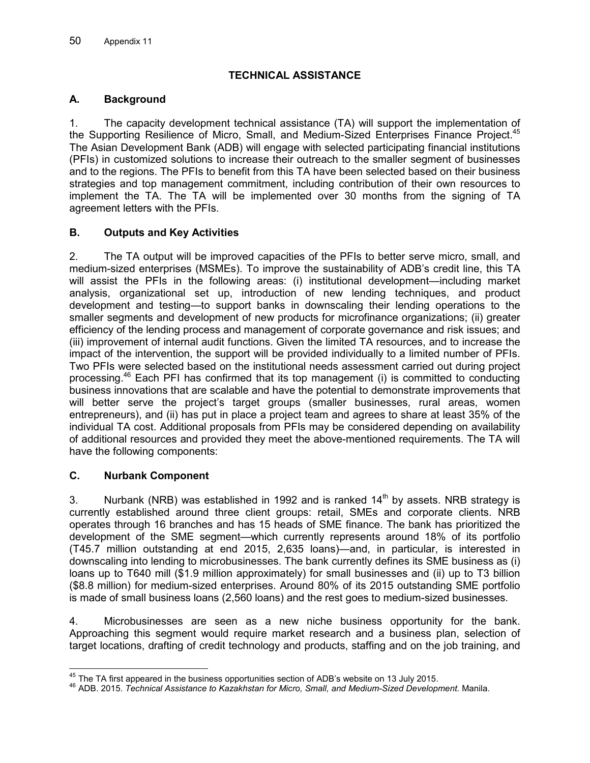## TECHNICAL ASSISTANCE

### A. Background

1. The capacity development technical assistance (TA) will support the implementation of the Supporting Resilience of Micro, Small, and Medium-Sized Enterprises Finance Project.[45] The Asian Development Bank (ADB) will engage with selected participating financial institutions (PFIs) in customized solutions to increase their outreach to the smaller segment of businesses and to the regions. The PFIs to benefit from this TA have been selected based on their business strategies and top management commitment, including contribution of their own resources to implement the TA. The TA will be implemented over 30 months from the signing of TA agreement letters with the PFIs.

### B. Outputs and Key Activities

2. The TA output will be improved capacities of the PFIs to better serve micro, small, and medium-sized enterprises (MSMEs). To improve the sustainability of ADB's credit line, this TA will assist the PFIs in the following areas: (i) institutional development—including market analysis, organizational set up, introduction of new lending techniques, and product development and testing—to support banks in downscaling their lending operations to the smaller segments and development of new products for microfinance organizations; (ii) greater efficiency of the lending process and management of corporate governance and risk issues; and (iii) improvement of internal audit functions. Given the limited TA resources, and to increase the impact of the intervention, the support will be provided individually to a limited number of PFIs. Two PFIs were selected based on the institutional needs assessment carried out during project processing.[46] Each PFI has confirmed that its top management (i) is committed to conducting business innovations that are scalable and have the potential to demonstrate improvements that will better serve the project's target groups (smaller businesses, rural areas, women entrepreneurs), and (ii) has put in place a project team and agrees to share at least 35% of the individual TA cost. Additional proposals from PFIs may be considered depending on availability of additional resources and provided they meet the above-mentioned requirements. The TA will have the following components:

### C. Nurbank Component

3. Nurbank (NRB) was established in 1992 and is ranked 14th by assets. NRB strategy is currently established around three client groups: retail, SMEs and corporate clients. NRB operates through 16 branches and has 15 heads of SME finance. The bank has prioritized the development of the SME segment—which currently represents around 18% of its portfolio (T45.7 million outstanding at end 2015, 2,635 loans)—and, in particular, is interested in downscaling into lending to microbusinesses. The bank currently defines its SME business as (i) loans up to T640 mill ($1.9 million approximately) for small businesses and (ii) up to T3 billion ($8.8 million) for medium-sized enterprises. Around 80% of its 2015 outstanding SME portfolio is made of small business loans (2,560 loans) and the rest goes to medium-sized businesses.

4. Microbusinesses are seen as a new niche business opportunity for the bank. Approaching this segment would require market research and a business plan, selection of target locations, drafting of credit technology and products, staffing and on the job training, and

---

[45] The TA first appeared in the business opportunities section of ADB's website on 13 July 2015.

[46] ADB. 2015. *Technical Assistance to Kazakhstan for Micro, Small, and Medium-Sized Development.* Manila.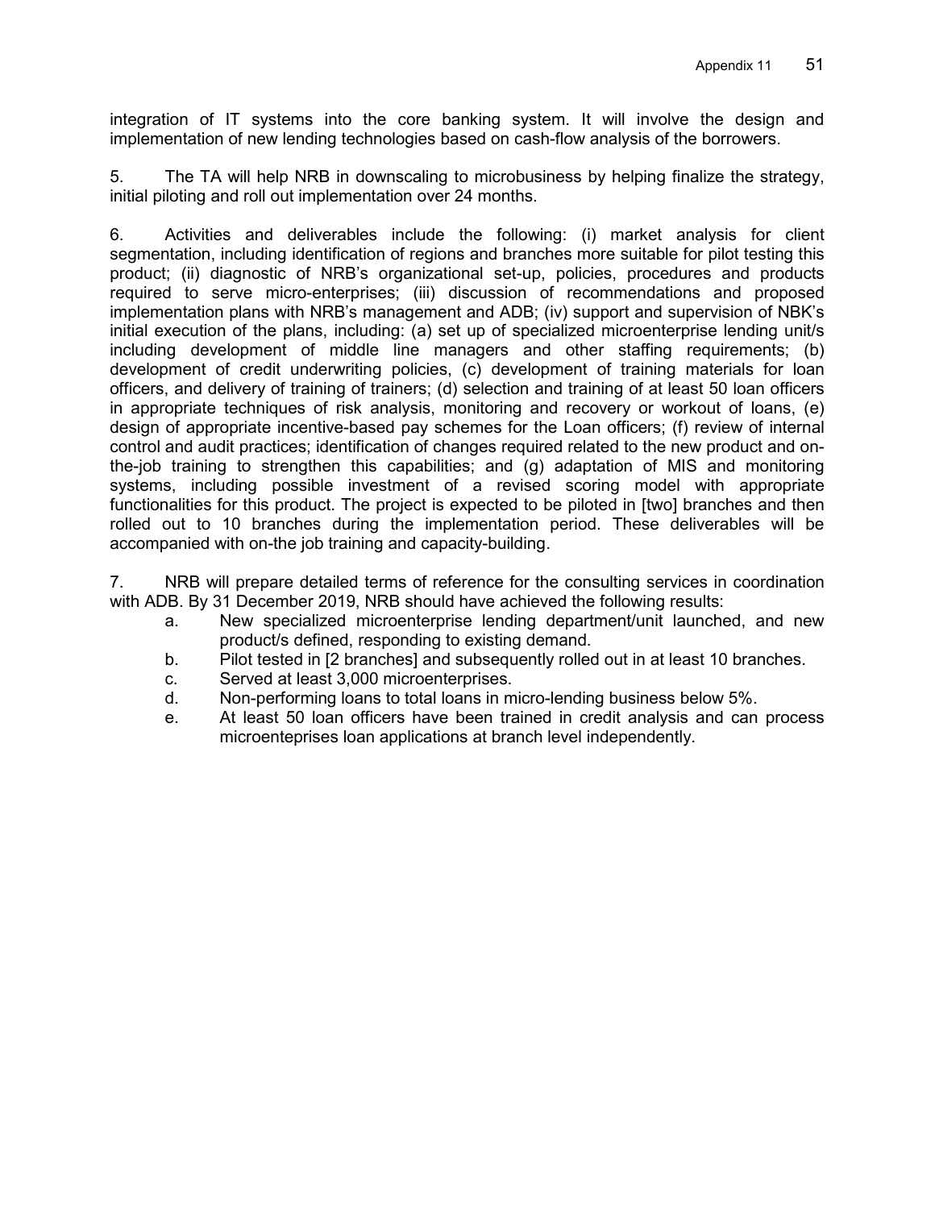integration of IT systems into the core banking system. It will involve the design and implementation of new lending technologies based on cash-flow analysis of the borrowers.

5. The TA will help NRB in downscaling to microbusiness by helping finalize the strategy, initial piloting and roll out implementation over 24 months.

6. Activities and deliverables include the following: (i) market analysis for client segmentation, including identification of regions and branches more suitable for pilot testing this product; (ii) diagnostic of NRB's organizational set-up, policies, procedures and products required to serve micro-enterprises; (iii) discussion of recommendations and proposed implementation plans with NRB's management and ADB; (iv) support and supervision of NBK's initial execution of the plans, including: (a) set up of specialized microenterprise lending unit/s including development of middle line managers and other staffing requirements; (b) development of credit underwriting policies, (c) development of training materials for loan officers, and delivery of training of trainers; (d) selection and training of at least 50 loan officers in appropriate techniques of risk analysis, monitoring and recovery or workout of loans, (e) design of appropriate incentive-based pay schemes for the Loan officers; (f) review of internal control and audit practices; identification of changes required related to the new product and on-the-job training to strengthen this capabilities; and (g) adaptation of MIS and monitoring systems, including possible investment of a revised scoring model with appropriate functionalities for this product. The project is expected to be piloted in [two] branches and then rolled out to 10 branches during the implementation period. These deliverables will be accompanied with on-the job training and capacity-building.

7. NRB will prepare detailed terms of reference for the consulting services in coordination with ADB. By 31 December 2019, NRB should have achieved the following results:

a. New specialized microenterprise lending department/unit launched, and new product/s defined, responding to existing demand.
b. Pilot tested in [2 branches] and subsequently rolled out in at least 10 branches.
c. Served at least 3,000 microenterprises.
d. Non-performing loans to total loans in micro-lending business below 5%.
e. At least 50 loan officers have been trained in credit analysis and can process microenteprises loan applications at branch level independently.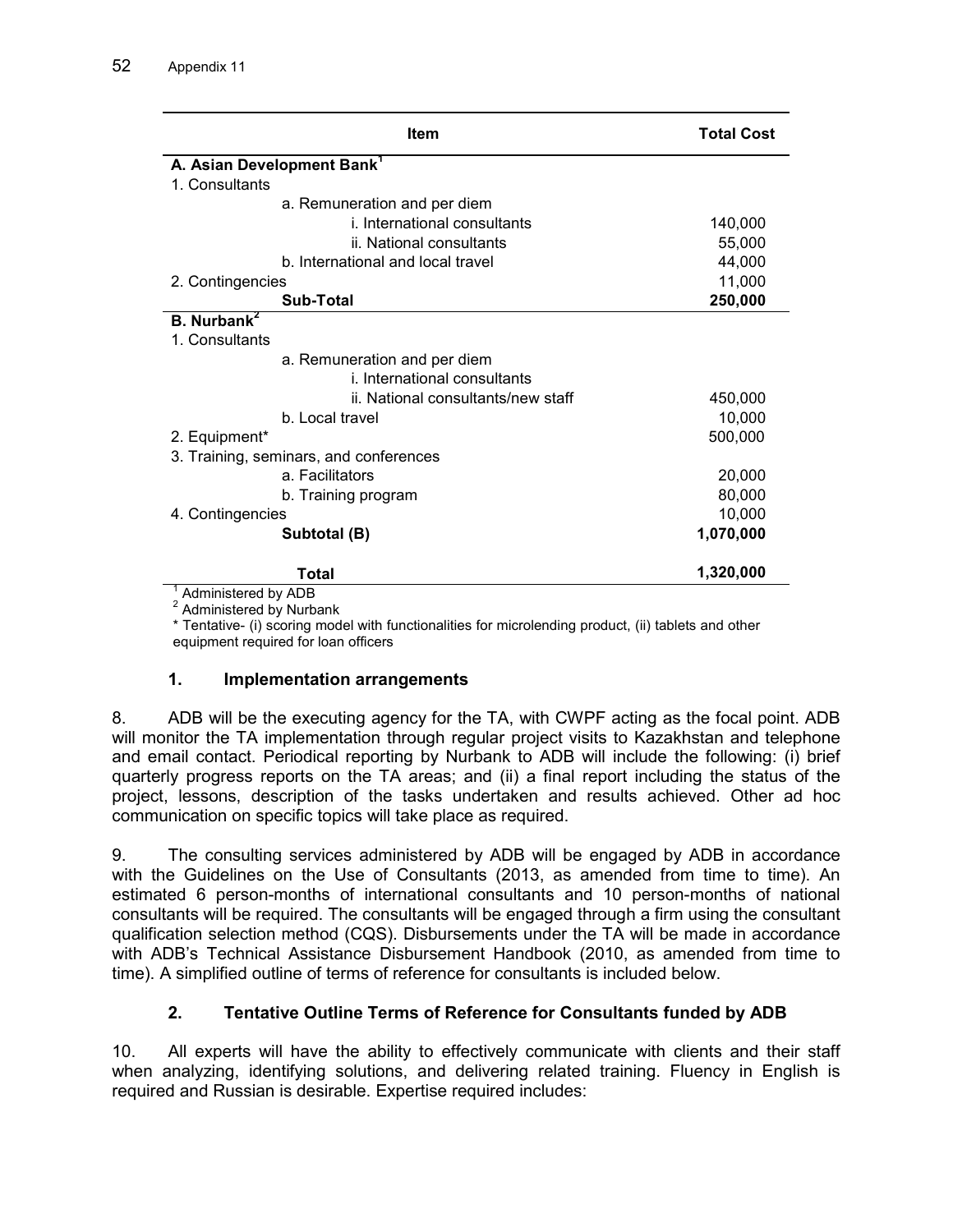| Item | Total Cost |
|---|---|
| **A. Asian Development Bank**[1] | |
| 1. Consultants | |
| a. Remuneration and per diem | |
| i. International consultants | 140,000 |
| ii. National consultants | 55,000 |
| b. International and local travel | 44,000 |
| 2. Contingencies | 11,000 |
| **Sub-Total** | **250,000** |
| **B. Nurbank**[2] | |
| 1. Consultants | |
| a. Remuneration and per diem | |
| i. International consultants | |
| ii. National consultants/new staff | 450,000 |
| b. Local travel | 10,000 |
| 2. Equipment* | 500,000 |
| 3. Training, seminars, and conferences | |
| a. Facilitators | 20,000 |
| b. Training program | 80,000 |
| 4. Contingencies | 10,000 |
| **Subtotal (B)** | **1,070,000** |
| **Total** | **1,320,000** |

[1] Administered by ADB

[2] Administered by Nurbank

\* Tentative- (i) scoring model with functionalities for microlending product, (ii) tablets and other equipment required for loan officers

### 1. Implementation arrangements

8. ADB will be the executing agency for the TA, with CWPF acting as the focal point. ADB will monitor the TA implementation through regular project visits to Kazakhstan and telephone and email contact. Periodical reporting by Nurbank to ADB will include the following: (i) brief quarterly progress reports on the TA areas; and (ii) a final report including the status of the project, lessons, description of the tasks undertaken and results achieved. Other ad hoc communication on specific topics will take place as required.

9. The consulting services administered by ADB will be engaged by ADB in accordance with the Guidelines on the Use of Consultants (2013, as amended from time to time). An estimated 6 person-months of international consultants and 10 person-months of national consultants will be required. The consultants will be engaged through a firm using the consultant qualification selection method (CQS). Disbursements under the TA will be made in accordance with ADB's Technical Assistance Disbursement Handbook (2010, as amended from time to time). A simplified outline of terms of reference for consultants is included below.

### 2. Tentative Outline Terms of Reference for Consultants funded by ADB

10. All experts will have the ability to effectively communicate with clients and their staff when analyzing, identifying solutions, and delivering related training. Fluency in English is required and Russian is desirable. Expertise required includes: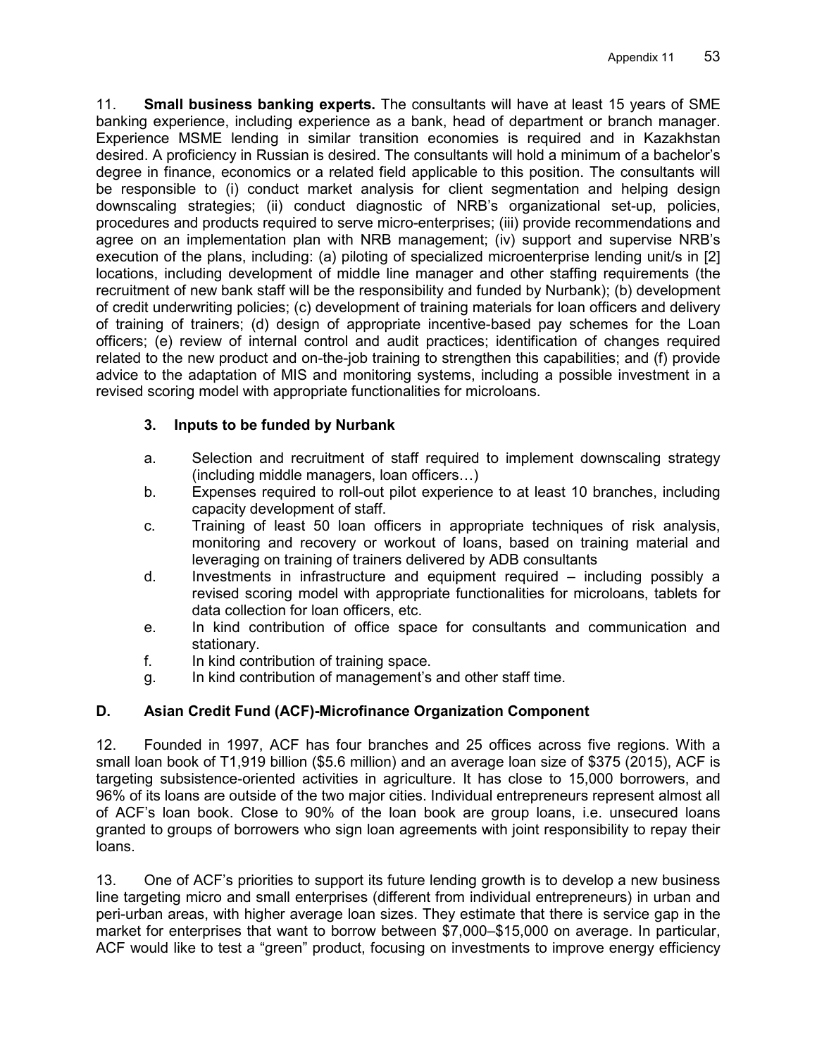11. **Small business banking experts.** The consultants will have at least 15 years of SME banking experience, including experience as a bank, head of department or branch manager. Experience MSME lending in similar transition economies is required and in Kazakhstan desired. A proficiency in Russian is desired. The consultants will hold a minimum of a bachelor's degree in finance, economics or a related field applicable to this position. The consultants will be responsible to (i) conduct market analysis for client segmentation and helping design downscaling strategies; (ii) conduct diagnostic of NRB's organizational set-up, policies, procedures and products required to serve micro-enterprises; (iii) provide recommendations and agree on an implementation plan with NRB management; (iv) support and supervise NRB's execution of the plans, including: (a) piloting of specialized microenterprise lending unit/s in [2] locations, including development of middle line manager and other staffing requirements (the recruitment of new bank staff will be the responsibility and funded by Nurbank); (b) development of credit underwriting policies; (c) development of training materials for loan officers and delivery of training of trainers; (d) design of appropriate incentive-based pay schemes for the Loan officers; (e) review of internal control and audit practices; identification of changes required related to the new product and on-the-job training to strengthen this capabilities; and (f) provide advice to the adaptation of MIS and monitoring systems, including a possible investment in a revised scoring model with appropriate functionalities for microloans.

### 3. Inputs to be funded by Nurbank

a. Selection and recruitment of staff required to implement downscaling strategy (including middle managers, loan officers…)
b. Expenses required to roll-out pilot experience to at least 10 branches, including capacity development of staff.
c. Training of least 50 loan officers in appropriate techniques of risk analysis, monitoring and recovery or workout of loans, based on training material and leveraging on training of trainers delivered by ADB consultants
d. Investments in infrastructure and equipment required – including possibly a revised scoring model with appropriate functionalities for microloans, tablets for data collection for loan officers, etc.
e. In kind contribution of office space for consultants and communication and stationary.
f. In kind contribution of training space.
g. In kind contribution of management's and other staff time.

## D. Asian Credit Fund (ACF)-Microfinance Organization Component

12. Founded in 1997, ACF has four branches and 25 offices across five regions. With a small loan book of T1,919 billion ($5.6 million) and an average loan size of $375 (2015), ACF is targeting subsistence-oriented activities in agriculture. It has close to 15,000 borrowers, and 96% of its loans are outside of the two major cities. Individual entrepreneurs represent almost all of ACF's loan book. Close to 90% of the loan book are group loans, i.e. unsecured loans granted to groups of borrowers who sign loan agreements with joint responsibility to repay their loans.

13. One of ACF's priorities to support its future lending growth is to develop a new business line targeting micro and small enterprises (different from individual entrepreneurs) in urban and peri-urban areas, with higher average loan sizes. They estimate that there is service gap in the market for enterprises that want to borrow between $7,000–$15,000 on average. In particular, ACF would like to test a "green" product, focusing on investments to improve energy efficiency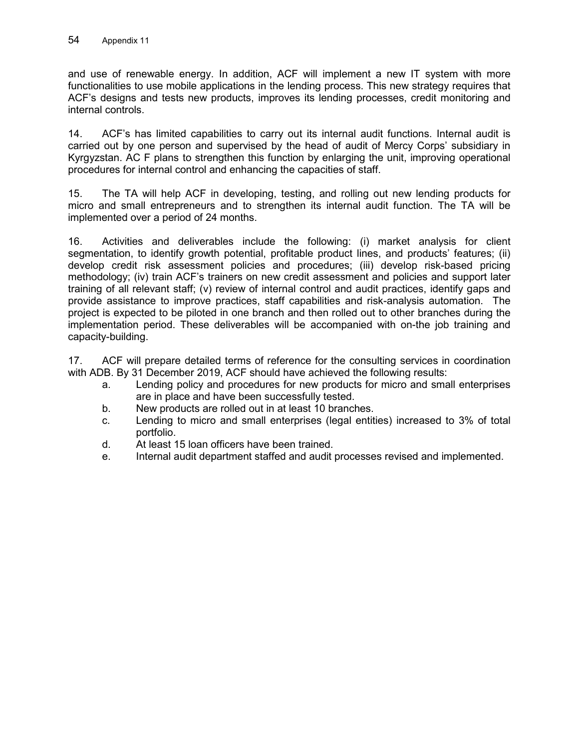and use of renewable energy. In addition, ACF will implement a new IT system with more functionalities to use mobile applications in the lending process. This new strategy requires that ACF's designs and tests new products, improves its lending processes, credit monitoring and internal controls.

14. ACF's has limited capabilities to carry out its internal audit functions. Internal audit is carried out by one person and supervised by the head of audit of Mercy Corps' subsidiary in Kyrgyzstan. AC F plans to strengthen this function by enlarging the unit, improving operational procedures for internal control and enhancing the capacities of staff.

15. The TA will help ACF in developing, testing, and rolling out new lending products for micro and small entrepreneurs and to strengthen its internal audit function. The TA will be implemented over a period of 24 months.

16. Activities and deliverables include the following: (i) market analysis for client segmentation, to identify growth potential, profitable product lines, and products' features; (ii) develop credit risk assessment policies and procedures; (iii) develop risk-based pricing methodology; (iv) train ACF's trainers on new credit assessment and policies and support later training of all relevant staff; (v) review of internal control and audit practices, identify gaps and provide assistance to improve practices, staff capabilities and risk-analysis automation. The project is expected to be piloted in one branch and then rolled out to other branches during the implementation period. These deliverables will be accompanied with on-the job training and capacity-building.

17. ACF will prepare detailed terms of reference for the consulting services in coordination with ADB. By 31 December 2019, ACF should have achieved the following results:

a. Lending policy and procedures for new products for micro and small enterprises are in place and have been successfully tested.
b. New products are rolled out in at least 10 branches.
c. Lending to micro and small enterprises (legal entities) increased to 3% of total portfolio.
d. At least 15 loan officers have been trained.
e. Internal audit department staffed and audit processes revised and implemented.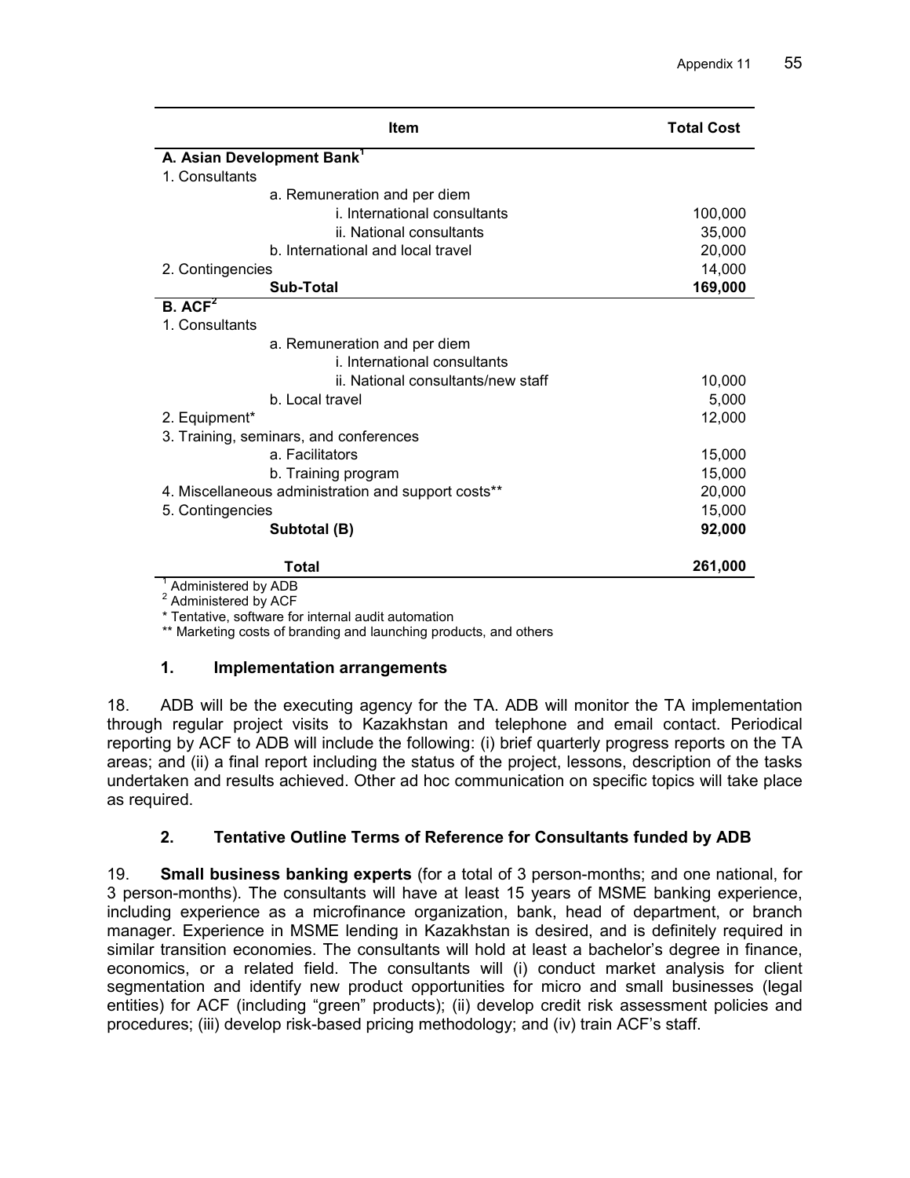| Item | Total Cost |
|---|---|
| **A. Asian Development Bank**[1] | |
| 1. Consultants | |
| a. Remuneration and per diem | |
| i. International consultants | 100,000 |
| ii. National consultants | 35,000 |
| b. International and local travel | 20,000 |
| 2. Contingencies | 14,000 |
| **Sub-Total** | **169,000** |
| **B. ACF**[2] | |
| 1. Consultants | |
| a. Remuneration and per diem | |
| i. International consultants | |
| ii. National consultants/new staff | 10,000 |
| b. Local travel | 5,000 |
| 2. Equipment* | 12,000 |
| 3. Training, seminars, and conferences | |
| a. Facilitators | 15,000 |
| b. Training program | 15,000 |
| 4. Miscellaneous administration and support costs** | 20,000 |
| 5. Contingencies | 15,000 |
| **Subtotal (B)** | **92,000** |
| **Total** | **261,000** |

[1] Administered by ADB
[2] Administered by ACF
* Tentative, software for internal audit automation
** Marketing costs of branding and launching products, and others

### 1. Implementation arrangements

18. ADB will be the executing agency for the TA. ADB will monitor the TA implementation through regular project visits to Kazakhstan and telephone and email contact. Periodical reporting by ACF to ADB will include the following: (i) brief quarterly progress reports on the TA areas; and (ii) a final report including the status of the project, lessons, description of the tasks undertaken and results achieved. Other ad hoc communication on specific topics will take place as required.

### 2. Tentative Outline Terms of Reference for Consultants funded by ADB

19. **Small business banking experts** (for a total of 3 person-months; and one national, for 3 person-months). The consultants will have at least 15 years of MSME banking experience, including experience as a microfinance organization, bank, head of department, or branch manager. Experience in MSME lending in Kazakhstan is desired, and is definitely required in similar transition economies. The consultants will hold at least a bachelor's degree in finance, economics, or a related field. The consultants will (i) conduct market analysis for client segmentation and identify new product opportunities for micro and small businesses (legal entities) for ACF (including "green" products); (ii) develop credit risk assessment policies and procedures; (iii) develop risk-based pricing methodology; and (iv) train ACF's staff.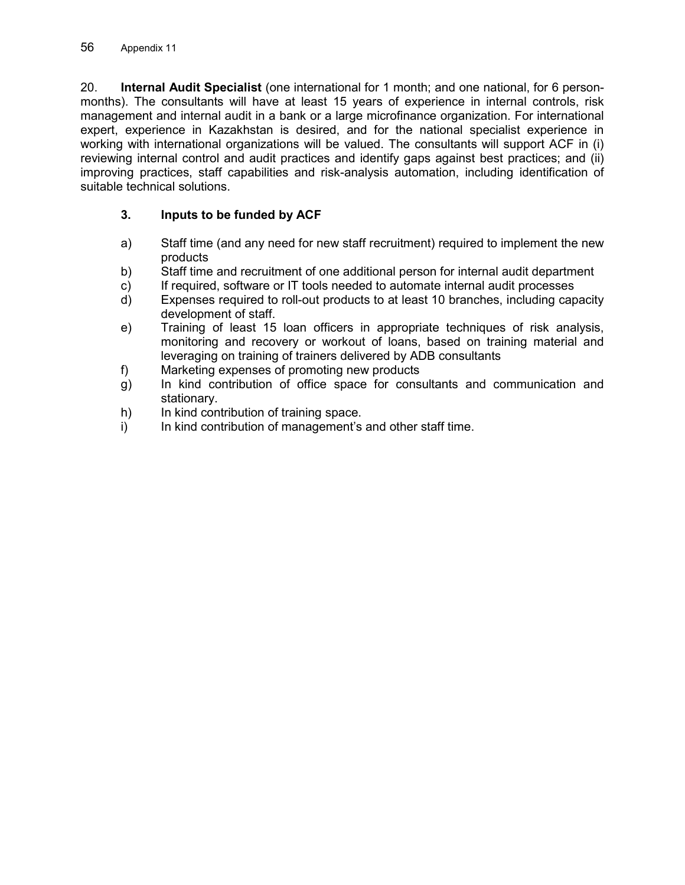20. **Internal Audit Specialist** (one international for 1 month; and one national, for 6 person-months). The consultants will have at least 15 years of experience in internal controls, risk management and internal audit in a bank or a large microfinance organization. For international expert, experience in Kazakhstan is desired, and for the national specialist experience in working with international organizations will be valued. The consultants will support ACF in (i) reviewing internal control and audit practices and identify gaps against best practices; and (ii) improving practices, staff capabilities and risk-analysis automation, including identification of suitable technical solutions.

### 3. Inputs to be funded by ACF

a) Staff time (and any need for new staff recruitment) required to implement the new products
b) Staff time and recruitment of one additional person for internal audit department
c) If required, software or IT tools needed to automate internal audit processes
d) Expenses required to roll-out products to at least 10 branches, including capacity development of staff.
e) Training of least 15 loan officers in appropriate techniques of risk analysis, monitoring and recovery or workout of loans, based on training material and leveraging on training of trainers delivered by ADB consultants
f) Marketing expenses of promoting new products
g) In kind contribution of office space for consultants and communication and stationary.
h) In kind contribution of training space.
i) In kind contribution of management's and other staff time.